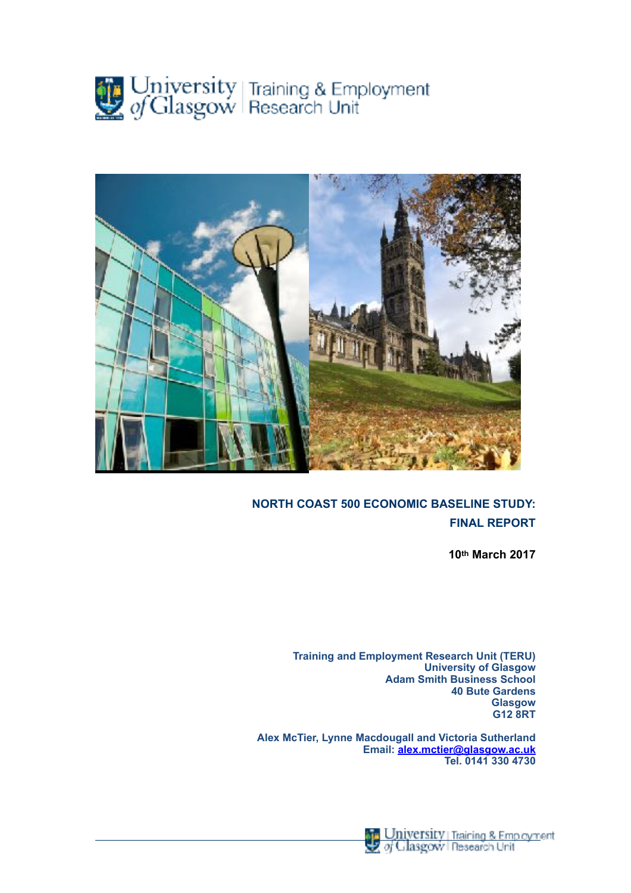University of Glasgow | Training & Employment Research Unit

# NORTH COAST 500 ECONOMIC BASELINE STUDY: FINAL REPORT

**10th March 2017**

**Training and Employment Research Unit (TERU)**
**University of Glasgow**
**Adam Smith Business School**
**40 Bute Gardens**
**Glasgow**
**G12 8RT**

**Alex McTier, Lynne Macdougall and Victoria Sutherland**
**Email: alex.mctier@glasgow.ac.uk**
**Tel. 0141 330 4730**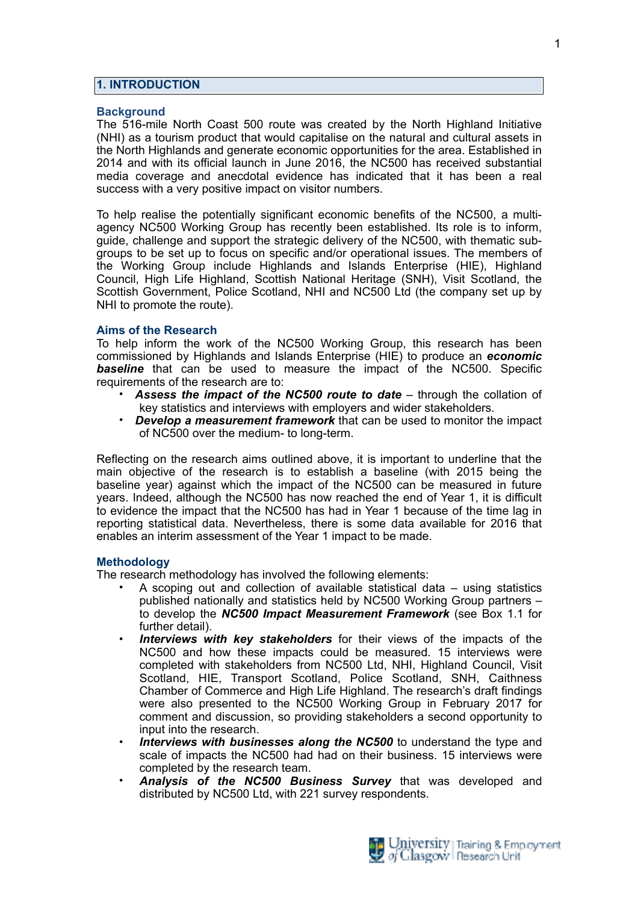# 1. INTRODUCTION

## Background

The 516-mile North Coast 500 route was created by the North Highland Initiative (NHI) as a tourism product that would capitalise on the natural and cultural assets in the North Highlands and generate economic opportunities for the area. Established in 2014 and with its official launch in June 2016, the NC500 has received substantial media coverage and anecdotal evidence has indicated that it has been a real success with a very positive impact on visitor numbers.

To help realise the potentially significant economic benefits of the NC500, a multi-agency NC500 Working Group has recently been established. Its role is to inform, guide, challenge and support the strategic delivery of the NC500, with thematic sub-groups to be set up to focus on specific and/or operational issues. The members of the Working Group include Highlands and Islands Enterprise (HIE), Highland Council, High Life Highland, Scottish National Heritage (SNH), Visit Scotland, the Scottish Government, Police Scotland, NHI and NC500 Ltd (the company set up by NHI to promote the route).

## Aims of the Research

To help inform the work of the NC500 Working Group, this research has been commissioned by Highlands and Islands Enterprise (HIE) to produce an ***economic baseline*** that can be used to measure the impact of the NC500. Specific requirements of the research are to:

- ***Assess the impact of the NC500 route to date*** – through the collation of key statistics and interviews with employers and wider stakeholders.
- ***Develop a measurement framework*** that can be used to monitor the impact of NC500 over the medium- to long-term.

Reflecting on the research aims outlined above, it is important to underline that the main objective of the research is to establish a baseline (with 2015 being the baseline year) against which the impact of the NC500 can be measured in future years. Indeed, although the NC500 has now reached the end of Year 1, it is difficult to evidence the impact that the NC500 has had in Year 1 because of the time lag in reporting statistical data. Nevertheless, there is some data available for 2016 that enables an interim assessment of the Year 1 impact to be made.

## Methodology

The research methodology has involved the following elements:

- A scoping out and collection of available statistical data – using statistics published nationally and statistics held by NC500 Working Group partners – to develop the ***NC500 Impact Measurement Framework*** (see Box 1.1 for further detail).
- ***Interviews with key stakeholders*** for their views of the impacts of the NC500 and how these impacts could be measured. 15 interviews were completed with stakeholders from NC500 Ltd, NHI, Highland Council, Visit Scotland, HIE, Transport Scotland, Police Scotland, SNH, Caithness Chamber of Commerce and High Life Highland. The research's draft findings were also presented to the NC500 Working Group in February 2017 for comment and discussion, so providing stakeholders a second opportunity to input into the research.
- ***Interviews with businesses along the NC500*** to understand the type and scale of impacts the NC500 had had on their business. 15 interviews were completed by the research team.
- ***Analysis of the NC500 Business Survey*** that was developed and distributed by NC500 Ltd, with 221 survey respondents.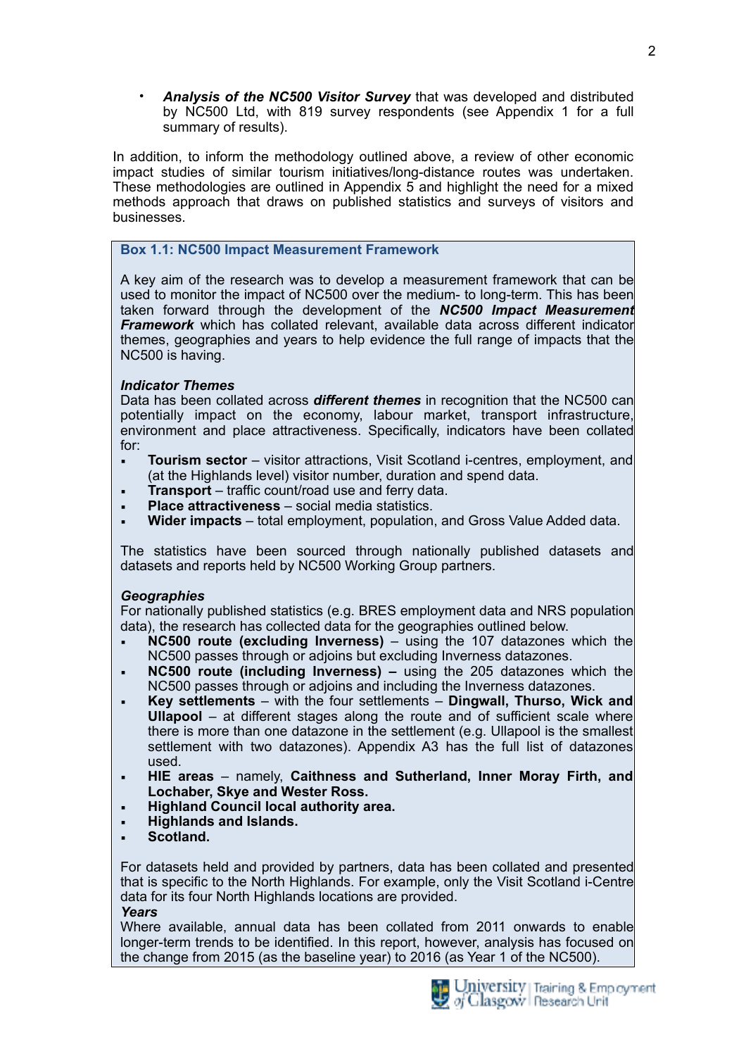- ***Analysis of the NC500 Visitor Survey*** that was developed and distributed by NC500 Ltd, with 819 survey respondents (see Appendix 1 for a full summary of results).

In addition, to inform the methodology outlined above, a review of other economic impact studies of similar tourism initiatives/long-distance routes was undertaken. These methodologies are outlined in Appendix 5 and highlight the need for a mixed methods approach that draws on published statistics and surveys of visitors and businesses.

### Box 1.1: NC500 Impact Measurement Framework

A key aim of the research was to develop a measurement framework that can be used to monitor the impact of NC500 over the medium- to long-term. This has been taken forward through the development of the ***NC500 Impact Measurement Framework*** which has collated relevant, available data across different indicator themes, geographies and years to help evidence the full range of impacts that the NC500 is having.

***Indicator Themes***

Data has been collated across ***different themes*** in recognition that the NC500 can potentially impact on the economy, labour market, transport infrastructure, environment and place attractiveness. Specifically, indicators have been collated for:

- **Tourism sector** – visitor attractions, Visit Scotland i-centres, employment, and (at the Highlands level) visitor number, duration and spend data.
- **Transport** – traffic count/road use and ferry data.
- **Place attractiveness** – social media statistics.
- **Wider impacts** – total employment, population, and Gross Value Added data.

The statistics have been sourced through nationally published datasets and datasets and reports held by NC500 Working Group partners.

***Geographies***

For nationally published statistics (e.g. BRES employment data and NRS population data), the research has collected data for the geographies outlined below.

- **NC500 route (excluding Inverness)** – using the 107 datazones which the NC500 passes through or adjoins but excluding Inverness datazones.
- **NC500 route (including Inverness) –** using the 205 datazones which the NC500 passes through or adjoins and including the Inverness datazones.
- **Key settlements** – with the four settlements – **Dingwall, Thurso, Wick and Ullapool** – at different stages along the route and of sufficient scale where there is more than one datazone in the settlement (e.g. Ullapool is the smallest settlement with two datazones). Appendix A3 has the full list of datazones used.
- **HIE areas** – namely, **Caithness and Sutherland, Inner Moray Firth, and Lochaber, Skye and Wester Ross.**
- **Highland Council local authority area.**
- **Highlands and Islands.**
- **Scotland.**

For datasets held and provided by partners, data has been collated and presented that is specific to the North Highlands. For example, only the Visit Scotland i-Centre data for its four North Highlands locations are provided.

***Years***

Where available, annual data has been collated from 2011 onwards to enable longer-term trends to be identified. In this report, however, analysis has focused on the change from 2015 (as the baseline year) to 2016 (as Year 1 of the NC500).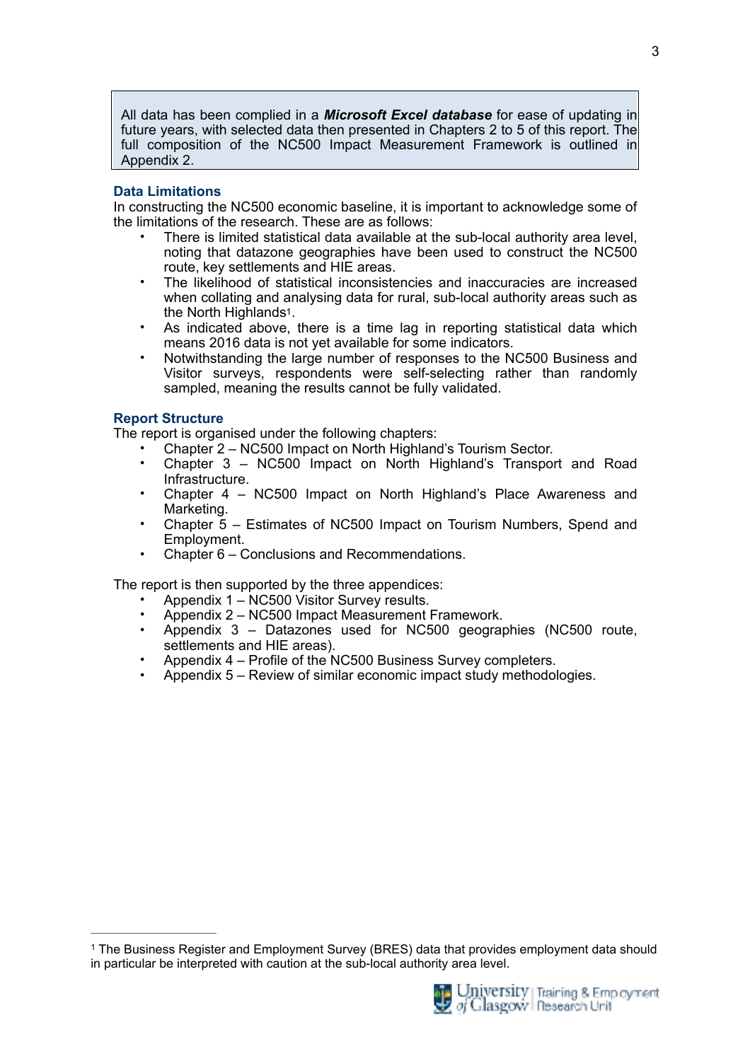All data has been complied in a ***Microsoft Excel database*** for ease of updating in future years, with selected data then presented in Chapters 2 to 5 of this report. The full composition of the NC500 Impact Measurement Framework is outlined in Appendix 2.

### Data Limitations

In constructing the NC500 economic baseline, it is important to acknowledge some of the limitations of the research. These are as follows:

- There is limited statistical data available at the sub-local authority area level, noting that datazone geographies have been used to construct the NC500 route, key settlements and HIE areas.
- The likelihood of statistical inconsistencies and inaccuracies are increased when collating and analysing data for rural, sub-local authority areas such as the North Highlands[1].
- As indicated above, there is a time lag in reporting statistical data which means 2016 data is not yet available for some indicators.
- Notwithstanding the large number of responses to the NC500 Business and Visitor surveys, respondents were self-selecting rather than randomly sampled, meaning the results cannot be fully validated.

### Report Structure

The report is organised under the following chapters:

- Chapter 2 – NC500 Impact on North Highland's Tourism Sector.
- Chapter 3 – NC500 Impact on North Highland's Transport and Road Infrastructure.
- Chapter 4 – NC500 Impact on North Highland's Place Awareness and Marketing.
- Chapter 5 – Estimates of NC500 Impact on Tourism Numbers, Spend and Employment.
- Chapter 6 – Conclusions and Recommendations.

The report is then supported by the three appendices:

- Appendix 1 – NC500 Visitor Survey results.
- Appendix 2 – NC500 Impact Measurement Framework.
- Appendix 3 – Datazones used for NC500 geographies (NC500 route, settlements and HIE areas).
- Appendix 4 – Profile of the NC500 Business Survey completers.
- Appendix 5 – Review of similar economic impact study methodologies.

[1] The Business Register and Employment Survey (BRES) data that provides employment data should in particular be interpreted with caution at the sub-local authority area level.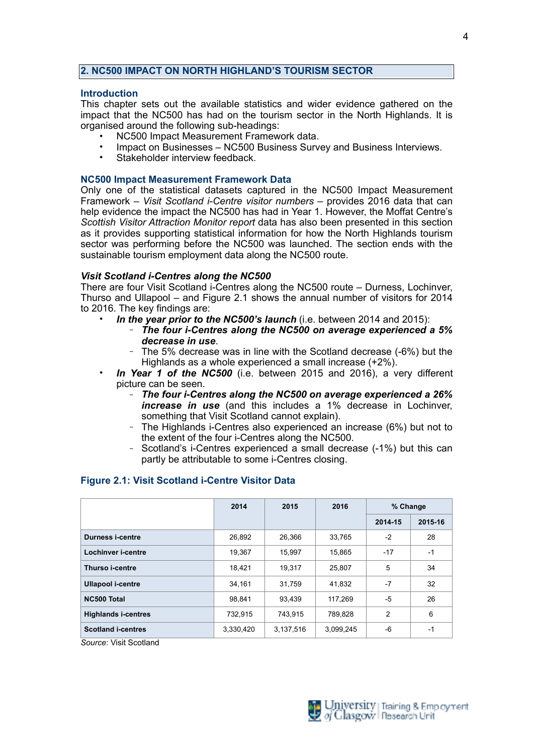## 2. NC500 IMPACT ON NORTH HIGHLAND'S TOURISM SECTOR

### Introduction

This chapter sets out the available statistics and wider evidence gathered on the impact that the NC500 has had on the tourism sector in the North Highlands. It is organised around the following sub-headings:

- NC500 Impact Measurement Framework data.
- Impact on Businesses – NC500 Business Survey and Business Interviews.
- Stakeholder interview feedback.

### NC500 Impact Measurement Framework Data

Only one of the statistical datasets captured in the NC500 Impact Measurement Framework – *Visit Scotland i-Centre visitor numbers* – provides 2016 data that can help evidence the impact the NC500 has had in Year 1. However, the Moffat Centre's *Scottish Visitor Attraction Monitor report* data has also been presented in this section as it provides supporting statistical information for how the North Highlands tourism sector was performing before the NC500 was launched. The section ends with the sustainable tourism employment data along the NC500 route.

#### *Visit Scotland i-Centres along the NC500*

There are four Visit Scotland i-Centres along the NC500 route – Durness, Lochinver, Thurso and Ullapool – and Figure 2.1 shows the annual number of visitors for 2014 to 2016. The key findings are:

- ***In the year prior to the NC500's launch*** (i.e. between 2014 and 2015):
  - ***The four i-Centres along the NC500 on average experienced a 5% decrease in use***.
  - The 5% decrease was in line with the Scotland decrease (-6%) but the Highlands as a whole experienced a small increase (+2%).
- ***In Year 1 of the NC500*** (i.e. between 2015 and 2016), a very different picture can be seen.
  - ***The four i-Centres along the NC500 on average experienced a 26% increase in use*** (and this includes a 1% decrease in Lochinver, something that Visit Scotland cannot explain).
  - The Highlands i-Centres also experienced an increase (6%) but not to the extent of the four i-Centres along the NC500.
  - Scotland's i-Centres experienced a small decrease (-1%) but this can partly be attributable to some i-Centres closing.

### Figure 2.1: Visit Scotland i-Centre Visitor Data

| | 2014 | 2015 | 2016 | % Change | |
|---|---|---|---|---|---|
| | | | | 2014-15 | 2015-16 |
| **Durness i-centre** | 26,892 | 26,366 | 33,765 | -2 | 28 |
| **Lochinver i-centre** | 19,367 | 15,997 | 15,865 | -17 | -1 |
| **Thurso i-centre** | 18,421 | 19,317 | 25,807 | 5 | 34 |
| **Ullapool i-centre** | 34,161 | 31,759 | 41,832 | -7 | 32 |
| **NC500 Total** | 98,841 | 93,439 | 117,269 | -5 | 26 |
| **Highlands i-centres** | 732,915 | 743,915 | 789,828 | 2 | 6 |
| **Scotland i-centres** | 3,330,420 | 3,137,516 | 3,099,245 | -6 | -1 |

*Source*: Visit Scotland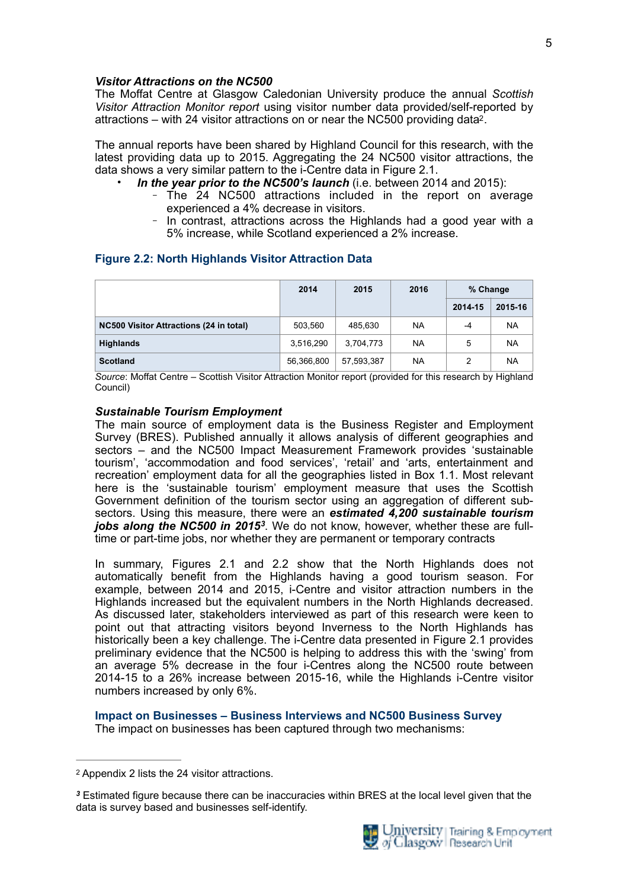### *Visitor Attractions on the NC500*

The Moffat Centre at Glasgow Caledonian University produce the annual *Scottish Visitor Attraction Monitor report* using visitor number data provided/self-reported by attractions – with 24 visitor attractions on or near the NC500 providing data[2].

The annual reports have been shared by Highland Council for this research, with the latest providing data up to 2015. Aggregating the 24 NC500 visitor attractions, the data shows a very similar pattern to the i-Centre data in Figure 2.1.

- ***In the year prior to the NC500's launch*** (i.e. between 2014 and 2015):
  - The 24 NC500 attractions included in the report on average experienced a 4% decrease in visitors.
  - In contrast, attractions across the Highlands had a good year with a 5% increase, while Scotland experienced a 2% increase.

**Figure 2.2: North Highlands Visitor Attraction Data**

| | 2014 | 2015 | 2016 | % Change | |
|---|---|---|---|---|---|
| | | | | 2014-15 | 2015-16 |
| **NC500 Visitor Attractions (24 in total)** | 503,560 | 485,630 | NA | -4 | NA |
| **Highlands** | 3,516,290 | 3,704,773 | NA | 5 | NA |
| **Scotland** | 56,366,800 | 57,593,387 | NA | 2 | NA |

*Source*: Moffat Centre – Scottish Visitor Attraction Monitor report (provided for this research by Highland Council)

### *Sustainable Tourism Employment*

The main source of employment data is the Business Register and Employment Survey (BRES). Published annually it allows analysis of different geographies and sectors – and the NC500 Impact Measurement Framework provides 'sustainable tourism', 'accommodation and food services', 'retail' and 'arts, entertainment and recreation' employment data for all the geographies listed in Box 1.1. Most relevant here is the 'sustainable tourism' employment measure that uses the Scottish Government definition of the tourism sector using an aggregation of different sub-sectors. Using this measure, there were an ***estimated 4,200 sustainable tourism jobs along the NC500 in 2015***[3]. We do not know, however, whether these are full-time or part-time jobs, nor whether they are permanent or temporary contracts

In summary, Figures 2.1 and 2.2 show that the North Highlands does not automatically benefit from the Highlands having a good tourism season. For example, between 2014 and 2015, i-Centre and visitor attraction numbers in the Highlands increased but the equivalent numbers in the North Highlands decreased. As discussed later, stakeholders interviewed as part of this research were keen to point out that attracting visitors beyond Inverness to the North Highlands has historically been a key challenge. The i-Centre data presented in Figure 2.1 provides preliminary evidence that the NC500 is helping to address this with the 'swing' from an average 5% decrease in the four i-Centres along the NC500 route between 2014-15 to a 26% increase between 2015-16, while the Highlands i-Centre visitor numbers increased by only 6%.

## Impact on Businesses – Business Interviews and NC500 Business Survey

The impact on businesses has been captured through two mechanisms:

---

[2] Appendix 2 lists the 24 visitor attractions.

[3] Estimated figure because there can be inaccuracies within BRES at the local level given that the data is survey based and businesses self-identify.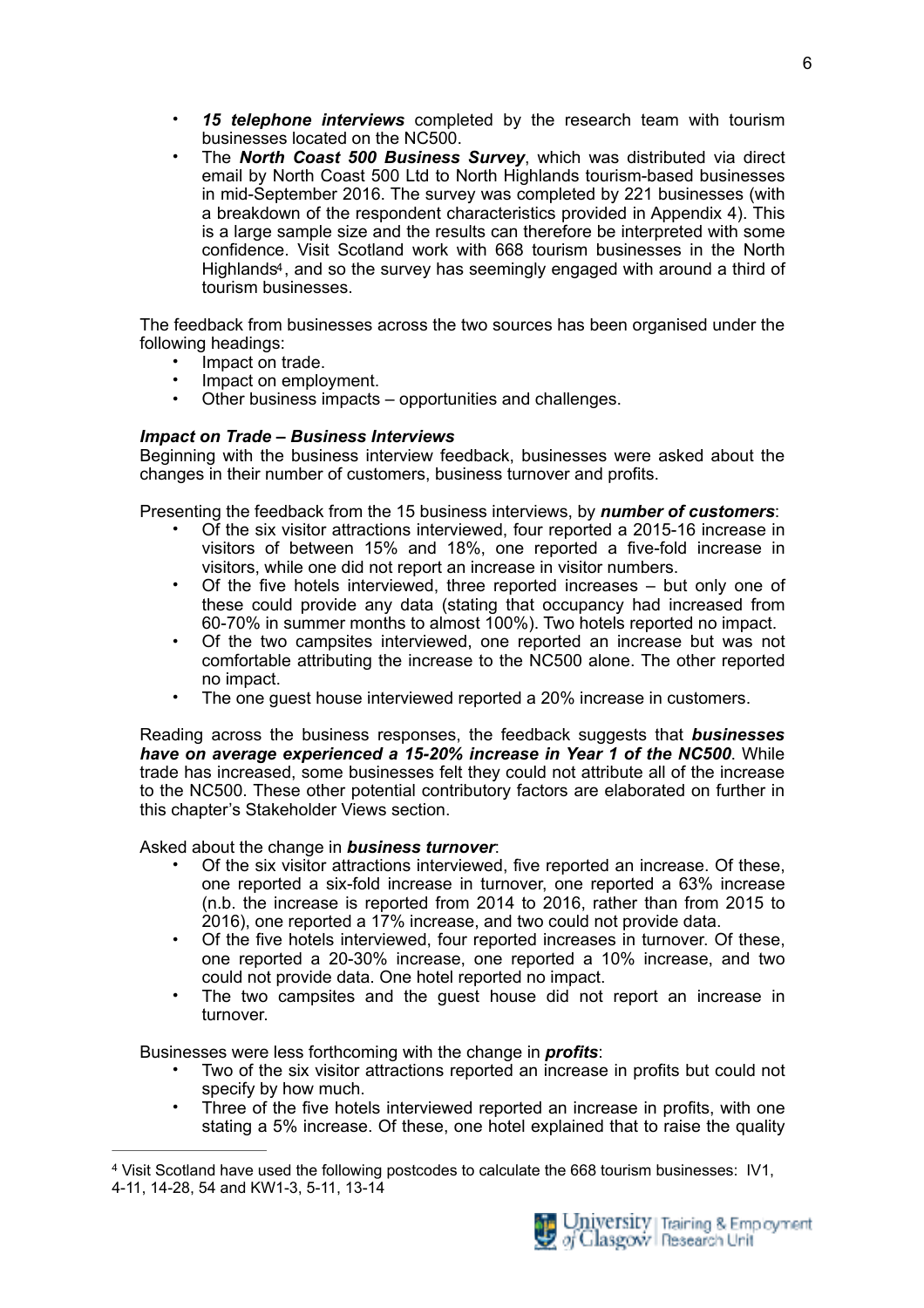- ***15 telephone interviews*** completed by the research team with tourism businesses located on the NC500.
- The ***North Coast 500 Business Survey***, which was distributed via direct email by North Coast 500 Ltd to North Highlands tourism-based businesses in mid-September 2016. The survey was completed by 221 businesses (with a breakdown of the respondent characteristics provided in Appendix 4). This is a large sample size and the results can therefore be interpreted with some confidence. Visit Scotland work with 668 tourism businesses in the North Highlands[4], and so the survey has seemingly engaged with around a third of tourism businesses.

The feedback from businesses across the two sources has been organised under the following headings:

- Impact on trade.
- Impact on employment.
- Other business impacts – opportunities and challenges.

***Impact on Trade – Business Interviews***

Beginning with the business interview feedback, businesses were asked about the changes in their number of customers, business turnover and profits.

Presenting the feedback from the 15 business interviews, by ***number of customers***:

- Of the six visitor attractions interviewed, four reported a 2015-16 increase in visitors of between 15% and 18%, one reported a five-fold increase in visitors, while one did not report an increase in visitor numbers.
- Of the five hotels interviewed, three reported increases – but only one of these could provide any data (stating that occupancy had increased from 60-70% in summer months to almost 100%). Two hotels reported no impact.
- Of the two campsites interviewed, one reported an increase but was not comfortable attributing the increase to the NC500 alone. The other reported no impact.
- The one guest house interviewed reported a 20% increase in customers.

Reading across the business responses, the feedback suggests that ***businesses have on average experienced a 15-20% increase in Year 1 of the NC500***. While trade has increased, some businesses felt they could not attribute all of the increase to the NC500. These other potential contributory factors are elaborated on further in this chapter's Stakeholder Views section.

Asked about the change in ***business turnover***:

- Of the six visitor attractions interviewed, five reported an increase. Of these, one reported a six-fold increase in turnover, one reported a 63% increase (n.b. the increase is reported from 2014 to 2016, rather than from 2015 to 2016), one reported a 17% increase, and two could not provide data.
- Of the five hotels interviewed, four reported increases in turnover. Of these, one reported a 20-30% increase, one reported a 10% increase, and two could not provide data. One hotel reported no impact.
- The two campsites and the guest house did not report an increase in turnover.

Businesses were less forthcoming with the change in ***profits***:

- Two of the six visitor attractions reported an increase in profits but could not specify by how much.
- Three of the five hotels interviewed reported an increase in profits, with one stating a 5% increase. Of these, one hotel explained that to raise the quality

---

[4] Visit Scotland have used the following postcodes to calculate the 668 tourism businesses: IV1, 4-11, 14-28, 54 and KW1-3, 5-11, 13-14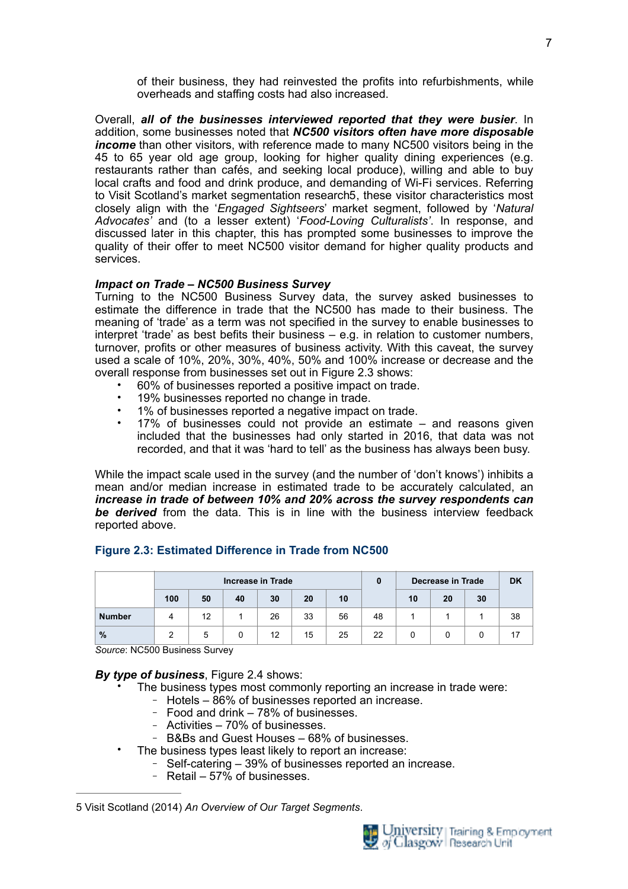of their business, they had reinvested the profits into refurbishments, while overheads and staffing costs had also increased.

Overall, ***all of the businesses interviewed reported that they were busier***. In addition, some businesses noted that ***NC500 visitors often have more disposable income*** than other visitors, with reference made to many NC500 visitors being in the 45 to 65 year old age group, looking for higher quality dining experiences (e.g. restaurants rather than cafés, and seeking local produce), willing and able to buy local crafts and food and drink produce, and demanding of Wi-Fi services. Referring to Visit Scotland's market segmentation research5, these visitor characteristics most closely align with the '*Engaged Sightseers*' market segment, followed by '*Natural Advocates'* and (to a lesser extent) '*Food-Loving Culturalists'*. In response, and discussed later in this chapter, this has prompted some businesses to improve the quality of their offer to meet NC500 visitor demand for higher quality products and services.

***Impact on Trade – NC500 Business Survey***

Turning to the NC500 Business Survey data, the survey asked businesses to estimate the difference in trade that the NC500 has made to their business. The meaning of 'trade' as a term was not specified in the survey to enable businesses to interpret 'trade' as best befits their business – e.g. in relation to customer numbers, turnover, profits or other measures of business activity. With this caveat, the survey used a scale of 10%, 20%, 30%, 40%, 50% and 100% increase or decrease and the overall response from businesses set out in Figure 2.3 shows:

- 60% of businesses reported a positive impact on trade.
- 19% businesses reported no change in trade.
- 1% of businesses reported a negative impact on trade.
- 17% of businesses could not provide an estimate – and reasons given included that the businesses had only started in 2016, that data was not recorded, and that it was 'hard to tell' as the business has always been busy.

While the impact scale used in the survey (and the number of 'don't knows') inhibits a mean and/or median increase in estimated trade to be accurately calculated, an ***increase in trade of between 10% and 20% across the survey respondents can be derived*** from the data. This is in line with the business interview feedback reported above.

**Figure 2.3: Estimated Difference in Trade from NC500**

| | Increase in Trade | | | | | | 0 | Decrease in Trade | | | DK |
|---|---|---|---|---|---|---|---|---|---|---|---|
| | 100 | 50 | 40 | 30 | 20 | 10 | | 10 | 20 | 30 | |
| **Number** | 4 | 12 | 1 | 26 | 33 | 56 | 48 | 1 | 1 | 1 | 38 |
| **%** | 2 | 5 | 0 | 12 | 15 | 25 | 22 | 0 | 0 | 0 | 17 |

*Source*: NC500 Business Survey

***By type of business***, Figure 2.4 shows:

- The business types most commonly reporting an increase in trade were:
  - Hotels – 86% of businesses reported an increase.
  - Food and drink – 78% of businesses.
  - Activities – 70% of businesses.
  - B&Bs and Guest Houses – 68% of businesses.
- The business types least likely to report an increase:
  - Self-catering – 39% of businesses reported an increase.
  - Retail – 57% of businesses.

5 Visit Scotland (2014) *An Overview of Our Target Segments*.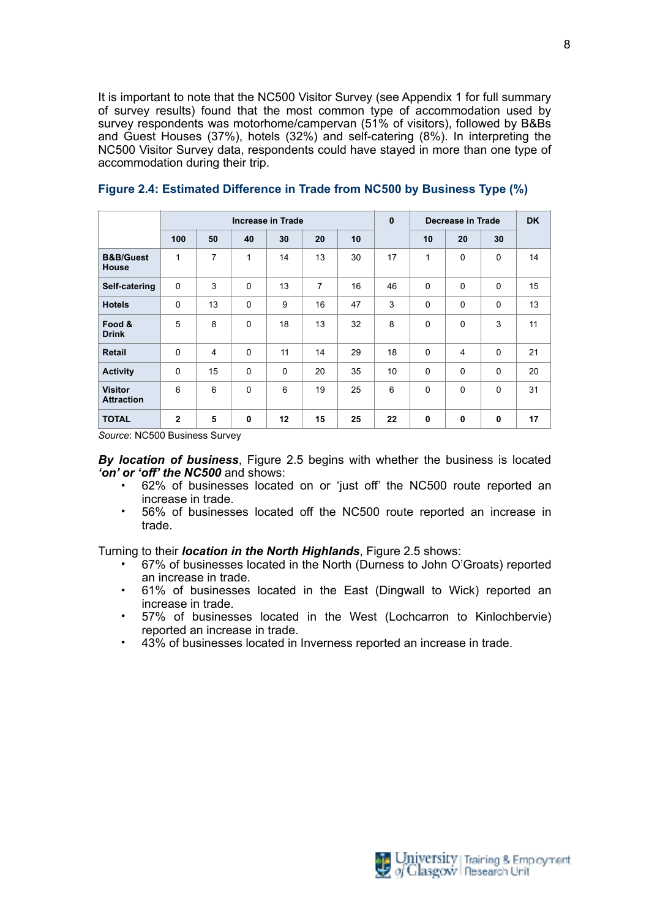It is important to note that the NC500 Visitor Survey (see Appendix 1 for full summary of survey results) found that the most common type of accommodation used by survey respondents was motorhome/campervan (51% of visitors), followed by B&Bs and Guest Houses (37%), hotels (32%) and self-catering (8%). In interpreting the NC500 Visitor Survey data, respondents could have stayed in more than one type of accommodation during their trip.

**Figure 2.4: Estimated Difference in Trade from NC500 by Business Type (%)**

| | Increase in Trade | | | | | | 0 | Decrease in Trade | | | DK |
|---|---|---|---|---|---|---|---|---|---|---|---|
| | 100 | 50 | 40 | 30 | 20 | 10 | | 10 | 20 | 30 | |
| **B&B/Guest House** | 1 | 7 | 1 | 14 | 13 | 30 | 17 | 1 | 0 | 0 | 14 |
| **Self-catering** | 0 | 3 | 0 | 13 | 7 | 16 | 46 | 0 | 0 | 0 | 15 |
| **Hotels** | 0 | 13 | 0 | 9 | 16 | 47 | 3 | 0 | 0 | 0 | 13 |
| **Food & Drink** | 5 | 8 | 0 | 18 | 13 | 32 | 8 | 0 | 0 | 3 | 11 |
| **Retail** | 0 | 4 | 0 | 11 | 14 | 29 | 18 | 0 | 4 | 0 | 21 |
| **Activity** | 0 | 15 | 0 | 0 | 20 | 35 | 10 | 0 | 0 | 0 | 20 |
| **Visitor Attraction** | 6 | 6 | 0 | 6 | 19 | 25 | 6 | 0 | 0 | 0 | 31 |
| **TOTAL** | **2** | **5** | **0** | **12** | **15** | **25** | **22** | **0** | **0** | **0** | **17** |

*Source*: NC500 Business Survey

***By location of business***, Figure 2.5 begins with whether the business is located ***'on' or 'off' the NC500*** and shows:

- 62% of businesses located on or 'just off' the NC500 route reported an increase in trade.
- 56% of businesses located off the NC500 route reported an increase in trade.

Turning to their ***location in the North Highlands***, Figure 2.5 shows:

- 67% of businesses located in the North (Durness to John O'Groats) reported an increase in trade.
- 61% of businesses located in the East (Dingwall to Wick) reported an increase in trade.
- 57% of businesses located in the West (Lochcarron to Kinlochbervie) reported an increase in trade.
- 43% of businesses located in Inverness reported an increase in trade.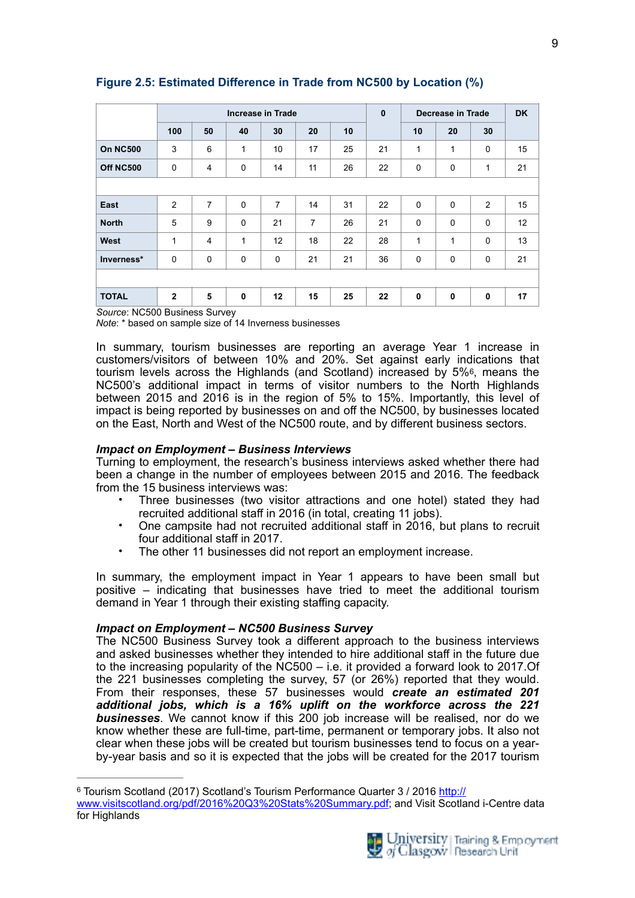**Figure 2.5: Estimated Difference in Trade from NC500 by Location (%)**

| | Increase in Trade | | | | | | 0 | Decrease in Trade | | | DK |
|---|---|---|---|---|---|---|---|---|---|---|---|
| | 100 | 50 | 40 | 30 | 20 | 10 | | 10 | 20 | 30 | |
| **On NC500** | 3 | 6 | 1 | 10 | 17 | 25 | 21 | 1 | 1 | 0 | 15 |
| **Off NC500** | 0 | 4 | 0 | 14 | 11 | 26 | 22 | 0 | 0 | 1 | 21 |
| | | | | | | | | | | | |
| **East** | 2 | 7 | 0 | 7 | 14 | 31 | 22 | 0 | 0 | 2 | 15 |
| **North** | 5 | 9 | 0 | 21 | 7 | 26 | 21 | 0 | 0 | 0 | 12 |
| **West** | 1 | 4 | 1 | 12 | 18 | 22 | 28 | 1 | 1 | 0 | 13 |
| **Inverness*** | 0 | 0 | 0 | 0 | 21 | 21 | 36 | 0 | 0 | 0 | 21 |
| | | | | | | | | | | | |
| **TOTAL** | **2** | **5** | **0** | **12** | **15** | **25** | **22** | **0** | **0** | **0** | **17** |

*Source*: NC500 Business Survey
*Note*: * based on sample size of 14 Inverness businesses

In summary, tourism businesses are reporting an average Year 1 increase in customers/visitors of between 10% and 20%. Set against early indications that tourism levels across the Highlands (and Scotland) increased by 5%[6], means the NC500's additional impact in terms of visitor numbers to the North Highlands between 2015 and 2016 is in the region of 5% to 15%. Importantly, this level of impact is being reported by businesses on and off the NC500, by businesses located on the East, North and West of the NC500 route, and by different business sectors.

***Impact on Employment – Business Interviews***

Turning to employment, the research's business interviews asked whether there had been a change in the number of employees between 2015 and 2016. The feedback from the 15 business interviews was:

- Three businesses (two visitor attractions and one hotel) stated they had recruited additional staff in 2016 (in total, creating 11 jobs).
- One campsite had not recruited additional staff in 2016, but plans to recruit four additional staff in 2017.
- The other 11 businesses did not report an employment increase.

In summary, the employment impact in Year 1 appears to have been small but positive – indicating that businesses have tried to meet the additional tourism demand in Year 1 through their existing staffing capacity.

***Impact on Employment – NC500 Business Survey***

The NC500 Business Survey took a different approach to the business interviews and asked businesses whether they intended to hire additional staff in the future due to the increasing popularity of the NC500 – i.e. it provided a forward look to 2017.Of the 221 businesses completing the survey, 57 (or 26%) reported that they would. From their responses, these 57 businesses would ***create an estimated 201 additional jobs, which is a 16% uplift on the workforce across the 221 businesses***. We cannot know if this 200 job increase will be realised, nor do we know whether these are full-time, part-time, permanent or temporary jobs. It also not clear when these jobs will be created but tourism businesses tend to focus on a year-by-year basis and so it is expected that the jobs will be created for the 2017 tourism

[6] Tourism Scotland (2017) Scotland's Tourism Performance Quarter 3 / 2016 http://www.visitscotland.org/pdf/2016%20Q3%20Stats%20Summary.pdf; and Visit Scotland i-Centre data for Highlands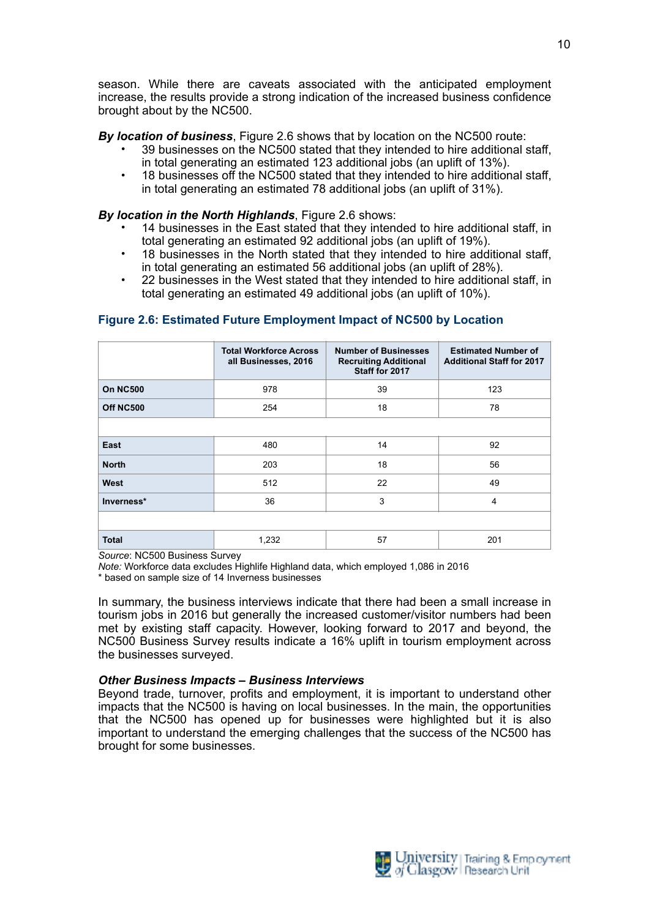season. While there are caveats associated with the anticipated employment increase, the results provide a strong indication of the increased business confidence brought about by the NC500.

***By location of business***, Figure 2.6 shows that by location on the NC500 route:

- 39 businesses on the NC500 stated that they intended to hire additional staff, in total generating an estimated 123 additional jobs (an uplift of 13%).
- 18 businesses off the NC500 stated that they intended to hire additional staff, in total generating an estimated 78 additional jobs (an uplift of 31%).

***By location in the North Highlands***, Figure 2.6 shows:

- 14 businesses in the East stated that they intended to hire additional staff, in total generating an estimated 92 additional jobs (an uplift of 19%).
- 18 businesses in the North stated that they intended to hire additional staff, in total generating an estimated 56 additional jobs (an uplift of 28%).
- 22 businesses in the West stated that they intended to hire additional staff, in total generating an estimated 49 additional jobs (an uplift of 10%).

**Figure 2.6: Estimated Future Employment Impact of NC500 by Location**

| | Total Workforce Across all Businesses, 2016 | Number of Businesses Recruiting Additional Staff for 2017 | Estimated Number of Additional Staff for 2017 |
|---|---|---|---|
| **On NC500** | 978 | 39 | 123 |
| **Off NC500** | 254 | 18 | 78 |
| | | | |
| **East** | 480 | 14 | 92 |
| **North** | 203 | 18 | 56 |
| **West** | 512 | 22 | 49 |
| **Inverness*** | 36 | 3 | 4 |
| | | | |
| **Total** | 1,232 | 57 | 201 |

*Source*: NC500 Business Survey
*Note:* Workforce data excludes Highlife Highland data, which employed 1,086 in 2016
* based on sample size of 14 Inverness businesses

In summary, the business interviews indicate that there had been a small increase in tourism jobs in 2016 but generally the increased customer/visitor numbers had been met by existing staff capacity. However, looking forward to 2017 and beyond, the NC500 Business Survey results indicate a 16% uplift in tourism employment across the businesses surveyed.

***Other Business Impacts – Business Interviews***

Beyond trade, turnover, profits and employment, it is important to understand other impacts that the NC500 is having on local businesses. In the main, the opportunities that the NC500 has opened up for businesses were highlighted but it is also important to understand the emerging challenges that the success of the NC500 has brought for some businesses.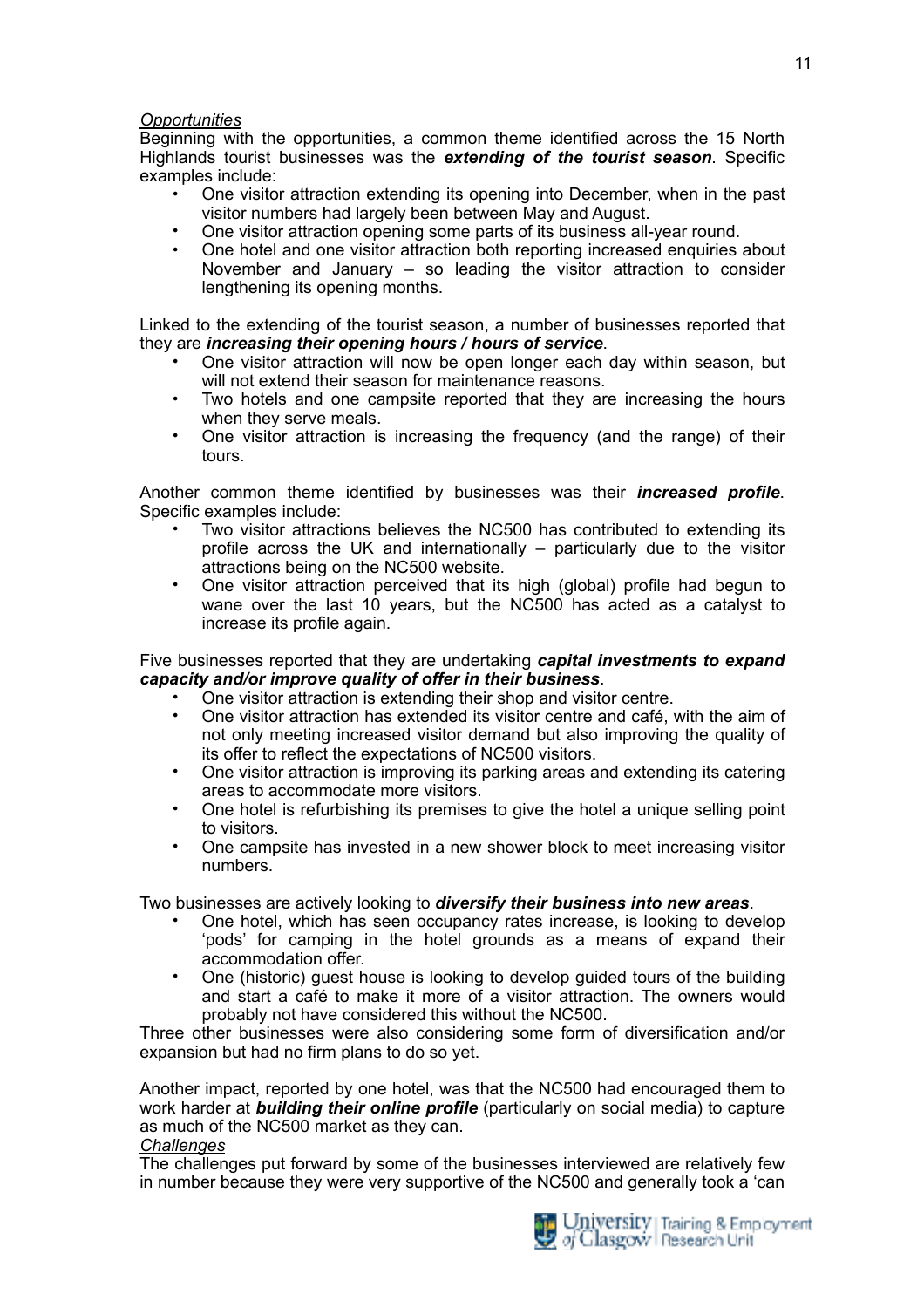*Opportunities*
Beginning with the opportunities, a common theme identified across the 15 North Highlands tourist businesses was the ***extending of the tourist season***. Specific examples include:

- One visitor attraction extending its opening into December, when in the past visitor numbers had largely been between May and August.
- One visitor attraction opening some parts of its business all-year round.
- One hotel and one visitor attraction both reporting increased enquiries about November and January – so leading the visitor attraction to consider lengthening its opening months.

Linked to the extending of the tourist season, a number of businesses reported that they are ***increasing their opening hours / hours of service***.

- One visitor attraction will now be open longer each day within season, but will not extend their season for maintenance reasons.
- Two hotels and one campsite reported that they are increasing the hours when they serve meals.
- One visitor attraction is increasing the frequency (and the range) of their tours.

Another common theme identified by businesses was their ***increased profile***. Specific examples include:

- Two visitor attractions believes the NC500 has contributed to extending its profile across the UK and internationally – particularly due to the visitor attractions being on the NC500 website.
- One visitor attraction perceived that its high (global) profile had begun to wane over the last 10 years, but the NC500 has acted as a catalyst to increase its profile again.

Five businesses reported that they are undertaking ***capital investments to expand capacity and/or improve quality of offer in their business***.

- One visitor attraction is extending their shop and visitor centre.
- One visitor attraction has extended its visitor centre and café, with the aim of not only meeting increased visitor demand but also improving the quality of its offer to reflect the expectations of NC500 visitors.
- One visitor attraction is improving its parking areas and extending its catering areas to accommodate more visitors.
- One hotel is refurbishing its premises to give the hotel a unique selling point to visitors.
- One campsite has invested in a new shower block to meet increasing visitor numbers.

Two businesses are actively looking to ***diversify their business into new areas***.

- One hotel, which has seen occupancy rates increase, is looking to develop 'pods' for camping in the hotel grounds as a means of expand their accommodation offer.
- One (historic) guest house is looking to develop guided tours of the building and start a café to make it more of a visitor attraction. The owners would probably not have considered this without the NC500.

Three other businesses were also considering some form of diversification and/or expansion but had no firm plans to do so yet.

Another impact, reported by one hotel, was that the NC500 had encouraged them to work harder at ***building their online profile*** (particularly on social media) to capture as much of the NC500 market as they can.

*Challenges*
The challenges put forward by some of the businesses interviewed are relatively few in number because they were very supportive of the NC500 and generally took a 'can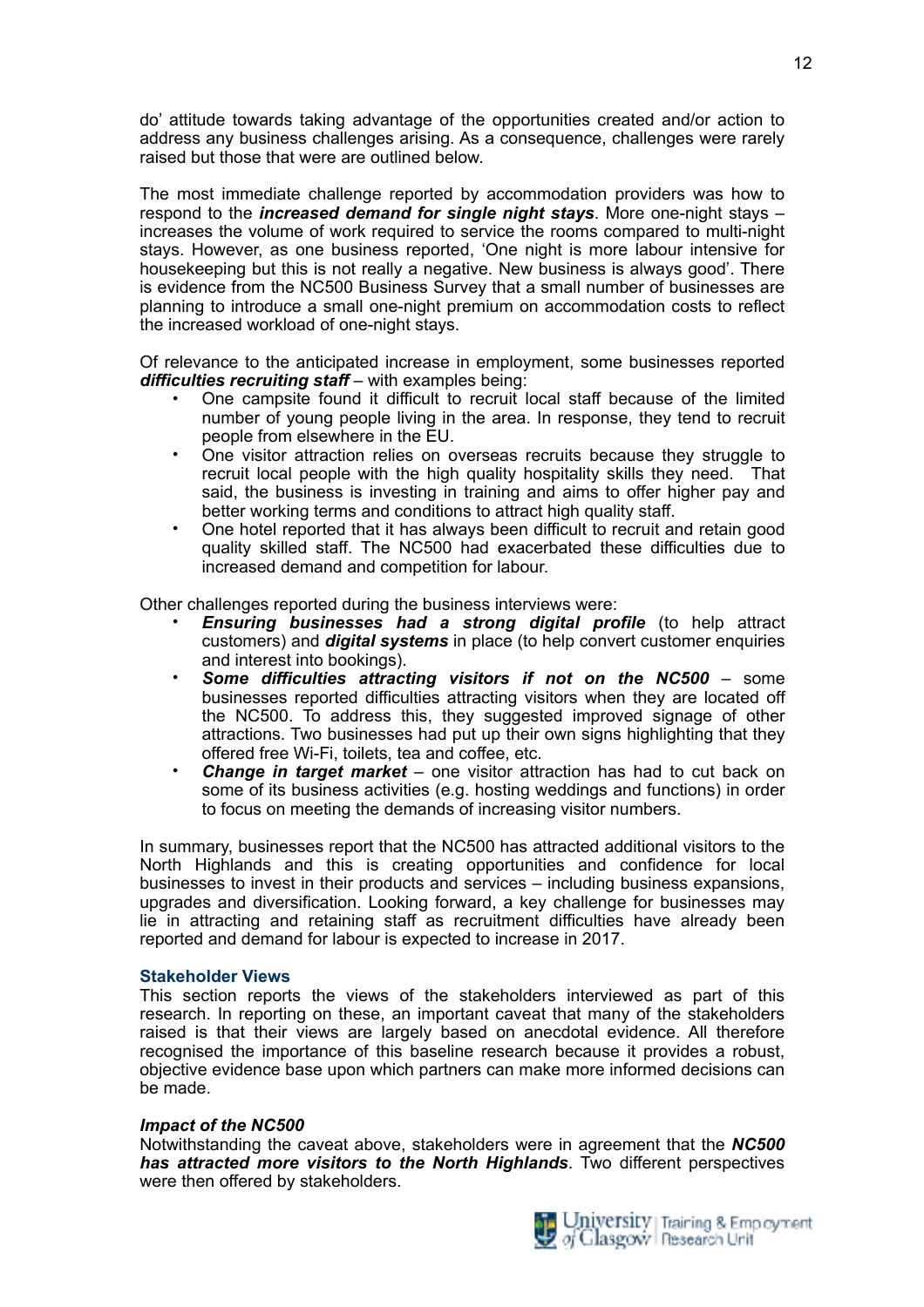do' attitude towards taking advantage of the opportunities created and/or action to address any business challenges arising. As a consequence, challenges were rarely raised but those that were are outlined below.

The most immediate challenge reported by accommodation providers was how to respond to the ***increased demand for single night stays***. More one-night stays – increases the volume of work required to service the rooms compared to multi-night stays. However, as one business reported, 'One night is more labour intensive for housekeeping but this is not really a negative. New business is always good'. There is evidence from the NC500 Business Survey that a small number of businesses are planning to introduce a small one-night premium on accommodation costs to reflect the increased workload of one-night stays.

Of relevance to the anticipated increase in employment, some businesses reported ***difficulties recruiting staff*** – with examples being:

- One campsite found it difficult to recruit local staff because of the limited number of young people living in the area. In response, they tend to recruit people from elsewhere in the EU.
- One visitor attraction relies on overseas recruits because they struggle to recruit local people with the high quality hospitality skills they need. That said, the business is investing in training and aims to offer higher pay and better working terms and conditions to attract high quality staff.
- One hotel reported that it has always been difficult to recruit and retain good quality skilled staff. The NC500 had exacerbated these difficulties due to increased demand and competition for labour.

Other challenges reported during the business interviews were:

- ***Ensuring businesses had a strong digital profile*** (to help attract customers) and ***digital systems*** in place (to help convert customer enquiries and interest into bookings).
- ***Some difficulties attracting visitors if not on the NC500*** – some businesses reported difficulties attracting visitors when they are located off the NC500. To address this, they suggested improved signage of other attractions. Two businesses had put up their own signs highlighting that they offered free Wi-Fi, toilets, tea and coffee, etc.
- ***Change in target market*** – one visitor attraction has had to cut back on some of its business activities (e.g. hosting weddings and functions) in order to focus on meeting the demands of increasing visitor numbers.

In summary, businesses report that the NC500 has attracted additional visitors to the North Highlands and this is creating opportunities and confidence for local businesses to invest in their products and services – including business expansions, upgrades and diversification. Looking forward, a key challenge for businesses may lie in attracting and retaining staff as recruitment difficulties have already been reported and demand for labour is expected to increase in 2017.

## Stakeholder Views

This section reports the views of the stakeholders interviewed as part of this research. In reporting on these, an important caveat that many of the stakeholders raised is that their views are largely based on anecdotal evidence. All therefore recognised the importance of this baseline research because it provides a robust, objective evidence base upon which partners can make more informed decisions can be made.

### *Impact of the NC500*

Notwithstanding the caveat above, stakeholders were in agreement that the ***NC500 has attracted more visitors to the North Highlands***. Two different perspectives were then offered by stakeholders.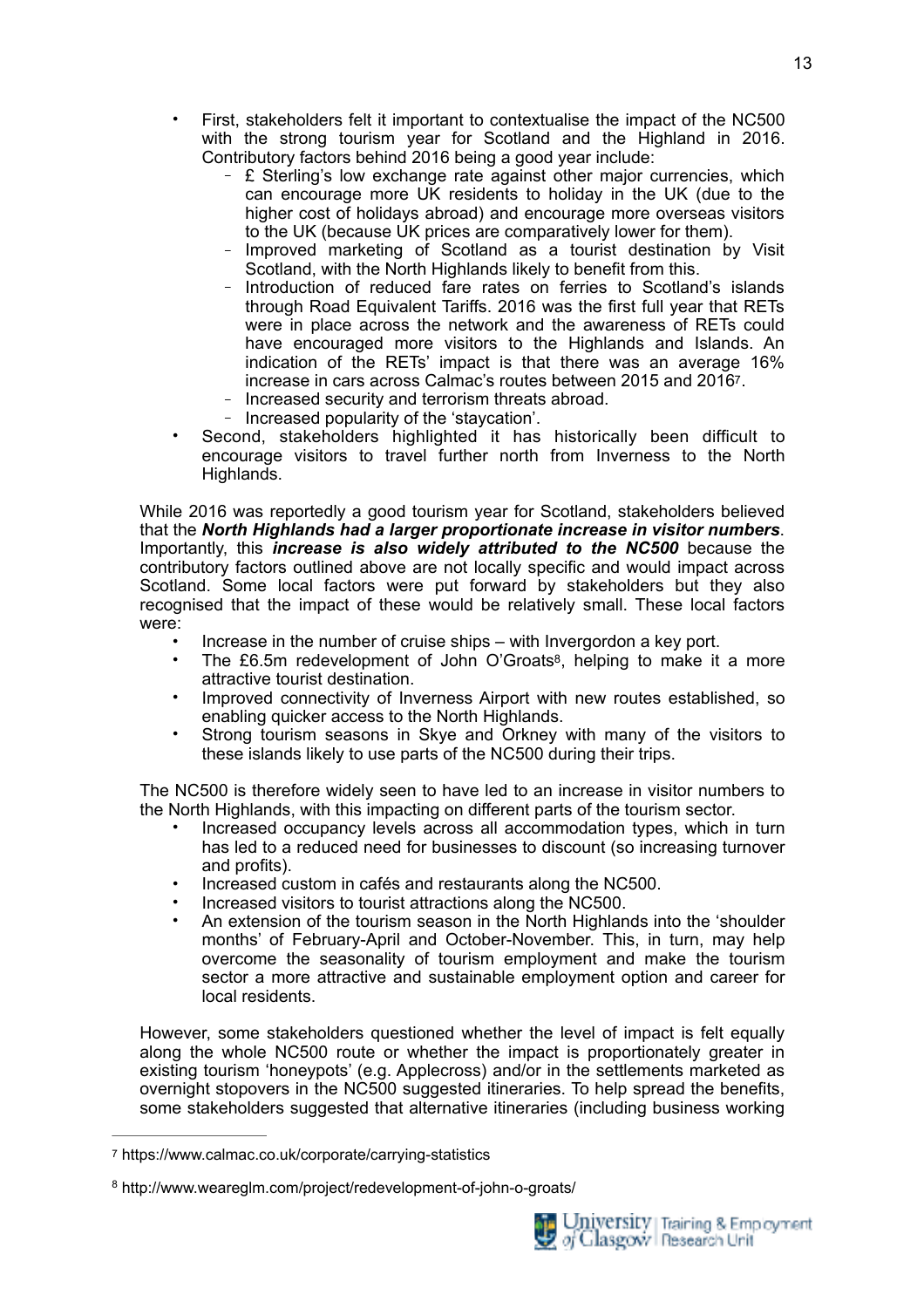- First, stakeholders felt it important to contextualise the impact of the NC500 with the strong tourism year for Scotland and the Highland in 2016. Contributory factors behind 2016 being a good year include:
  - £ Sterling's low exchange rate against other major currencies, which can encourage more UK residents to holiday in the UK (due to the higher cost of holidays abroad) and encourage more overseas visitors to the UK (because UK prices are comparatively lower for them).
  - Improved marketing of Scotland as a tourist destination by Visit Scotland, with the North Highlands likely to benefit from this.
  - Introduction of reduced fare rates on ferries to Scotland's islands through Road Equivalent Tariffs. 2016 was the first full year that RETs were in place across the network and the awareness of RETs could have encouraged more visitors to the Highlands and Islands. An indication of the RETs' impact is that there was an average 16% increase in cars across Calmac's routes between 2015 and 2016[7].
  - Increased security and terrorism threats abroad.
  - Increased popularity of the 'staycation'.
- Second, stakeholders highlighted it has historically been difficult to encourage visitors to travel further north from Inverness to the North Highlands.

While 2016 was reportedly a good tourism year for Scotland, stakeholders believed that the ***North Highlands had a larger proportionate increase in visitor numbers***. Importantly, this ***increase is also widely attributed to the NC500*** because the contributory factors outlined above are not locally specific and would impact across Scotland. Some local factors were put forward by stakeholders but they also recognised that the impact of these would be relatively small. These local factors were:

- Increase in the number of cruise ships – with Invergordon a key port.
- The £6.5m redevelopment of John O'Groats[8], helping to make it a more attractive tourist destination.
- Improved connectivity of Inverness Airport with new routes established, so enabling quicker access to the North Highlands.
- Strong tourism seasons in Skye and Orkney with many of the visitors to these islands likely to use parts of the NC500 during their trips.

The NC500 is therefore widely seen to have led to an increase in visitor numbers to the North Highlands, with this impacting on different parts of the tourism sector.

- Increased occupancy levels across all accommodation types, which in turn has led to a reduced need for businesses to discount (so increasing turnover and profits).
- Increased custom in cafés and restaurants along the NC500.
- Increased visitors to tourist attractions along the NC500.
- An extension of the tourism season in the North Highlands into the 'shoulder months' of February-April and October-November. This, in turn, may help overcome the seasonality of tourism employment and make the tourism sector a more attractive and sustainable employment option and career for local residents.

However, some stakeholders questioned whether the level of impact is felt equally along the whole NC500 route or whether the impact is proportionately greater in existing tourism 'honeypots' (e.g. Applecross) and/or in the settlements marketed as overnight stopovers in the NC500 suggested itineraries. To help spread the benefits, some stakeholders suggested that alternative itineraries (including business working

---

[7] https://www.calmac.co.uk/corporate/carrying-statistics

[8] http://www.wearegIm.com/project/redevelopment-of-john-o-groats/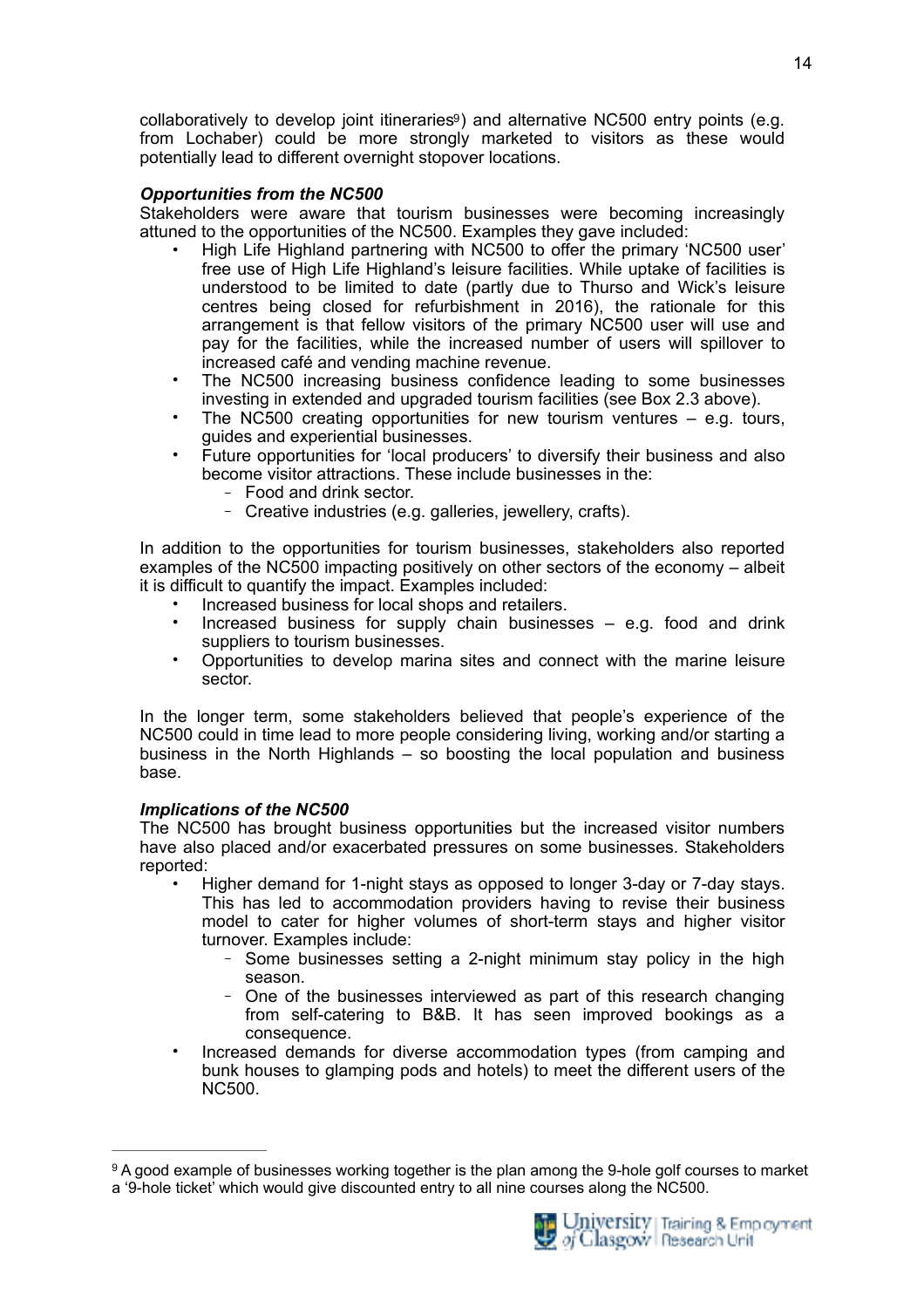collaboratively to develop joint itineraries[9]) and alternative NC500 entry points (e.g. from Lochaber) could be more strongly marketed to visitors as these would potentially lead to different overnight stopover locations.

***Opportunities from the NC500***

Stakeholders were aware that tourism businesses were becoming increasingly attuned to the opportunities of the NC500. Examples they gave included:

- High Life Highland partnering with NC500 to offer the primary 'NC500 user' free use of High Life Highland's leisure facilities. While uptake of facilities is understood to be limited to date (partly due to Thurso and Wick's leisure centres being closed for refurbishment in 2016), the rationale for this arrangement is that fellow visitors of the primary NC500 user will use and pay for the facilities, while the increased number of users will spillover to increased café and vending machine revenue.
- The NC500 increasing business confidence leading to some businesses investing in extended and upgraded tourism facilities (see Box 2.3 above).
- The NC500 creating opportunities for new tourism ventures – e.g. tours, guides and experiential businesses.
- Future opportunities for 'local producers' to diversify their business and also become visitor attractions. These include businesses in the:
  - Food and drink sector.
  - Creative industries (e.g. galleries, jewellery, crafts).

In addition to the opportunities for tourism businesses, stakeholders also reported examples of the NC500 impacting positively on other sectors of the economy – albeit it is difficult to quantify the impact. Examples included:

- Increased business for local shops and retailers.
- Increased business for supply chain businesses – e.g. food and drink suppliers to tourism businesses.
- Opportunities to develop marina sites and connect with the marine leisure sector.

In the longer term, some stakeholders believed that people's experience of the NC500 could in time lead to more people considering living, working and/or starting a business in the North Highlands – so boosting the local population and business base.

***Implications of the NC500***

The NC500 has brought business opportunities but the increased visitor numbers have also placed and/or exacerbated pressures on some businesses. Stakeholders reported:

- Higher demand for 1-night stays as opposed to longer 3-day or 7-day stays. This has led to accommodation providers having to revise their business model to cater for higher volumes of short-term stays and higher visitor turnover. Examples include:
  - Some businesses setting a 2-night minimum stay policy in the high season.
  - One of the businesses interviewed as part of this research changing from self-catering to B&B. It has seen improved bookings as a consequence.
- Increased demands for diverse accommodation types (from camping and bunk houses to glamping pods and hotels) to meet the different users of the NC500.

---

[9] A good example of businesses working together is the plan among the 9-hole golf courses to market a '9-hole ticket' which would give discounted entry to all nine courses along the NC500.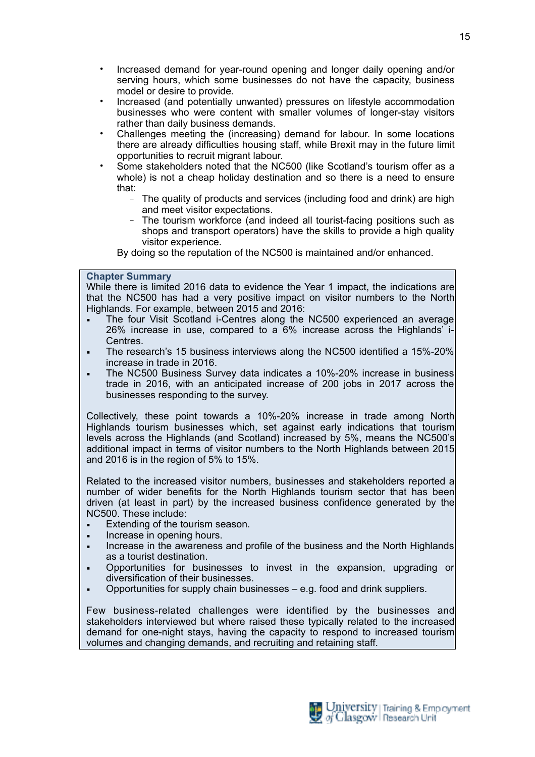- Increased demand for year-round opening and longer daily opening and/or serving hours, which some businesses do not have the capacity, business model or desire to provide.
- Increased (and potentially unwanted) pressures on lifestyle accommodation businesses who were content with smaller volumes of longer-stay visitors rather than daily business demands.
- Challenges meeting the (increasing) demand for labour. In some locations there are already difficulties housing staff, while Brexit may in the future limit opportunities to recruit migrant labour.
- Some stakeholders noted that the NC500 (like Scotland's tourism offer as a whole) is not a cheap holiday destination and so there is a need to ensure that:
  - The quality of products and services (including food and drink) are high and meet visitor expectations.
  - The tourism workforce (and indeed all tourist-facing positions such as shops and transport operators) have the skills to provide a high quality visitor experience.

  By doing so the reputation of the NC500 is maintained and/or enhanced.

**Chapter Summary**

While there is limited 2016 data to evidence the Year 1 impact, the indications are that the NC500 has had a very positive impact on visitor numbers to the North Highlands. For example, between 2015 and 2016:

- The four Visit Scotland i-Centres along the NC500 experienced an average 26% increase in use, compared to a 6% increase across the Highlands' i-Centres.
- The research's 15 business interviews along the NC500 identified a 15%-20% increase in trade in 2016.
- The NC500 Business Survey data indicates a 10%-20% increase in business trade in 2016, with an anticipated increase of 200 jobs in 2017 across the businesses responding to the survey.

Collectively, these point towards a 10%-20% increase in trade among North Highlands tourism businesses which, set against early indications that tourism levels across the Highlands (and Scotland) increased by 5%, means the NC500's additional impact in terms of visitor numbers to the North Highlands between 2015 and 2016 is in the region of 5% to 15%.

Related to the increased visitor numbers, businesses and stakeholders reported a number of wider benefits for the North Highlands tourism sector that has been driven (at least in part) by the increased business confidence generated by the NC500. These include:

- Extending of the tourism season.
- Increase in opening hours.
- Increase in the awareness and profile of the business and the North Highlands as a tourist destination.
- Opportunities for businesses to invest in the expansion, upgrading or diversification of their businesses.
- Opportunities for supply chain businesses – e.g. food and drink suppliers.

Few business-related challenges were identified by the businesses and stakeholders interviewed but where raised these typically related to the increased demand for one-night stays, having the capacity to respond to increased tourism volumes and changing demands, and recruiting and retaining staff.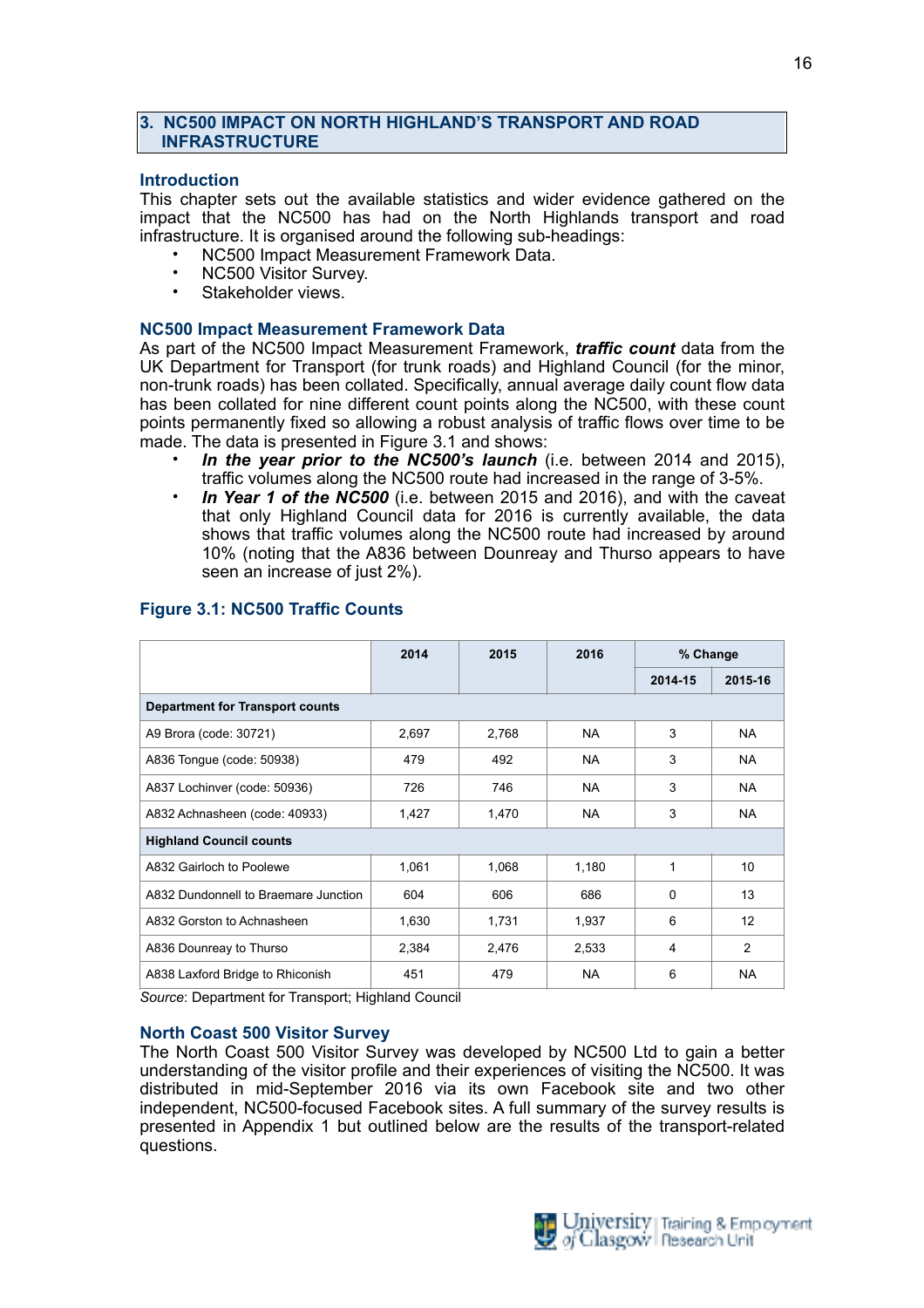## 3. NC500 IMPACT ON NORTH HIGHLAND'S TRANSPORT AND ROAD INFRASTRUCTURE

### Introduction

This chapter sets out the available statistics and wider evidence gathered on the impact that the NC500 has had on the North Highlands transport and road infrastructure. It is organised around the following sub-headings:

- NC500 Impact Measurement Framework Data.
- NC500 Visitor Survey.
- Stakeholder views.

### NC500 Impact Measurement Framework Data

As part of the NC500 Impact Measurement Framework, ***traffic count*** data from the UK Department for Transport (for trunk roads) and Highland Council (for the minor, non-trunk roads) has been collated. Specifically, annual average daily count flow data has been collated for nine different count points along the NC500, with these count points permanently fixed so allowing a robust analysis of traffic flows over time to be made. The data is presented in Figure 3.1 and shows:

- ***In the year prior to the NC500's launch*** (i.e. between 2014 and 2015), traffic volumes along the NC500 route had increased in the range of 3-5%.
- ***In Year 1 of the NC500*** (i.e. between 2015 and 2016), and with the caveat that only Highland Council data for 2016 is currently available, the data shows that traffic volumes along the NC500 route had increased by around 10% (noting that the A836 between Dounreay and Thurso appears to have seen an increase of just 2%).

### Figure 3.1: NC500 Traffic Counts

| | 2014 | 2015 | 2016 | % Change | |
|---|---|---|---|---|---|
| | | | | 2014-15 | 2015-16 |
| **Department for Transport counts** | | | | | |
| A9 Brora (code: 30721) | 2,697 | 2,768 | NA | 3 | NA |
| A836 Tongue (code: 50938) | 479 | 492 | NA | 3 | NA |
| A837 Lochinver (code: 50936) | 726 | 746 | NA | 3 | NA |
| A832 Achnasheen (code: 40933) | 1,427 | 1,470 | NA | 3 | NA |
| **Highland Council counts** | | | | | |
| A832 Gairloch to Poolewe | 1,061 | 1,068 | 1,180 | 1 | 10 |
| A832 Dundonnell to Braemare Junction | 604 | 606 | 686 | 0 | 13 |
| A832 Gorston to Achnasheen | 1,630 | 1,731 | 1,937 | 6 | 12 |
| A836 Dounreay to Thurso | 2,384 | 2,476 | 2,533 | 4 | 2 |
| A838 Laxford Bridge to Rhiconish | 451 | 479 | NA | 6 | NA |

*Source*: Department for Transport; Highland Council

### North Coast 500 Visitor Survey

The North Coast 500 Visitor Survey was developed by NC500 Ltd to gain a better understanding of the visitor profile and their experiences of visiting the NC500. It was distributed in mid-September 2016 via its own Facebook site and two other independent, NC500-focused Facebook sites. A full summary of the survey results is presented in Appendix 1 but outlined below are the results of the transport-related questions.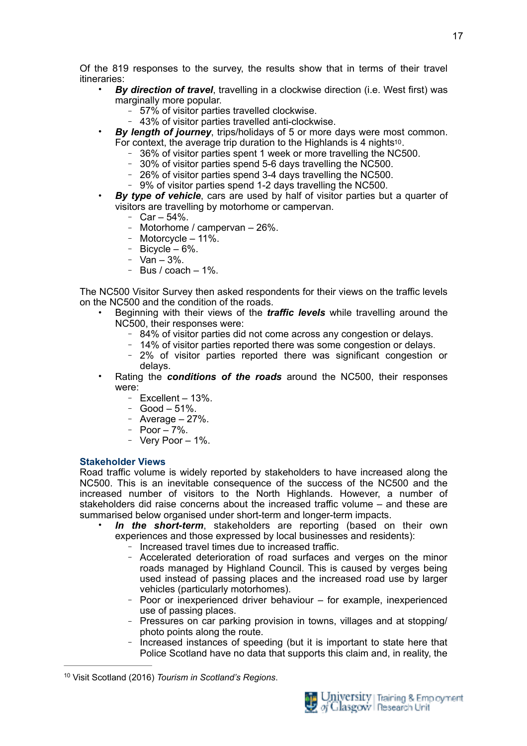Of the 819 responses to the survey, the results show that in terms of their travel itineraries:

- ***By direction of travel***, travelling in a clockwise direction (i.e. West first) was marginally more popular.
  - 57% of visitor parties travelled clockwise.
  - 43% of visitor parties travelled anti-clockwise.
- ***By length of journey***, trips/holidays of 5 or more days were most common. For context, the average trip duration to the Highlands is 4 nights[10].
  - 36% of visitor parties spent 1 week or more travelling the NC500.
  - 30% of visitor parties spend 5-6 days travelling the NC500.
  - 26% of visitor parties spend 3-4 days travelling the NC500.
  - 9% of visitor parties spend 1-2 days travelling the NC500.
- ***By type of vehicle***, cars are used by half of visitor parties but a quarter of visitors are travelling by motorhome or campervan.
  - Car – 54%.
  - Motorhome / campervan – 26%.
  - Motorcycle – 11%.
  - Bicycle – 6%.
  - Van – 3%.
  - Bus / coach – 1%.

The NC500 Visitor Survey then asked respondents for their views on the traffic levels on the NC500 and the condition of the roads.

- Beginning with their views of the ***traffic levels*** while travelling around the NC500, their responses were:
  - 84% of visitor parties did not come across any congestion or delays.
  - 14% of visitor parties reported there was some congestion or delays.
  - 2% of visitor parties reported there was significant congestion or delays.
- Rating the ***conditions of the roads*** around the NC500, their responses were:
  - Excellent – 13%.
  - Good – 51%.
  - Average – 27%.
  - Poor – 7%.
  - Very Poor – 1%.

### Stakeholder Views

Road traffic volume is widely reported by stakeholders to have increased along the NC500. This is an inevitable consequence of the success of the NC500 and the increased number of visitors to the North Highlands. However, a number of stakeholders did raise concerns about the increased traffic volume – and these are summarised below organised under short-term and longer-term impacts.

- ***In the short-term***, stakeholders are reporting (based on their own experiences and those expressed by local businesses and residents):
  - Increased travel times due to increased traffic.
  - Accelerated deterioration of road surfaces and verges on the minor roads managed by Highland Council. This is caused by verges being used instead of passing places and the increased road use by larger vehicles (particularly motorhomes).
  - Poor or inexperienced driver behaviour – for example, inexperienced use of passing places.
  - Pressures on car parking provision in towns, villages and at stopping/ photo points along the route.
  - Increased instances of speeding (but it is important to state here that Police Scotland have no data that supports this claim and, in reality, the

[10] Visit Scotland (2016) *Tourism in Scotland's Regions*.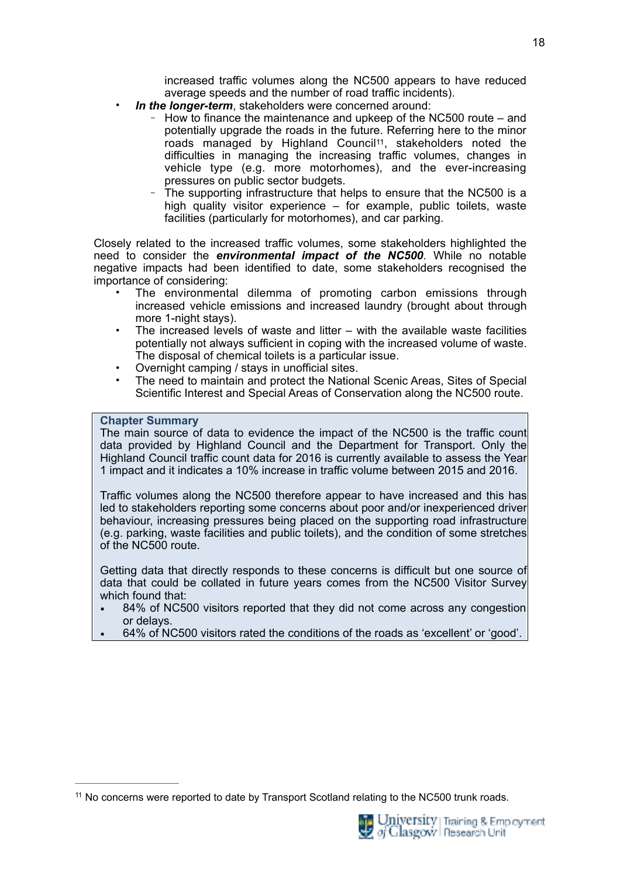increased traffic volumes along the NC500 appears to have reduced average speeds and the number of road traffic incidents).

- ***In the longer-term***, stakeholders were concerned around:
  - How to finance the maintenance and upkeep of the NC500 route – and potentially upgrade the roads in the future. Referring here to the minor roads managed by Highland Council[11], stakeholders noted the difficulties in managing the increasing traffic volumes, changes in vehicle type (e.g. more motorhomes), and the ever-increasing pressures on public sector budgets.
  - The supporting infrastructure that helps to ensure that the NC500 is a high quality visitor experience – for example, public toilets, waste facilities (particularly for motorhomes), and car parking.

Closely related to the increased traffic volumes, some stakeholders highlighted the need to consider the ***environmental impact of the NC500***. While no notable negative impacts had been identified to date, some stakeholders recognised the importance of considering:

- The environmental dilemma of promoting carbon emissions through increased vehicle emissions and increased laundry (brought about through more 1-night stays).
- The increased levels of waste and litter – with the available waste facilities potentially not always sufficient in coping with the increased volume of waste. The disposal of chemical toilets is a particular issue.
- Overnight camping / stays in unofficial sites.
- The need to maintain and protect the National Scenic Areas, Sites of Special Scientific Interest and Special Areas of Conservation along the NC500 route.

**Chapter Summary**

The main source of data to evidence the impact of the NC500 is the traffic count data provided by Highland Council and the Department for Transport. Only the Highland Council traffic count data for 2016 is currently available to assess the Year 1 impact and it indicates a 10% increase in traffic volume between 2015 and 2016.

Traffic volumes along the NC500 therefore appear to have increased and this has led to stakeholders reporting some concerns about poor and/or inexperienced driver behaviour, increasing pressures being placed on the supporting road infrastructure (e.g. parking, waste facilities and public toilets), and the condition of some stretches of the NC500 route.

Getting data that directly responds to these concerns is difficult but one source of data that could be collated in future years comes from the NC500 Visitor Survey which found that:

- 84% of NC500 visitors reported that they did not come across any congestion or delays.
- 64% of NC500 visitors rated the conditions of the roads as 'excellent' or 'good'.

[11] No concerns were reported to date by Transport Scotland relating to the NC500 trunk roads.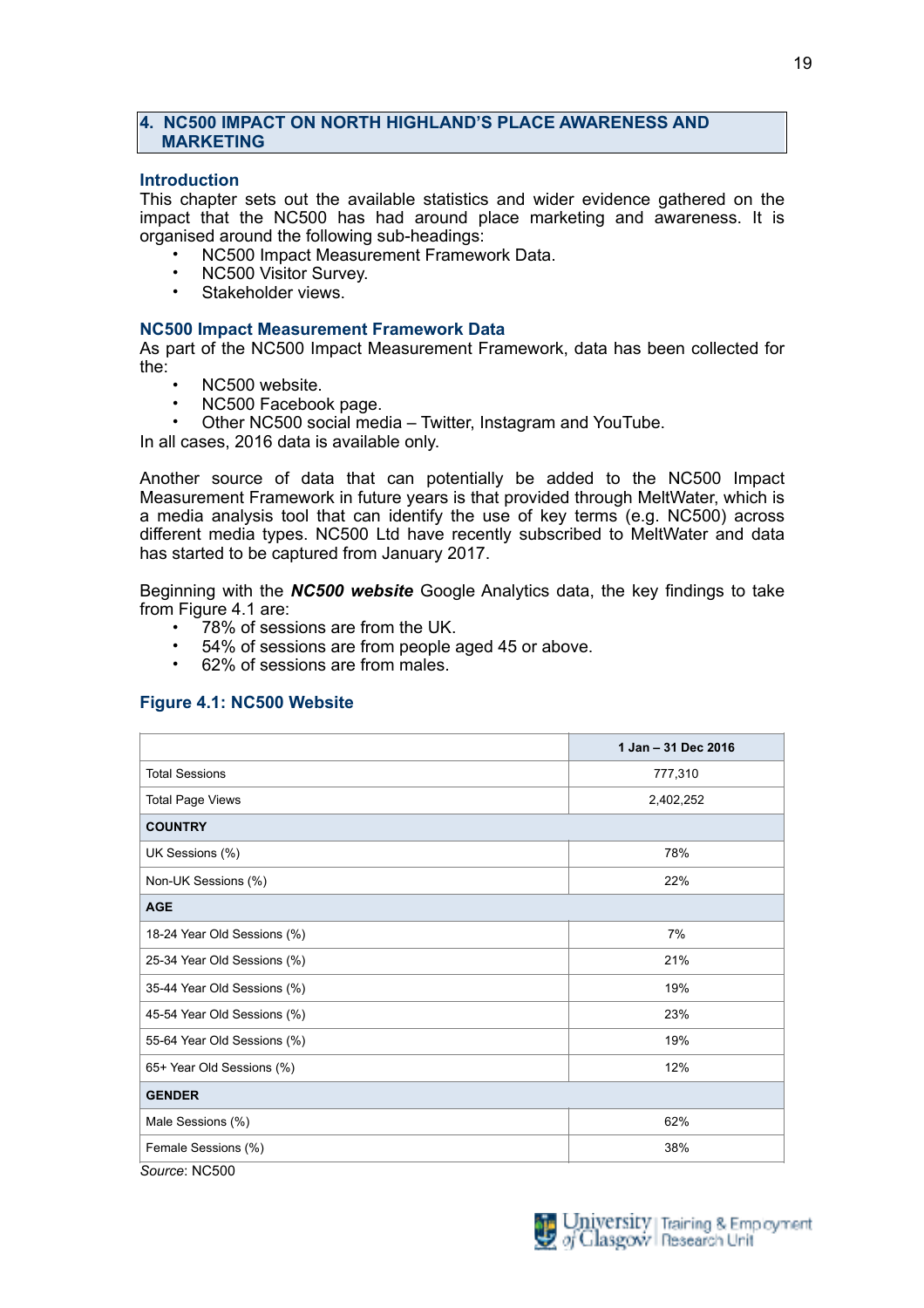## 4. NC500 IMPACT ON NORTH HIGHLAND'S PLACE AWARENESS AND MARKETING

### Introduction

This chapter sets out the available statistics and wider evidence gathered on the impact that the NC500 has had around place marketing and awareness. It is organised around the following sub-headings:

- NC500 Impact Measurement Framework Data.
- NC500 Visitor Survey.
- Stakeholder views.

### NC500 Impact Measurement Framework Data

As part of the NC500 Impact Measurement Framework, data has been collected for the:

- NC500 website.
- NC500 Facebook page.
- Other NC500 social media – Twitter, Instagram and YouTube.

In all cases, 2016 data is available only.

Another source of data that can potentially be added to the NC500 Impact Measurement Framework in future years is that provided through MeltWater, which is a media analysis tool that can identify the use of key terms (e.g. NC500) across different media types. NC500 Ltd have recently subscribed to MeltWater and data has started to be captured from January 2017.

Beginning with the ***NC500 website*** Google Analytics data, the key findings to take from Figure 4.1 are:

- 78% of sessions are from the UK.
- 54% of sessions are from people aged 45 or above.
- 62% of sessions are from males.

### Figure 4.1: NC500 Website

| | 1 Jan – 31 Dec 2016 |
|---|---|
| Total Sessions | 777,310 |
| Total Page Views | 2,402,252 |
| **COUNTRY** | |
| UK Sessions (%) | 78% |
| Non-UK Sessions (%) | 22% |
| **AGE** | |
| 18-24 Year Old Sessions (%) | 7% |
| 25-34 Year Old Sessions (%) | 21% |
| 35-44 Year Old Sessions (%) | 19% |
| 45-54 Year Old Sessions (%) | 23% |
| 55-64 Year Old Sessions (%) | 19% |
| 65+ Year Old Sessions (%) | 12% |
| **GENDER** | |
| Male Sessions (%) | 62% |
| Female Sessions (%) | 38% |

*Source*: NC500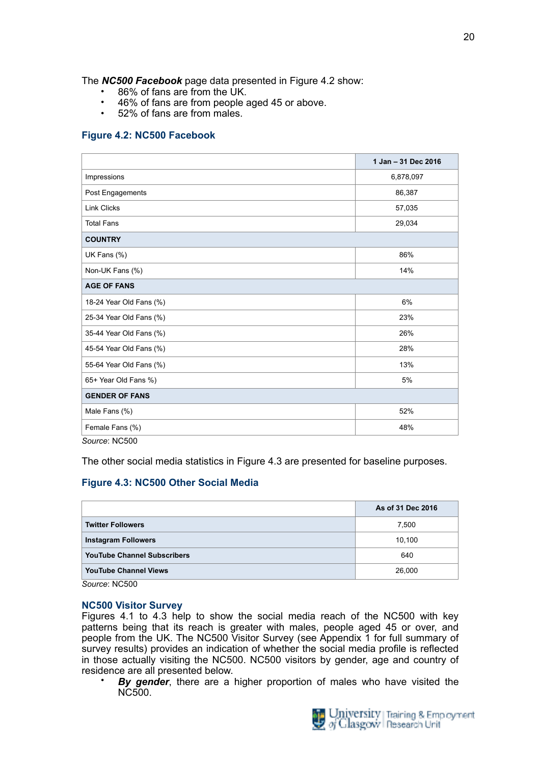The ***NC500 Facebook*** page data presented in Figure 4.2 show:

- 86% of fans are from the UK.
- 46% of fans are from people aged 45 or above.
- 52% of fans are from males.

### Figure 4.2: NC500 Facebook

| | 1 Jan – 31 Dec 2016 |
|---|---|
| Impressions | 6,878,097 |
| Post Engagements | 86,387 |
| Link Clicks | 57,035 |
| Total Fans | 29,034 |
| **COUNTRY** | |
| UK Fans (%) | 86% |
| Non-UK Fans (%) | 14% |
| **AGE OF FANS** | |
| 18-24 Year Old Fans (%) | 6% |
| 25-34 Year Old Fans (%) | 23% |
| 35-44 Year Old Fans (%) | 26% |
| 45-54 Year Old Fans (%) | 28% |
| 55-64 Year Old Fans (%) | 13% |
| 65+ Year Old Fans %) | 5% |
| **GENDER OF FANS** | |
| Male Fans (%) | 52% |
| Female Fans (%) | 48% |

*Source*: NC500

The other social media statistics in Figure 4.3 are presented for baseline purposes.

### Figure 4.3: NC500 Other Social Media

| | As of 31 Dec 2016 |
|---|---|
| **Twitter Followers** | 7,500 |
| **Instagram Followers** | 10,100 |
| **YouTube Channel Subscribers** | 640 |
| **YouTube Channel Views** | 26,000 |

*Source*: NC500

### NC500 Visitor Survey

Figures 4.1 to 4.3 help to show the social media reach of the NC500 with key patterns being that its reach is greater with males, people aged 45 or over, and people from the UK. The NC500 Visitor Survey (see Appendix 1 for full summary of survey results) provides an indication of whether the social media profile is reflected in those actually visiting the NC500. NC500 visitors by gender, age and country of residence are all presented below.

- ***By gender***, there are a higher proportion of males who have visited the NC500.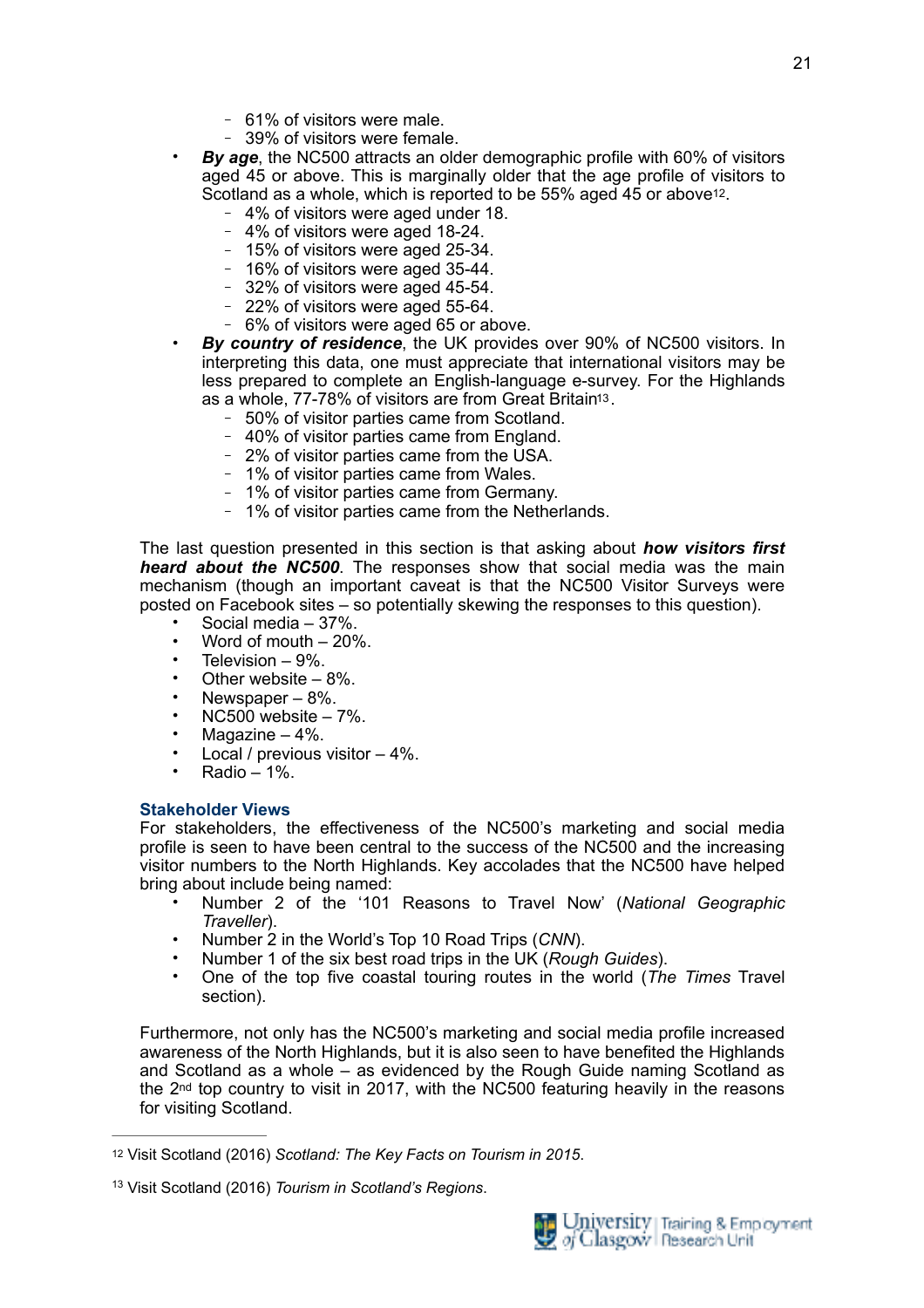- 61% of visitors were male.
  - 39% of visitors were female.
- ***By age***, the NC500 attracts an older demographic profile with 60% of visitors aged 45 or above. This is marginally older that the age profile of visitors to Scotland as a whole, which is reported to be 55% aged 45 or above[12].
  - 4% of visitors were aged under 18.
  - 4% of visitors were aged 18-24.
  - 15% of visitors were aged 25-34.
  - 16% of visitors were aged 35-44.
  - 32% of visitors were aged 45-54.
  - 22% of visitors were aged 55-64.
  - 6% of visitors were aged 65 or above.
- ***By country of residence***, the UK provides over 90% of NC500 visitors. In interpreting this data, one must appreciate that international visitors may be less prepared to complete an English-language e-survey. For the Highlands as a whole, 77-78% of visitors are from Great Britain[13].
  - 50% of visitor parties came from Scotland.
  - 40% of visitor parties came from England.
  - 2% of visitor parties came from the USA.
  - 1% of visitor parties came from Wales.
  - 1% of visitor parties came from Germany.
  - 1% of visitor parties came from the Netherlands.

The last question presented in this section is that asking about ***how visitors first heard about the NC500***. The responses show that social media was the main mechanism (though an important caveat is that the NC500 Visitor Surveys were posted on Facebook sites – so potentially skewing the responses to this question).

- Social media – 37%.
- Word of mouth – 20%.
- Television – 9%.
- Other website – 8%.
- Newspaper – 8%.
- NC500 website – 7%.
- Magazine – 4%.
- Local / previous visitor – 4%.
- Radio – 1%.

### Stakeholder Views

For stakeholders, the effectiveness of the NC500's marketing and social media profile is seen to have been central to the success of the NC500 and the increasing visitor numbers to the North Highlands. Key accolades that the NC500 have helped bring about include being named:

- Number 2 of the '101 Reasons to Travel Now' (*National Geographic Traveller*).
- Number 2 in the World's Top 10 Road Trips (*CNN*).
- Number 1 of the six best road trips in the UK (*Rough Guides*).
- One of the top five coastal touring routes in the world (*The Times* Travel section).

Furthermore, not only has the NC500's marketing and social media profile increased awareness of the North Highlands, but it is also seen to have benefited the Highlands and Scotland as a whole – as evidenced by the Rough Guide naming Scotland as the 2nd top country to visit in 2017, with the NC500 featuring heavily in the reasons for visiting Scotland.

---

[12] Visit Scotland (2016) *Scotland: The Key Facts on Tourism in 2015*.

[13] Visit Scotland (2016) *Tourism in Scotland's Regions*.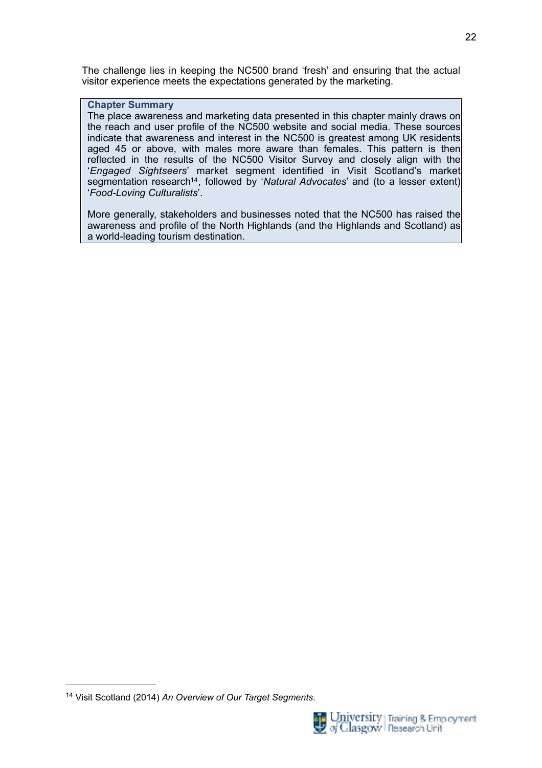The challenge lies in keeping the NC500 brand 'fresh' and ensuring that the actual visitor experience meets the expectations generated by the marketing.

**Chapter Summary**

The place awareness and marketing data presented in this chapter mainly draws on the reach and user profile of the NC500 website and social media. These sources indicate that awareness and interest in the NC500 is greatest among UK residents aged 45 or above, with males more aware than females. This pattern is then reflected in the results of the NC500 Visitor Survey and closely align with the '*Engaged Sightseers*' market segment identified in Visit Scotland's market segmentation research[14], followed by '*Natural Advocates*' and (to a lesser extent) '*Food-Loving Culturalists*'.

More generally, stakeholders and businesses noted that the NC500 has raised the awareness and profile of the North Highlands (and the Highlands and Scotland) as a world-leading tourism destination.

[14] Visit Scotland (2014) *An Overview of Our Target Segments*.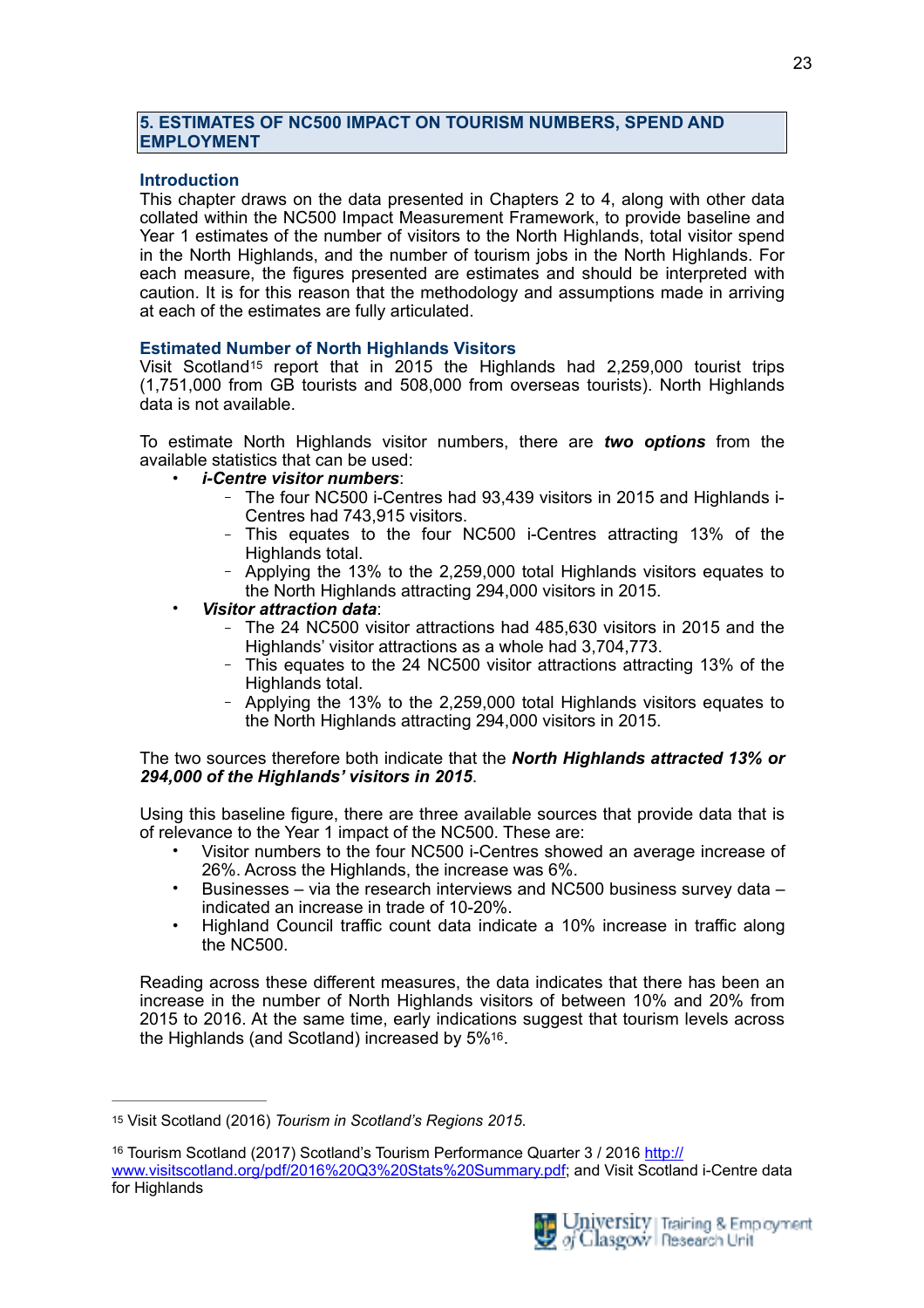## 5. ESTIMATES OF NC500 IMPACT ON TOURISM NUMBERS, SPEND AND EMPLOYMENT

### Introduction

This chapter draws on the data presented in Chapters 2 to 4, along with other data collated within the NC500 Impact Measurement Framework, to provide baseline and Year 1 estimates of the number of visitors to the North Highlands, total visitor spend in the North Highlands, and the number of tourism jobs in the North Highlands. For each measure, the figures presented are estimates and should be interpreted with caution. It is for this reason that the methodology and assumptions made in arriving at each of the estimates are fully articulated.

### Estimated Number of North Highlands Visitors

Visit Scotland[15] report that in 2015 the Highlands had 2,259,000 tourist trips (1,751,000 from GB tourists and 508,000 from overseas tourists). North Highlands data is not available.

To estimate North Highlands visitor numbers, there are ***two options*** from the available statistics that can be used:

- ***i-Centre visitor numbers***:
  - The four NC500 i-Centres had 93,439 visitors in 2015 and Highlands i-Centres had 743,915 visitors.
  - This equates to the four NC500 i-Centres attracting 13% of the Highlands total.
  - Applying the 13% to the 2,259,000 total Highlands visitors equates to the North Highlands attracting 294,000 visitors in 2015.
- ***Visitor attraction data***:
  - The 24 NC500 visitor attractions had 485,630 visitors in 2015 and the Highlands' visitor attractions as a whole had 3,704,773.
  - This equates to the 24 NC500 visitor attractions attracting 13% of the Highlands total.
  - Applying the 13% to the 2,259,000 total Highlands visitors equates to the North Highlands attracting 294,000 visitors in 2015.

The two sources therefore both indicate that the ***North Highlands attracted 13% or 294,000 of the Highlands' visitors in 2015***.

Using this baseline figure, there are three available sources that provide data that is of relevance to the Year 1 impact of the NC500. These are:

- Visitor numbers to the four NC500 i-Centres showed an average increase of 26%. Across the Highlands, the increase was 6%.
- Businesses – via the research interviews and NC500 business survey data – indicated an increase in trade of 10-20%.
- Highland Council traffic count data indicate a 10% increase in traffic along the NC500.

Reading across these different measures, the data indicates that there has been an increase in the number of North Highlands visitors of between 10% and 20% from 2015 to 2016. At the same time, early indications suggest that tourism levels across the Highlands (and Scotland) increased by 5%[16].

---

[15] Visit Scotland (2016) *Tourism in Scotland's Regions 2015.*

[16] Tourism Scotland (2017) Scotland's Tourism Performance Quarter 3 / 2016 http://www.visitscotland.org/pdf/2016%20Q3%20Stats%20Summary.pdf; and Visit Scotland i-Centre data for Highlands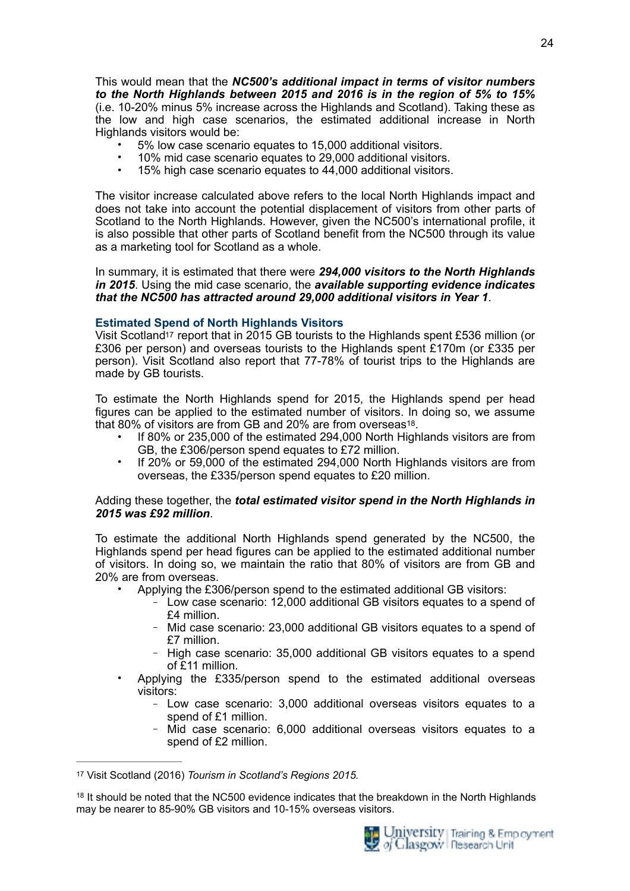This would mean that the ***NC500's additional impact in terms of visitor numbers to the North Highlands between 2015 and 2016 is in the region of 5% to 15%*** (i.e. 10-20% minus 5% increase across the Highlands and Scotland). Taking these as the low and high case scenarios, the estimated additional increase in North Highlands visitors would be:

- 5% low case scenario equates to 15,000 additional visitors.
- 10% mid case scenario equates to 29,000 additional visitors.
- 15% high case scenario equates to 44,000 additional visitors.

The visitor increase calculated above refers to the local North Highlands impact and does not take into account the potential displacement of visitors from other parts of Scotland to the North Highlands. However, given the NC500's international profile, it is also possible that other parts of Scotland benefit from the NC500 through its value as a marketing tool for Scotland as a whole.

In summary, it is estimated that there were ***294,000 visitors to the North Highlands in 2015***. Using the mid case scenario, the ***available supporting evidence indicates that the NC500 has attracted around 29,000 additional visitors in Year 1***.

### Estimated Spend of North Highlands Visitors

Visit Scotland[17] report that in 2015 GB tourists to the Highlands spent £536 million (or £306 per person) and overseas tourists to the Highlands spent £170m (or £335 per person). Visit Scotland also report that 77-78% of tourist trips to the Highlands are made by GB tourists.

To estimate the North Highlands spend for 2015, the Highlands spend per head figures can be applied to the estimated number of visitors. In doing so, we assume that 80% of visitors are from GB and 20% are from overseas[18].

- If 80% or 235,000 of the estimated 294,000 North Highlands visitors are from GB, the £306/person spend equates to £72 million.
- If 20% or 59,000 of the estimated 294,000 North Highlands visitors are from overseas, the £335/person spend equates to £20 million.

Adding these together, the ***total estimated visitor spend in the North Highlands in 2015 was £92 million***.

To estimate the additional North Highlands spend generated by the NC500, the Highlands spend per head figures can be applied to the estimated additional number of visitors. In doing so, we maintain the ratio that 80% of visitors are from GB and 20% are from overseas.

- Applying the £306/person spend to the estimated additional GB visitors:
  - Low case scenario: 12,000 additional GB visitors equates to a spend of £4 million.
  - Mid case scenario: 23,000 additional GB visitors equates to a spend of £7 million.
  - High case scenario: 35,000 additional GB visitors equates to a spend of £11 million.
- Applying the £335/person spend to the estimated additional overseas visitors:
  - Low case scenario: 3,000 additional overseas visitors equates to a spend of £1 million.
  - Mid case scenario: 6,000 additional overseas visitors equates to a spend of £2 million.

---

[17] Visit Scotland (2016) *Tourism in Scotland's Regions 2015.*

[18] It should be noted that the NC500 evidence indicates that the breakdown in the North Highlands may be nearer to 85-90% GB visitors and 10-15% overseas visitors.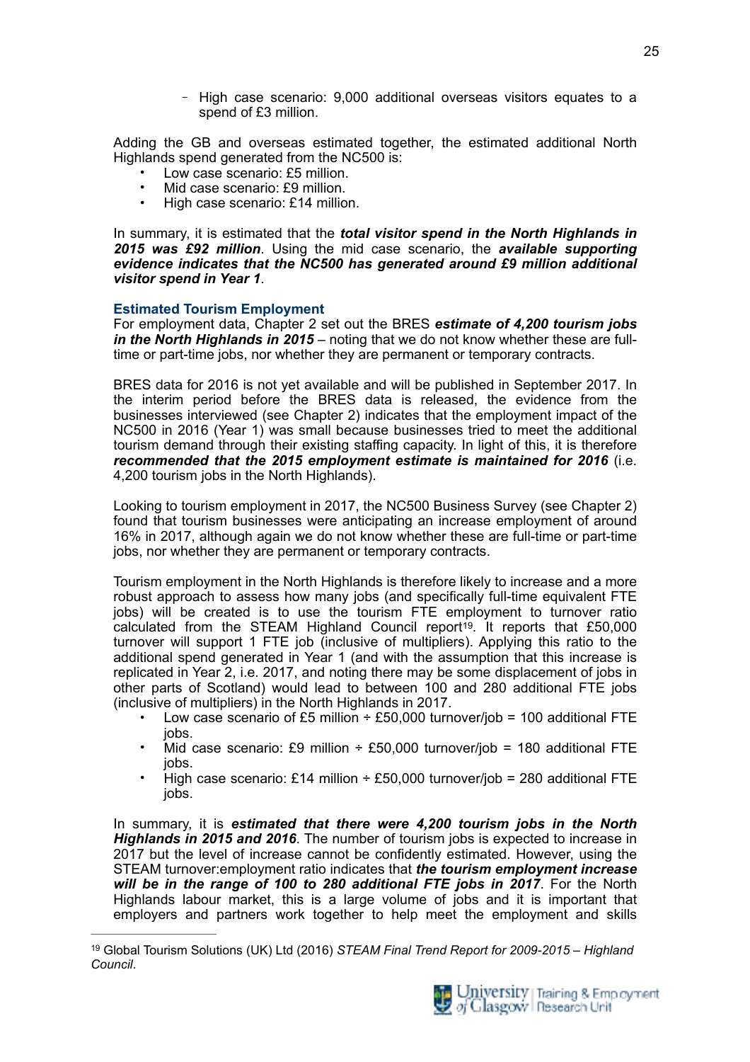- High case scenario: 9,000 additional overseas visitors equates to a spend of £3 million.

Adding the GB and overseas estimated together, the estimated additional North Highlands spend generated from the NC500 is:

- Low case scenario: £5 million.
- Mid case scenario: £9 million.
- High case scenario: £14 million.

In summary, it is estimated that the ***total visitor spend in the North Highlands in 2015 was £92 million***. Using the mid case scenario, the ***available supporting evidence indicates that the NC500 has generated around £9 million additional visitor spend in Year 1***.

### Estimated Tourism Employment

For employment data, Chapter 2 set out the BRES ***estimate of 4,200 tourism jobs in the North Highlands in 2015*** – noting that we do not know whether these are full-time or part-time jobs, nor whether they are permanent or temporary contracts.

BRES data for 2016 is not yet available and will be published in September 2017. In the interim period before the BRES data is released, the evidence from the businesses interviewed (see Chapter 2) indicates that the employment impact of the NC500 in 2016 (Year 1) was small because businesses tried to meet the additional tourism demand through their existing staffing capacity. In light of this, it is therefore ***recommended that the 2015 employment estimate is maintained for 2016*** (i.e. 4,200 tourism jobs in the North Highlands).

Looking to tourism employment in 2017, the NC500 Business Survey (see Chapter 2) found that tourism businesses were anticipating an increase employment of around 16% in 2017, although again we do not know whether these are full-time or part-time jobs, nor whether they are permanent or temporary contracts.

Tourism employment in the North Highlands is therefore likely to increase and a more robust approach to assess how many jobs (and specifically full-time equivalent FTE jobs) will be created is to use the tourism FTE employment to turnover ratio calculated from the STEAM Highland Council report[19]. It reports that £50,000 turnover will support 1 FTE job (inclusive of multipliers). Applying this ratio to the additional spend generated in Year 1 (and with the assumption that this increase is replicated in Year 2, i.e. 2017, and noting there may be some displacement of jobs in other parts of Scotland) would lead to between 100 and 280 additional FTE jobs (inclusive of multipliers) in the North Highlands in 2017.

- Low case scenario of £5 million ÷ £50,000 turnover/job = 100 additional FTE jobs.
- Mid case scenario: £9 million ÷ £50,000 turnover/job = 180 additional FTE jobs.
- High case scenario: £14 million ÷ £50,000 turnover/job = 280 additional FTE jobs.

In summary, it is ***estimated that there were 4,200 tourism jobs in the North Highlands in 2015 and 2016***. The number of tourism jobs is expected to increase in 2017 but the level of increase cannot be confidently estimated. However, using the STEAM turnover:employment ratio indicates that ***the tourism employment increase will be in the range of 100 to 280 additional FTE jobs in 2017***. For the North Highlands labour market, this is a large volume of jobs and it is important that employers and partners work together to help meet the employment and skills

[19] Global Tourism Solutions (UK) Ltd (2016) *STEAM Final Trend Report for 2009-2015 – Highland Council*.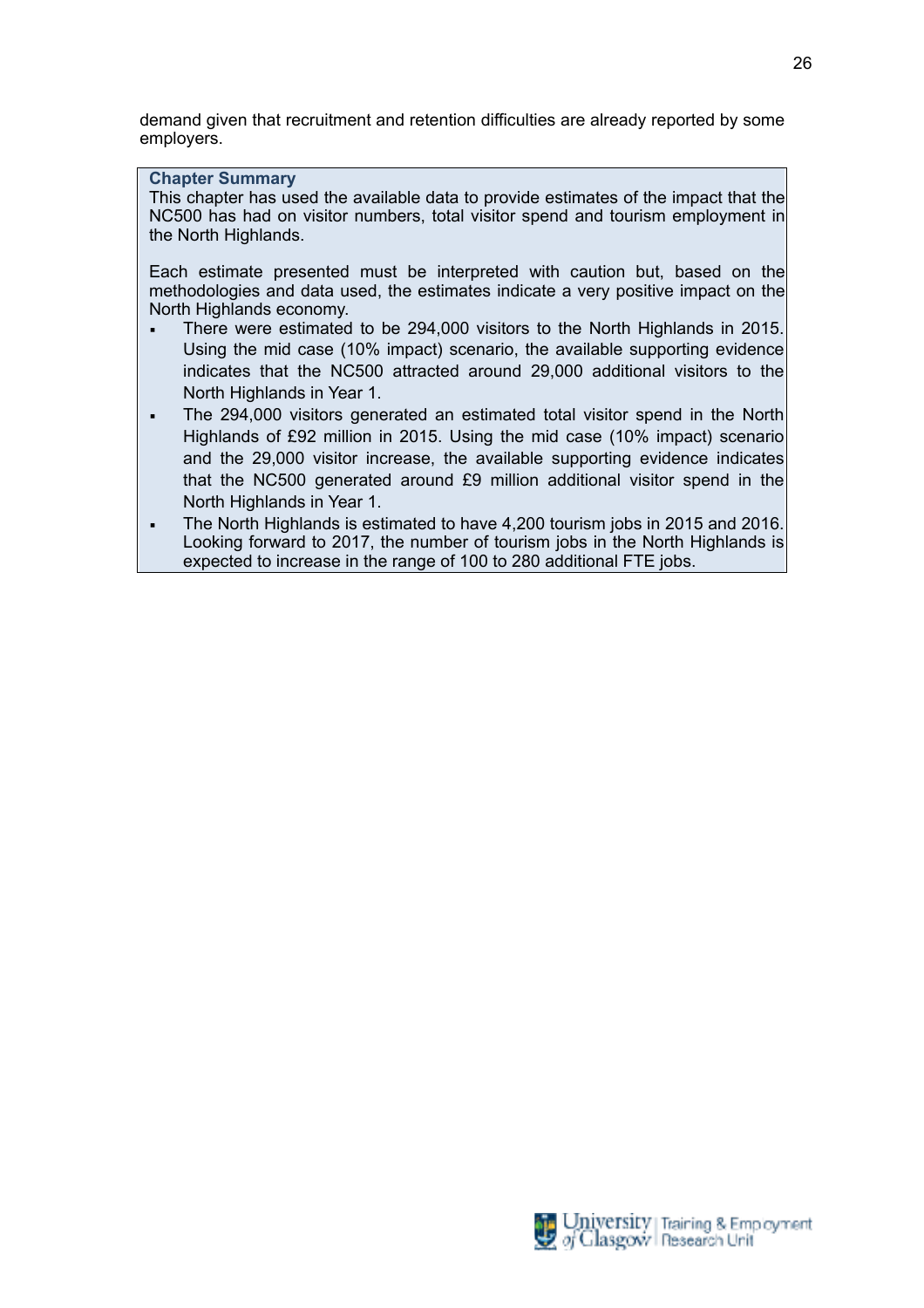demand given that recruitment and retention difficulties are already reported by some employers.

**Chapter Summary**

This chapter has used the available data to provide estimates of the impact that the NC500 has had on visitor numbers, total visitor spend and tourism employment in the North Highlands.

Each estimate presented must be interpreted with caution but, based on the methodologies and data used, the estimates indicate a very positive impact on the North Highlands economy.

- There were estimated to be 294,000 visitors to the North Highlands in 2015. Using the mid case (10% impact) scenario, the available supporting evidence indicates that the NC500 attracted around 29,000 additional visitors to the North Highlands in Year 1.
- The 294,000 visitors generated an estimated total visitor spend in the North Highlands of £92 million in 2015. Using the mid case (10% impact) scenario and the 29,000 visitor increase, the available supporting evidence indicates that the NC500 generated around £9 million additional visitor spend in the North Highlands in Year 1.
- The North Highlands is estimated to have 4,200 tourism jobs in 2015 and 2016. Looking forward to 2017, the number of tourism jobs in the North Highlands is expected to increase in the range of 100 to 280 additional FTE jobs.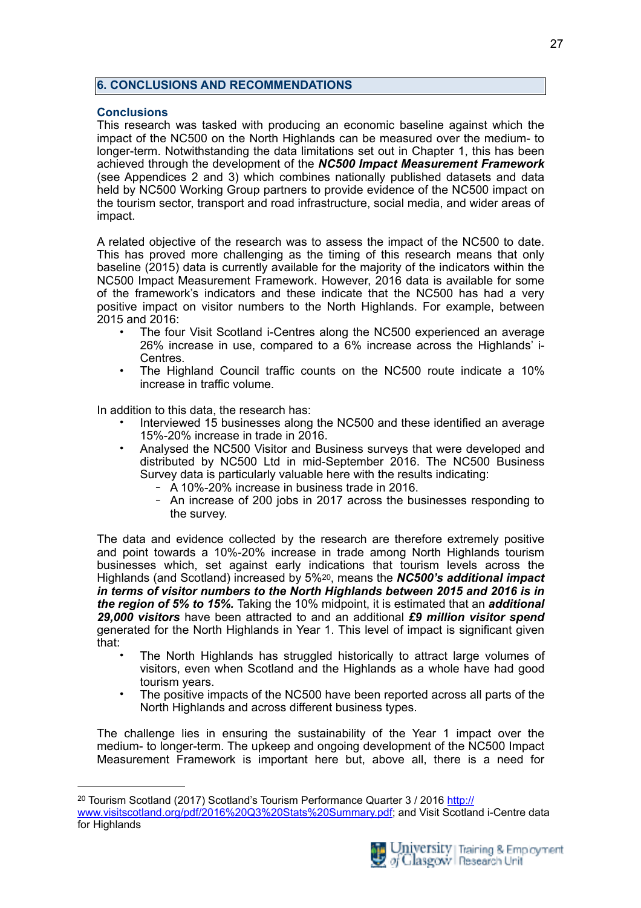## 6. CONCLUSIONS AND RECOMMENDATIONS

### Conclusions

This research was tasked with producing an economic baseline against which the impact of the NC500 on the North Highlands can be measured over the medium- to longer-term. Notwithstanding the data limitations set out in Chapter 1, this has been achieved through the development of the ***NC500 Impact Measurement Framework*** (see Appendices 2 and 3) which combines nationally published datasets and data held by NC500 Working Group partners to provide evidence of the NC500 impact on the tourism sector, transport and road infrastructure, social media, and wider areas of impact.

A related objective of the research was to assess the impact of the NC500 to date. This has proved more challenging as the timing of this research means that only baseline (2015) data is currently available for the majority of the indicators within the NC500 Impact Measurement Framework. However, 2016 data is available for some of the framework's indicators and these indicate that the NC500 has had a very positive impact on visitor numbers to the North Highlands. For example, between 2015 and 2016:

- The four Visit Scotland i-Centres along the NC500 experienced an average 26% increase in use, compared to a 6% increase across the Highlands' i-Centres.
- The Highland Council traffic counts on the NC500 route indicate a 10% increase in traffic volume.

In addition to this data, the research has:

- Interviewed 15 businesses along the NC500 and these identified an average 15%-20% increase in trade in 2016.
- Analysed the NC500 Visitor and Business surveys that were developed and distributed by NC500 Ltd in mid-September 2016. The NC500 Business Survey data is particularly valuable here with the results indicating:
  - A 10%-20% increase in business trade in 2016.
  - An increase of 200 jobs in 2017 across the businesses responding to the survey.

The data and evidence collected by the research are therefore extremely positive and point towards a 10%-20% increase in trade among North Highlands tourism businesses which, set against early indications that tourism levels across the Highlands (and Scotland) increased by 5%[20], means the ***NC500's additional impact in terms of visitor numbers to the North Highlands between 2015 and 2016 is in the region of 5% to 15%.*** Taking the 10% midpoint, it is estimated that an ***additional 29,000 visitors*** have been attracted to and an additional ***£9 million visitor spend*** generated for the North Highlands in Year 1. This level of impact is significant given that:

- The North Highlands has struggled historically to attract large volumes of visitors, even when Scotland and the Highlands as a whole have had good tourism years.
- The positive impacts of the NC500 have been reported across all parts of the North Highlands and across different business types.

The challenge lies in ensuring the sustainability of the Year 1 impact over the medium- to longer-term. The upkeep and ongoing development of the NC500 Impact Measurement Framework is important here but, above all, there is a need for

---

[20] Tourism Scotland (2017) Scotland's Tourism Performance Quarter 3 / 2016 http://www.visitscotland.org/pdf/2016%20Q3%20Stats%20Summary.pdf; and Visit Scotland i-Centre data for Highlands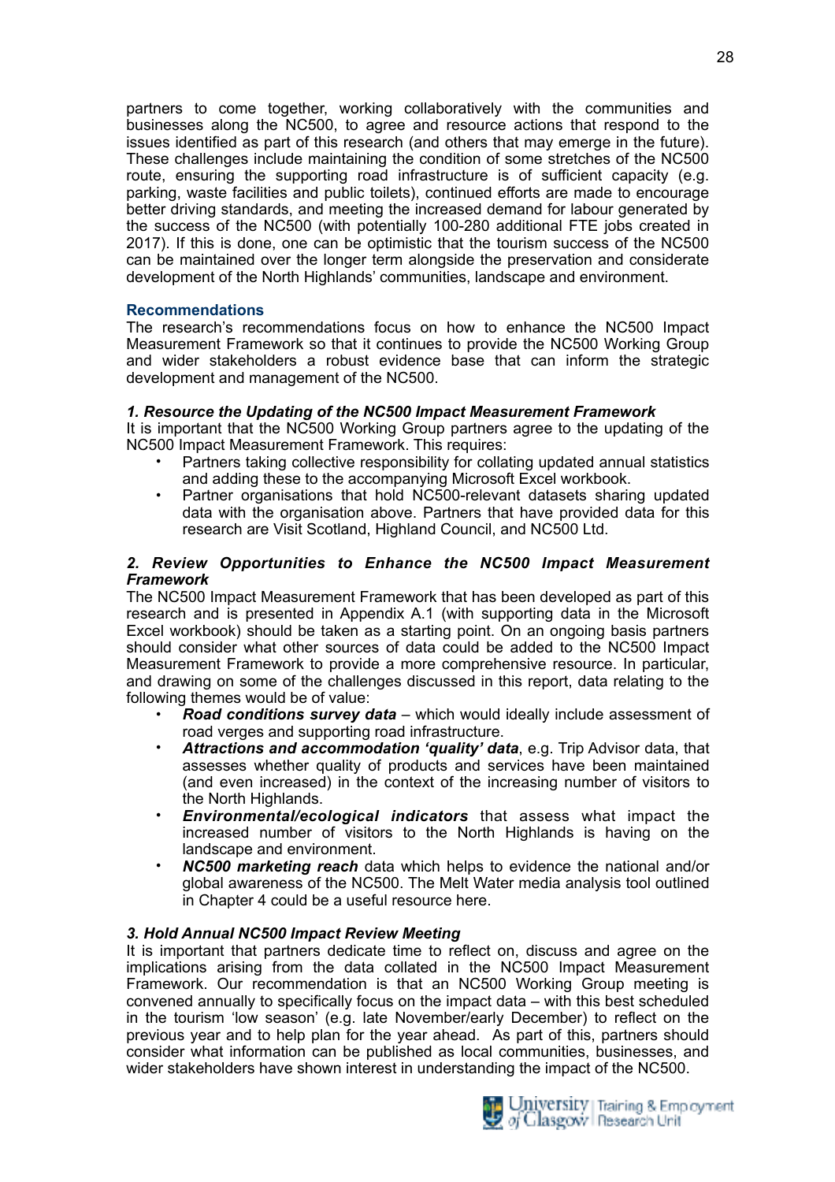partners to come together, working collaboratively with the communities and businesses along the NC500, to agree and resource actions that respond to the issues identified as part of this research (and others that may emerge in the future). These challenges include maintaining the condition of some stretches of the NC500 route, ensuring the supporting road infrastructure is of sufficient capacity (e.g. parking, waste facilities and public toilets), continued efforts are made to encourage better driving standards, and meeting the increased demand for labour generated by the success of the NC500 (with potentially 100-280 additional FTE jobs created in 2017). If this is done, one can be optimistic that the tourism success of the NC500 can be maintained over the longer term alongside the preservation and considerate development of the North Highlands' communities, landscape and environment.

### Recommendations

The research's recommendations focus on how to enhance the NC500 Impact Measurement Framework so that it continues to provide the NC500 Working Group and wider stakeholders a robust evidence base that can inform the strategic development and management of the NC500.

#### *1. Resource the Updating of the NC500 Impact Measurement Framework*

It is important that the NC500 Working Group partners agree to the updating of the NC500 Impact Measurement Framework. This requires:

- Partners taking collective responsibility for collating updated annual statistics and adding these to the accompanying Microsoft Excel workbook.
- Partner organisations that hold NC500-relevant datasets sharing updated data with the organisation above. Partners that have provided data for this research are Visit Scotland, Highland Council, and NC500 Ltd.

#### *2. Review Opportunities to Enhance the NC500 Impact Measurement Framework*

The NC500 Impact Measurement Framework that has been developed as part of this research and is presented in Appendix A.1 (with supporting data in the Microsoft Excel workbook) should be taken as a starting point. On an ongoing basis partners should consider what other sources of data could be added to the NC500 Impact Measurement Framework to provide a more comprehensive resource. In particular, and drawing on some of the challenges discussed in this report, data relating to the following themes would be of value:

- ***Road conditions survey data*** – which would ideally include assessment of road verges and supporting road infrastructure.
- ***Attractions and accommodation 'quality' data***, e.g. Trip Advisor data, that assesses whether quality of products and services have been maintained (and even increased) in the context of the increasing number of visitors to the North Highlands.
- ***Environmental/ecological indicators*** that assess what impact the increased number of visitors to the North Highlands is having on the landscape and environment.
- ***NC500 marketing reach*** data which helps to evidence the national and/or global awareness of the NC500. The Melt Water media analysis tool outlined in Chapter 4 could be a useful resource here.

#### *3. Hold Annual NC500 Impact Review Meeting*

It is important that partners dedicate time to reflect on, discuss and agree on the implications arising from the data collated in the NC500 Impact Measurement Framework. Our recommendation is that an NC500 Working Group meeting is convened annually to specifically focus on the impact data – with this best scheduled in the tourism 'low season' (e.g. late November/early December) to reflect on the previous year and to help plan for the year ahead. As part of this, partners should consider what information can be published as local communities, businesses, and wider stakeholders have shown interest in understanding the impact of the NC500.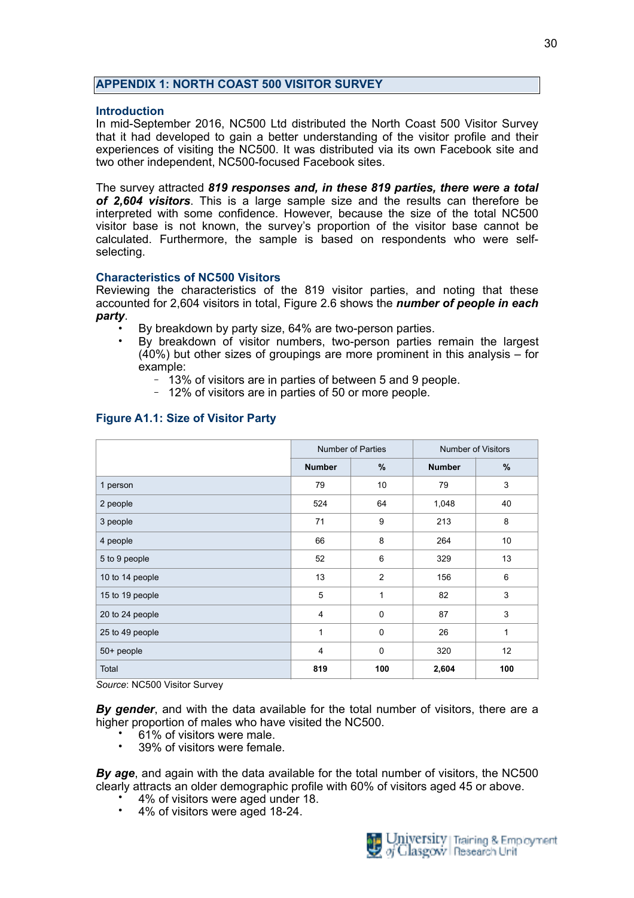## APPENDIX 1: NORTH COAST 500 VISITOR SURVEY

### Introduction

In mid-September 2016, NC500 Ltd distributed the North Coast 500 Visitor Survey that it had developed to gain a better understanding of the visitor profile and their experiences of visiting the NC500. It was distributed via its own Facebook site and two other independent, NC500-focused Facebook sites.

The survey attracted ***819 responses and, in these 819 parties, there were a total of 2,604 visitors***. This is a large sample size and the results can therefore be interpreted with some confidence. However, because the size of the total NC500 visitor base is not known, the survey's proportion of the visitor base cannot be calculated. Furthermore, the sample is based on respondents who were self-selecting.

### Characteristics of NC500 Visitors

Reviewing the characteristics of the 819 visitor parties, and noting that these accounted for 2,604 visitors in total, Figure 2.6 shows the ***number of people in each party***.

- By breakdown by party size, 64% are two-person parties.
- By breakdown of visitor numbers, two-person parties remain the largest (40%) but other sizes of groupings are more prominent in this analysis – for example:
  - 13% of visitors are in parties of between 5 and 9 people.
  - 12% of visitors are in parties of 50 or more people.

### Figure A1.1: Size of Visitor Party

| | Number of Parties | | Number of Visitors | |
|---|---|---|---|---|
| | **Number** | **%** | **Number** | **%** |
| 1 person | 79 | 10 | 79 | 3 |
| 2 people | 524 | 64 | 1,048 | 40 |
| 3 people | 71 | 9 | 213 | 8 |
| 4 people | 66 | 8 | 264 | 10 |
| 5 to 9 people | 52 | 6 | 329 | 13 |
| 10 to 14 people | 13 | 2 | 156 | 6 |
| 15 to 19 people | 5 | 1 | 82 | 3 |
| 20 to 24 people | 4 | 0 | 87 | 3 |
| 25 to 49 people | 1 | 0 | 26 | 1 |
| 50+ people | 4 | 0 | 320 | 12 |
| Total | **819** | **100** | **2,604** | **100** |

*Source*: NC500 Visitor Survey

***By gender***, and with the data available for the total number of visitors, there are a higher proportion of males who have visited the NC500.

- 61% of visitors were male.
- 39% of visitors were female.

***By age***, and again with the data available for the total number of visitors, the NC500 clearly attracts an older demographic profile with 60% of visitors aged 45 or above.

- 4% of visitors were aged under 18.
- 4% of visitors were aged 18-24.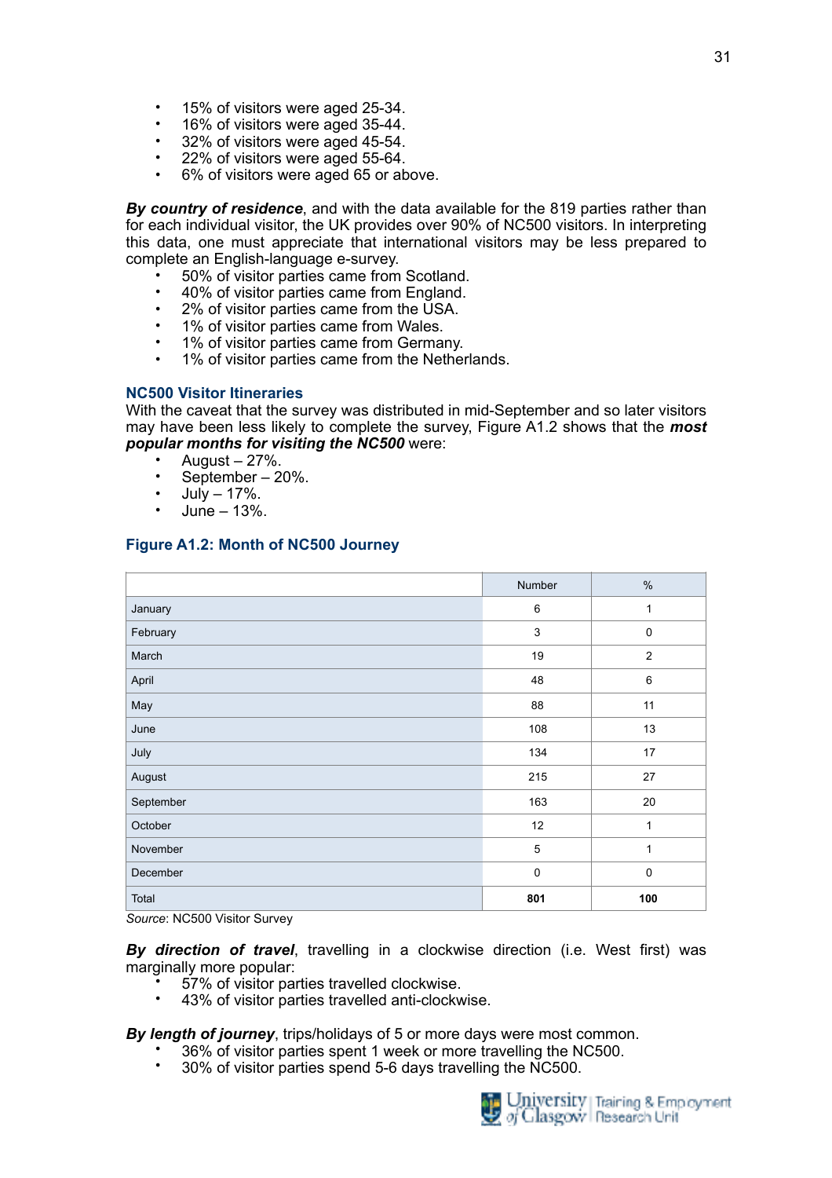- 15% of visitors were aged 25-34.
- 16% of visitors were aged 35-44.
- 32% of visitors were aged 45-54.
- 22% of visitors were aged 55-64.
- 6% of visitors were aged 65 or above.

***By country of residence***, and with the data available for the 819 parties rather than for each individual visitor, the UK provides over 90% of NC500 visitors. In interpreting this data, one must appreciate that international visitors may be less prepared to complete an English-language e-survey.

- 50% of visitor parties came from Scotland.
- 40% of visitor parties came from England.
- 2% of visitor parties came from the USA.
- 1% of visitor parties came from Wales.
- 1% of visitor parties came from Germany.
- 1% of visitor parties came from the Netherlands.

### NC500 Visitor Itineraries

With the caveat that the survey was distributed in mid-September and so later visitors may have been less likely to complete the survey, Figure A1.2 shows that the ***most popular months for visiting the NC500*** were:

- August – 27%.
- September – 20%.
- July – 17%.
- June – 13%.

### Figure A1.2: Month of NC500 Journey

| | Number | % |
|---|---|---|
| January | 6 | 1 |
| February | 3 | 0 |
| March | 19 | 2 |
| April | 48 | 6 |
| May | 88 | 11 |
| June | 108 | 13 |
| July | 134 | 17 |
| August | 215 | 27 |
| September | 163 | 20 |
| October | 12 | 1 |
| November | 5 | 1 |
| December | 0 | 0 |
| Total | **801** | **100** |

*Source*: NC500 Visitor Survey

***By direction of travel***, travelling in a clockwise direction (i.e. West first) was marginally more popular:

- 57% of visitor parties travelled clockwise.
- 43% of visitor parties travelled anti-clockwise.

***By length of journey***, trips/holidays of 5 or more days were most common.

- 36% of visitor parties spent 1 week or more travelling the NC500.
- 30% of visitor parties spend 5-6 days travelling the NC500.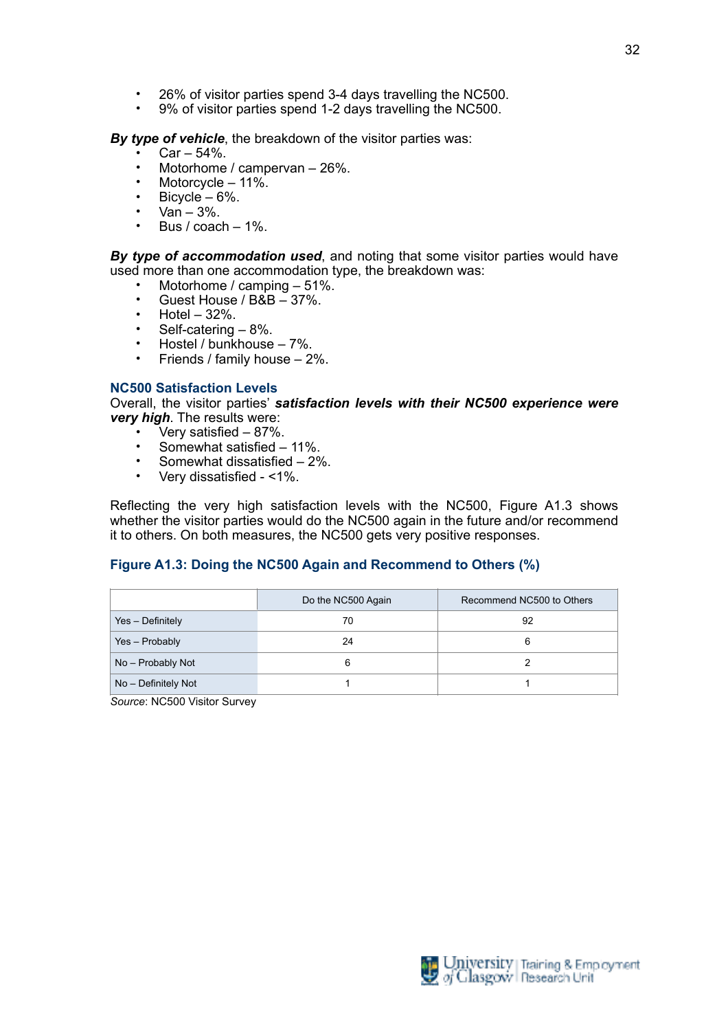- 26% of visitor parties spend 3-4 days travelling the NC500.
- 9% of visitor parties spend 1-2 days travelling the NC500.

***By type of vehicle***, the breakdown of the visitor parties was:

- Car – 54%.
- Motorhome / campervan – 26%.
- Motorcycle – 11%.
- Bicycle – 6%.
- Van – 3%.
- Bus / coach – 1%.

***By type of accommodation used***, and noting that some visitor parties would have used more than one accommodation type, the breakdown was:

- Motorhome / camping – 51%.
- Guest House / B&B – 37%.
- Hotel – 32%.
- Self-catering – 8%.
- Hostel / bunkhouse – 7%.
- Friends / family house – 2%.

### NC500 Satisfaction Levels

Overall, the visitor parties' ***satisfaction levels with their NC500 experience were very high***. The results were:

- Very satisfied – 87%.
- Somewhat satisfied – 11%.
- Somewhat dissatisfied – 2%.
- Very dissatisfied - <1%.

Reflecting the very high satisfaction levels with the NC500, Figure A1.3 shows whether the visitor parties would do the NC500 again in the future and/or recommend it to others. On both measures, the NC500 gets very positive responses.

#### Figure A1.3: Doing the NC500 Again and Recommend to Others (%)

| | Do the NC500 Again | Recommend NC500 to Others |
|---|---|---|
| Yes – Definitely | 70 | 92 |
| Yes – Probably | 24 | 6 |
| No – Probably Not | 6 | 2 |
| No – Definitely Not | 1 | 1 |

*Source*: NC500 Visitor Survey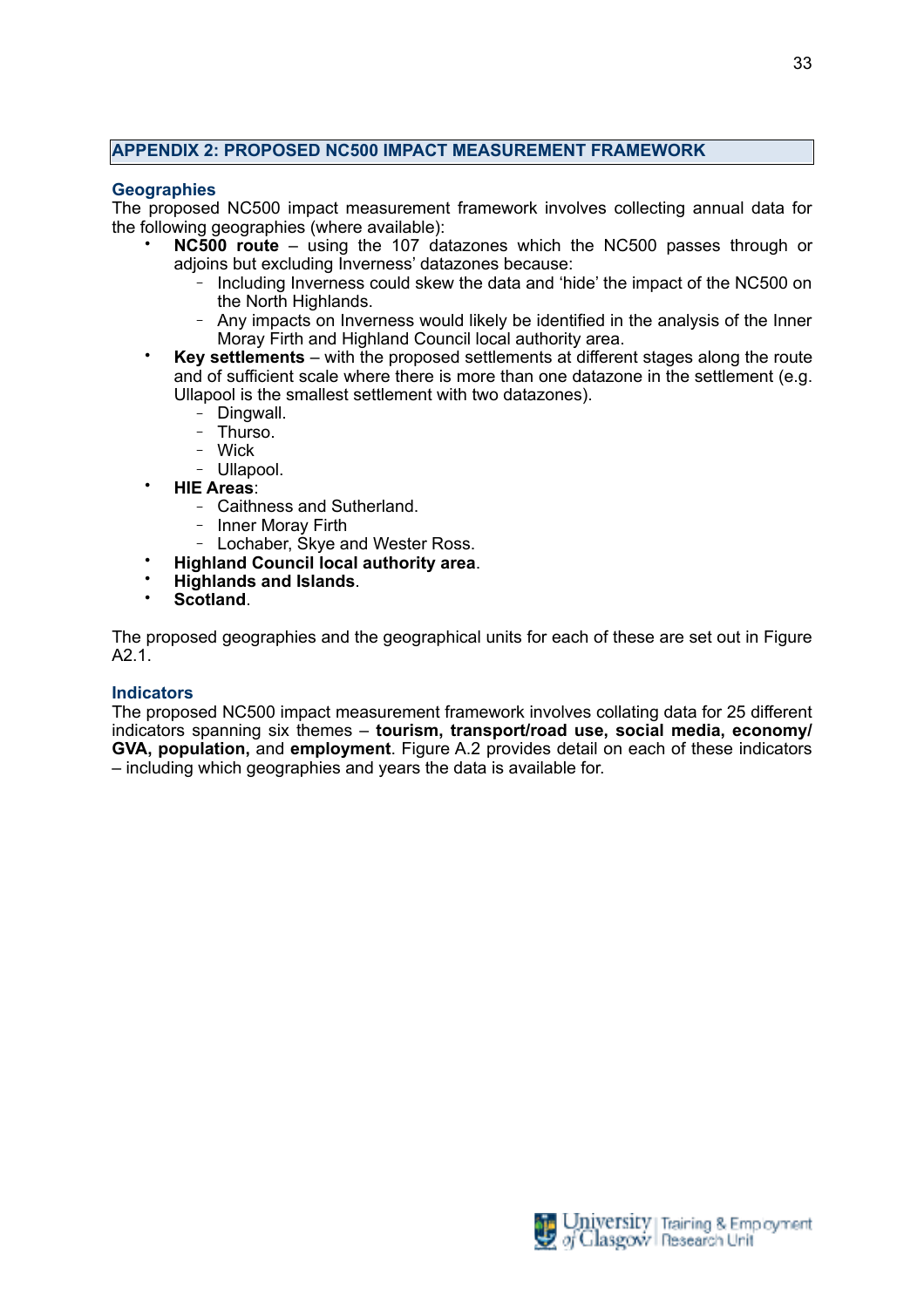## APPENDIX 2: PROPOSED NC500 IMPACT MEASUREMENT FRAMEWORK

### Geographies

The proposed NC500 impact measurement framework involves collecting annual data for the following geographies (where available):

- **NC500 route** – using the 107 datazones which the NC500 passes through or adjoins but excluding Inverness' datazones because:
  - Including Inverness could skew the data and 'hide' the impact of the NC500 on the North Highlands.
  - Any impacts on Inverness would likely be identified in the analysis of the Inner Moray Firth and Highland Council local authority area.
- **Key settlements** – with the proposed settlements at different stages along the route and of sufficient scale where there is more than one datazone in the settlement (e.g. Ullapool is the smallest settlement with two datazones).
  - Dingwall.
  - Thurso.
  - Wick
  - Ullapool.
- **HIE Areas**:
  - Caithness and Sutherland.
  - Inner Moray Firth
  - Lochaber, Skye and Wester Ross.
- **Highland Council local authority area**.
- **Highlands and Islands**.
- **Scotland**.

The proposed geographies and the geographical units for each of these are set out in Figure A2.1.

### Indicators

The proposed NC500 impact measurement framework involves collating data for 25 different indicators spanning six themes – **tourism, transport/road use, social media, economy/ GVA, population,** and **employment**. Figure A.2 provides detail on each of these indicators – including which geographies and years the data is available for.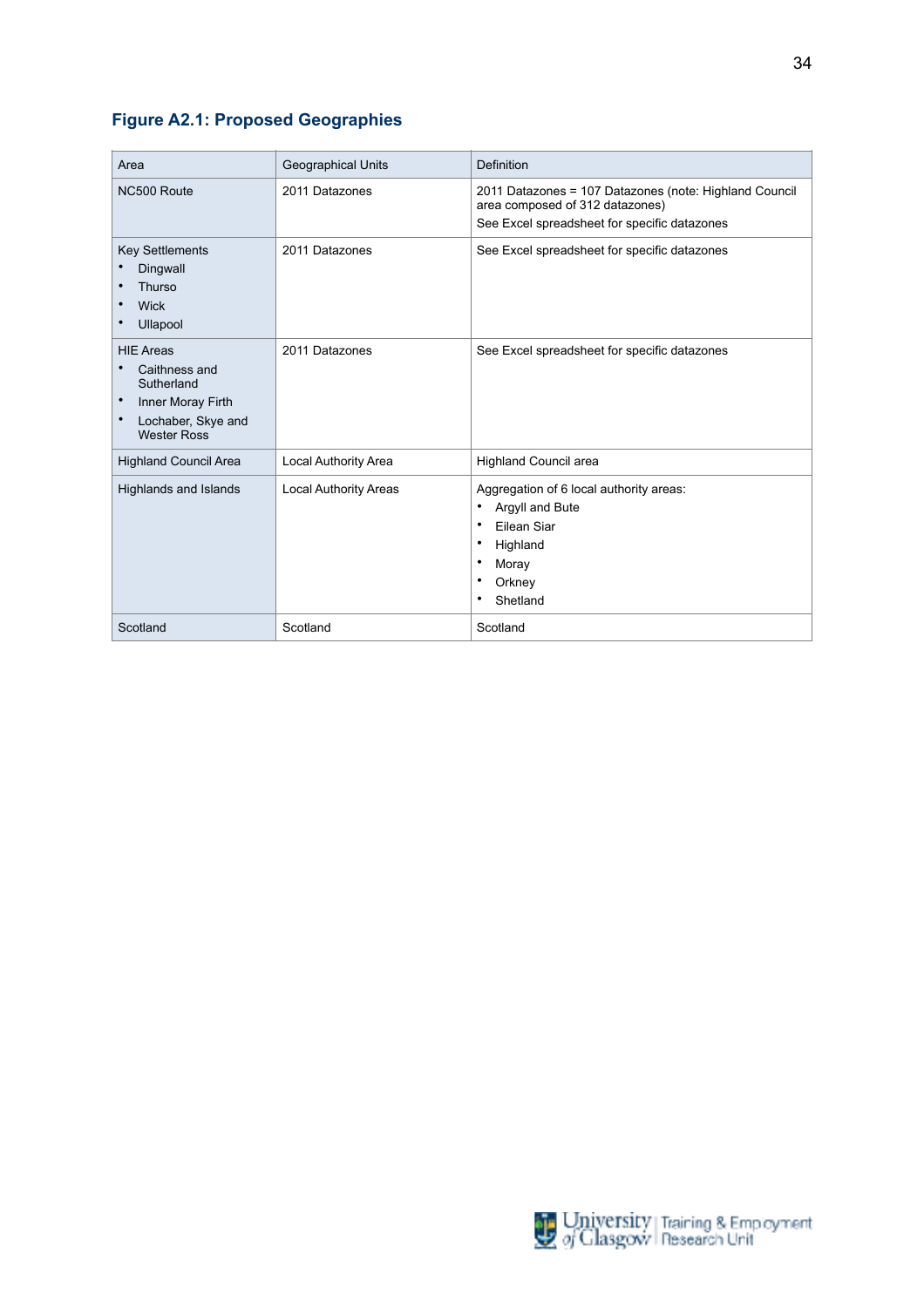## Figure A2.1: Proposed Geographies

| Area | Geographical Units | Definition |
|---|---|---|
| NC500 Route | 2011 Datazones | 2011 Datazones = 107 Datazones (note: Highland Council area composed of 312 datazones)<br>See Excel spreadsheet for specific datazones |
| Key Settlements<br>• Dingwall<br>• Thurso<br>• Wick<br>• Ullapool | 2011 Datazones | See Excel spreadsheet for specific datazones |
| HIE Areas<br>• Caithness and Sutherland<br>• Inner Moray Firth<br>• Lochaber, Skye and Wester Ross | 2011 Datazones | See Excel spreadsheet for specific datazones |
| Highland Council Area | Local Authority Area | Highland Council area |
| Highlands and Islands | Local Authority Areas | Aggregation of 6 local authority areas:<br>• Argyll and Bute<br>• Eilean Siar<br>• Highland<br>• Moray<br>• Orkney<br>• Shetland |
| Scotland | Scotland | Scotland |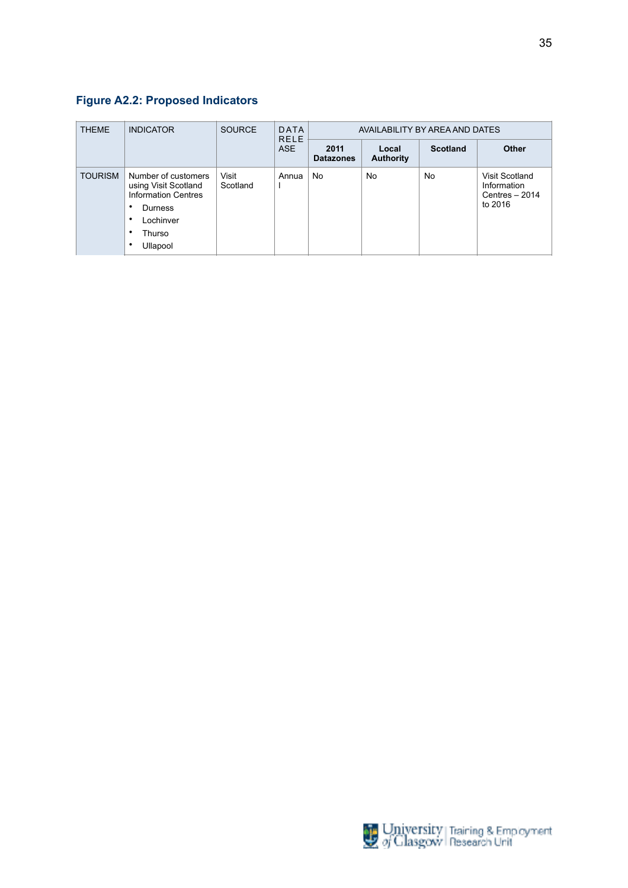### Figure A2.2: Proposed Indicators

| THEME | INDICATOR | SOURCE | DATA RELEASE | AVAILABILITY BY AREA AND DATES | | | |
|---|---|---|---|---|---|---|---|
| | | | | **2011 Datazones** | **Local Authority** | **Scotland** | **Other** |
| TOURISM | Number of customers using Visit Scotland Information Centres<br>• Durness<br>• Lochinver<br>• Thurso<br>• Ullapool | Visit Scotland | Annual | No | No | No | Visit Scotland Information Centres – 2014 to 2016 |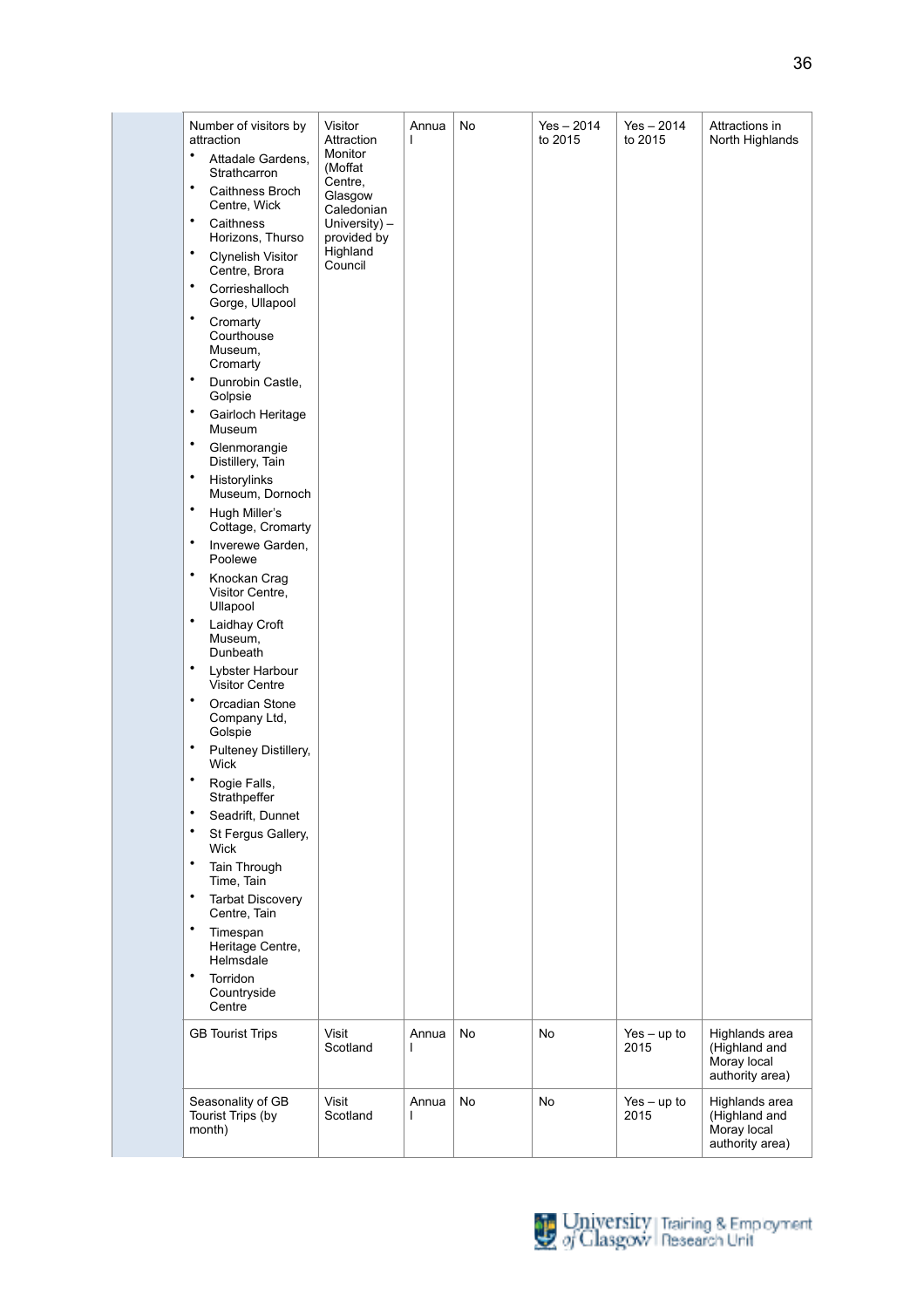| | | | | | | |
|---|---|---|---|---|---|---|
| Number of visitors by attraction<br>• Attadale Gardens, Strathcarron<br>• Caithness Broch Centre, Wick<br>• Caithness Horizons, Thurso<br>• Clynelish Visitor Centre, Brora<br>• Corrieshalloch Gorge, Ullapool<br>• Cromarty Courthouse Museum, Cromarty<br>• Dunrobin Castle, Golpsie<br>• Gairloch Heritage Museum<br>• Glenmorangie Distillery, Tain<br>• Historylinks Museum, Dornoch<br>• Hugh Miller's Cottage, Cromarty<br>• Inverewe Garden, Poolewe<br>• Knockan Crag Visitor Centre, Ullapool<br>• Laidhay Croft Museum, Dunbeath<br>• Lybster Harbour Visitor Centre<br>• Orcadian Stone Company Ltd, Golspie<br>• Pulteney Distillery, Wick<br>• Rogie Falls, Strathpeffer<br>• Seadrift, Dunnet<br>• St Fergus Gallery, Wick<br>• Tain Through Time, Tain<br>• Tarbat Discovery Centre, Tain<br>• Timespan Heritage Centre, Helmsdale<br>• Torridon Countryside Centre | Visitor Attraction Monitor (Moffat Centre, Glasgow Caledonian University) – provided by Highland Council | Annual | No | Yes – 2014 to 2015 | Yes – 2014 to 2015 | Attractions in North Highlands |
| GB Tourist Trips | Visit Scotland | Annual | No | No | Yes – up to 2015 | Highlands area (Highland and Moray local authority area) |
| Seasonality of GB Tourist Trips (by month) | Visit Scotland | Annual | No | No | Yes – up to 2015 | Highlands area (Highland and Moray local authority area) |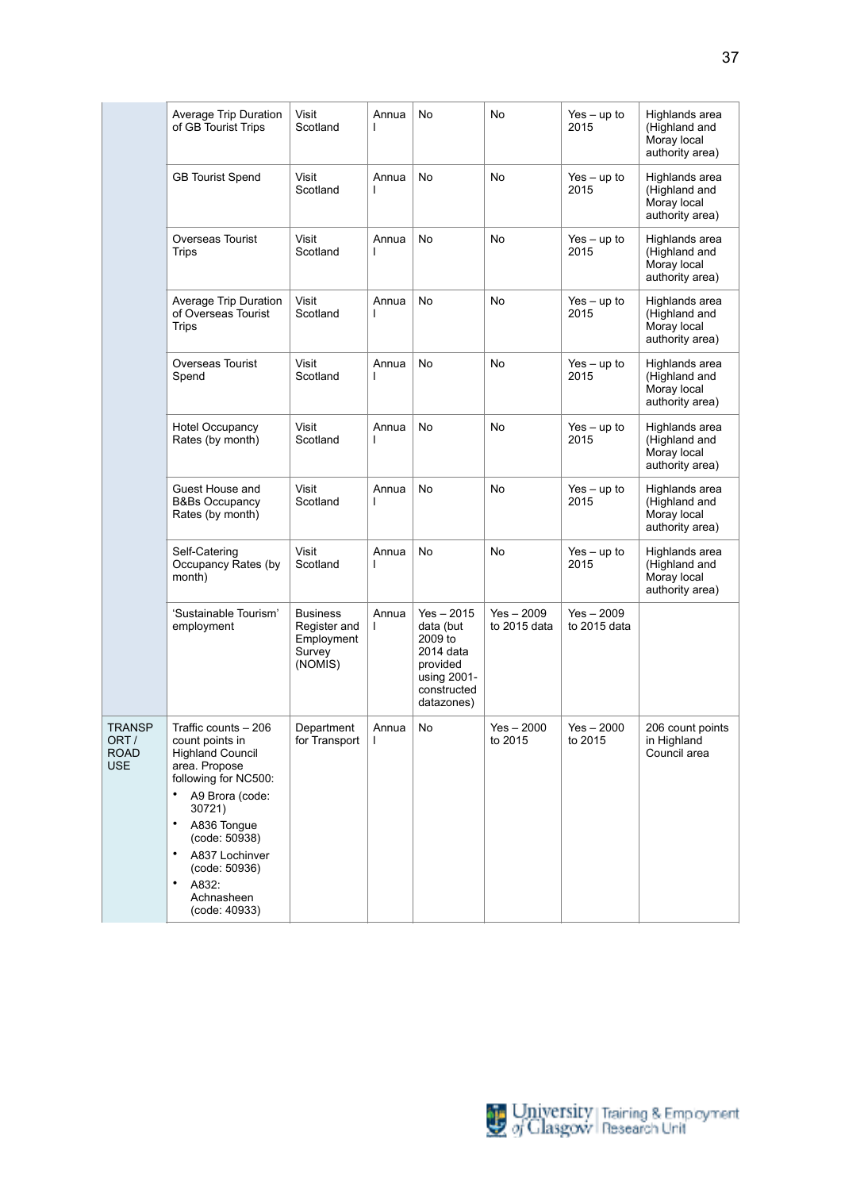| | | | | | | | |
|---|---|---|---|---|---|---|---|
| | Average Trip Duration of GB Tourist Trips | Visit Scotland | Annual | No | No | Yes – up to 2015 | Highlands area (Highland and Moray local authority area) |
| | GB Tourist Spend | Visit Scotland | Annual | No | No | Yes – up to 2015 | Highlands area (Highland and Moray local authority area) |
| | Overseas Tourist Trips | Visit Scotland | Annual | No | No | Yes – up to 2015 | Highlands area (Highland and Moray local authority area) |
| | Average Trip Duration of Overseas Tourist Trips | Visit Scotland | Annual | No | No | Yes – up to 2015 | Highlands area (Highland and Moray local authority area) |
| | Overseas Tourist Spend | Visit Scotland | Annual | No | No | Yes – up to 2015 | Highlands area (Highland and Moray local authority area) |
| | Hotel Occupancy Rates (by month) | Visit Scotland | Annual | No | No | Yes – up to 2015 | Highlands area (Highland and Moray local authority area) |
| | Guest House and B&Bs Occupancy Rates (by month) | Visit Scotland | Annual | No | No | Yes – up to 2015 | Highlands area (Highland and Moray local authority area) |
| | Self-Catering Occupancy Rates (by month) | Visit Scotland | Annual | No | No | Yes – up to 2015 | Highlands area (Highland and Moray local authority area) |
| | 'Sustainable Tourism' employment | Business Register and Employment Survey (NOMIS) | Annual | Yes – 2015 data (but 2009 to 2014 data provided using 2001-constructed datazones) | Yes – 2009 to 2015 data | Yes – 2009 to 2015 data | |
| TRANSPORT / ROAD USE | Traffic counts – 206 count points in Highland Council area. Propose following for NC500: • A9 Brora (code: 30721) • A836 Tongue (code: 50938) • A837 Lochinver (code: 50936) • A832: Achnasheen (code: 40933) | Department for Transport | Annual | No | Yes – 2000 to 2015 | Yes – 2000 to 2015 | 206 count points in Highland Council area |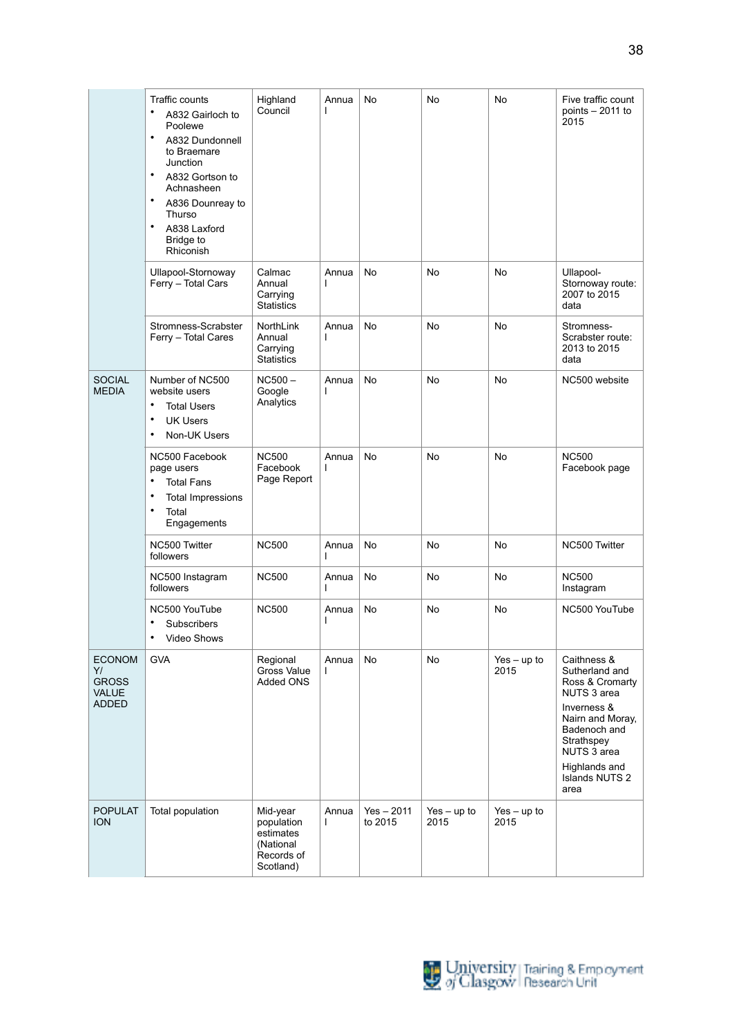| | | | | | | | |
|---|---|---|---|---|---|---|---|
| | Traffic counts<br>• A832 Gairloch to Poolewe<br>• A832 Dundonnell to Braemare Junction<br>• A832 Gortson to Achnasheen<br>• A836 Dounreay to Thurso<br>• A838 Laxford Bridge to Rhiconish | Highland Council | Annual | No | No | No | Five traffic count points – 2011 to 2015 |
| | Ullapool-Stornoway Ferry – Total Cars | Calmac Annual Carrying Statistics | Annual | No | No | No | Ullapool-Stornoway route: 2007 to 2015 data |
| | Stromness-Scrabster Ferry – Total Cares | NorthLink Annual Carrying Statistics | Annual | No | No | No | Stromness-Scrabster route: 2013 to 2015 data |
| SOCIAL MEDIA | Number of NC500 website users<br>• Total Users<br>• UK Users<br>• Non-UK Users | NC500 – Google Analytics | Annual | No | No | No | NC500 website |
| | NC500 Facebook page users<br>• Total Fans<br>• Total Impressions<br>• Total Engagements | NC500 Facebook Page Report | Annual | No | No | No | NC500 Facebook page |
| | NC500 Twitter followers | NC500 | Annual | No | No | No | NC500 Twitter |
| | NC500 Instagram followers | NC500 | Annual | No | No | No | NC500 Instagram |
| | NC500 YouTube<br>• Subscribers<br>• Video Shows | NC500 | Annual | No | No | No | NC500 YouTube |
| ECONOMY/ GROSS VALUE ADDED | GVA | Regional Gross Value Added ONS | Annual | No | No | Yes – up to 2015 | Caithness & Sutherland and Ross & Cromarty NUTS 3 area<br>Inverness & Nairn and Moray, Badenoch and Strathspey NUTS 3 area<br>Highlands and Islands NUTS 2 area |
| POPULATION | Total population | Mid-year population estimates (National Records of Scotland) | Annual | Yes – 2011 to 2015 | Yes – up to 2015 | Yes – up to 2015 | |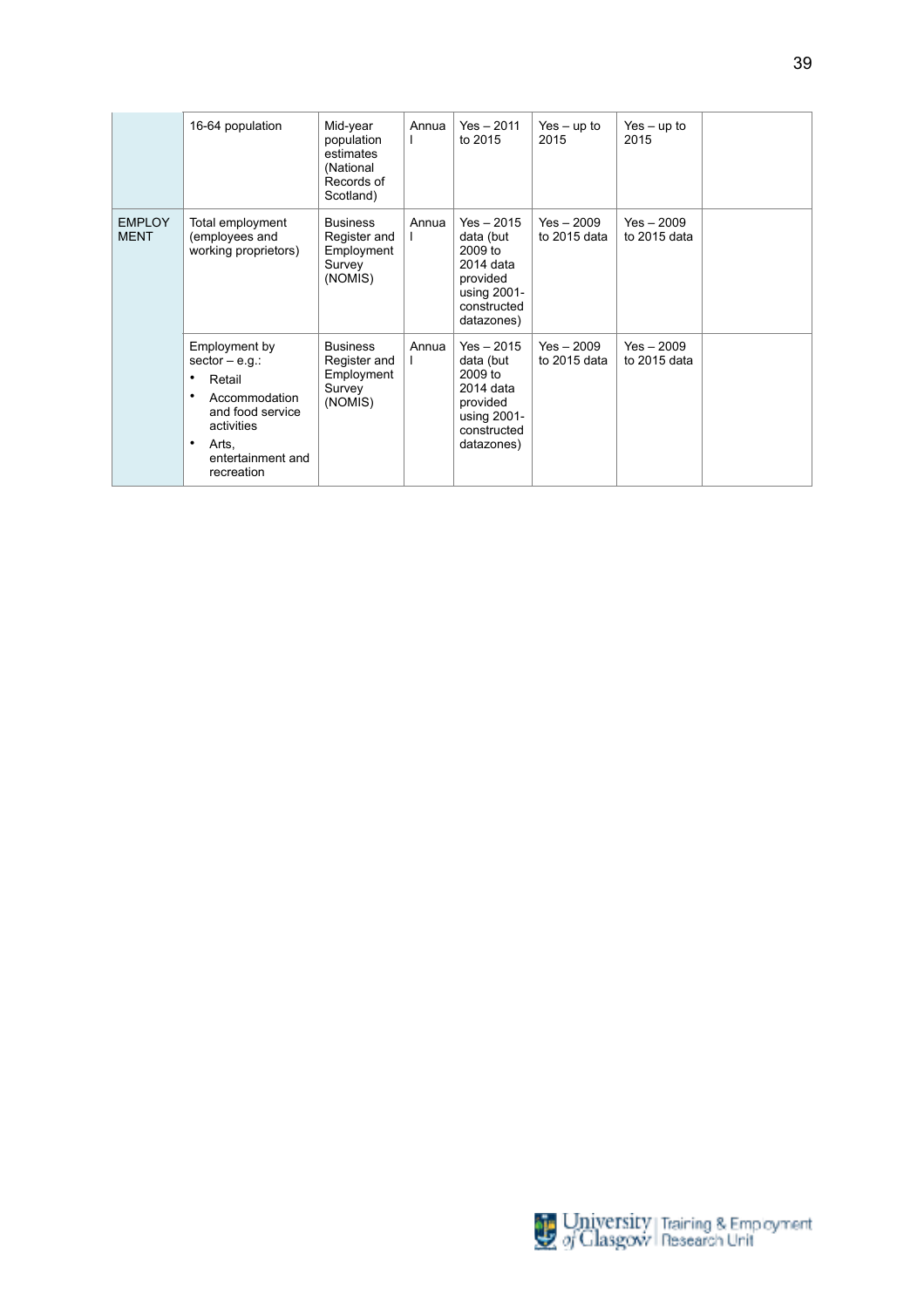| | | | | | | | |
|---|---|---|---|---|---|---|---|
| | 16-64 population | Mid-year population estimates (National Records of Scotland) | Annual | Yes – 2011 to 2015 | Yes – up to 2015 | Yes – up to 2015 | |
| EMPLOYMENT | Total employment (employees and working proprietors) | Business Register and Employment Survey (NOMIS) | Annual | Yes – 2015 data (but 2009 to 2014 data provided using 2001-constructed datazones) | Yes – 2009 to 2015 data | Yes – 2009 to 2015 data | |
| | Employment by sector – e.g.: • Retail • Accommodation and food service activities • Arts, entertainment and recreation | Business Register and Employment Survey (NOMIS) | Annual | Yes – 2015 data (but 2009 to 2014 data provided using 2001-constructed datazones) | Yes – 2009 to 2015 data | Yes – 2009 to 2015 data | |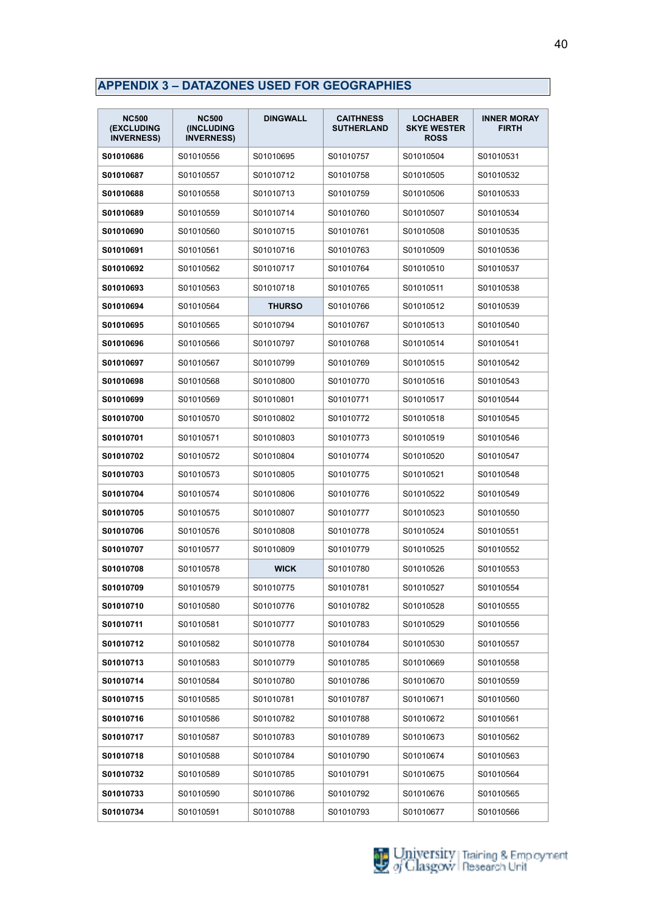## APPENDIX 3 – DATAZONES USED FOR GEOGRAPHIES

| NC500 (EXCLUDING INVERNESS) | NC500 (INCLUDING INVERNESS) | DINGWALL | CAITHNESS SUTHERLAND | LOCHABER SKYE WESTER ROSS | INNER MORAY FIRTH |
|---|---|---|---|---|---|
| **S01010686** | S01010556 | S01010695 | S01010757 | S01010504 | S01010531 |
| **S01010687** | S01010557 | S01010712 | S01010758 | S01010505 | S01010532 |
| **S01010688** | S01010558 | S01010713 | S01010759 | S01010506 | S01010533 |
| **S01010689** | S01010559 | S01010714 | S01010760 | S01010507 | S01010534 |
| **S01010690** | S01010560 | S01010715 | S01010761 | S01010508 | S01010535 |
| **S01010691** | S01010561 | S01010716 | S01010763 | S01010509 | S01010536 |
| **S01010692** | S01010562 | S01010717 | S01010764 | S01010510 | S01010537 |
| **S01010693** | S01010563 | S01010718 | S01010765 | S01010511 | S01010538 |
| **S01010694** | S01010564 | **THURSO** | S01010766 | S01010512 | S01010539 |
| **S01010695** | S01010565 | S01010794 | S01010767 | S01010513 | S01010540 |
| **S01010696** | S01010566 | S01010797 | S01010768 | S01010514 | S01010541 |
| **S01010697** | S01010567 | S01010799 | S01010769 | S01010515 | S01010542 |
| **S01010698** | S01010568 | S01010800 | S01010770 | S01010516 | S01010543 |
| **S01010699** | S01010569 | S01010801 | S01010771 | S01010517 | S01010544 |
| **S01010700** | S01010570 | S01010802 | S01010772 | S01010518 | S01010545 |
| **S01010701** | S01010571 | S01010803 | S01010773 | S01010519 | S01010546 |
| **S01010702** | S01010572 | S01010804 | S01010774 | S01010520 | S01010547 |
| **S01010703** | S01010573 | S01010805 | S01010775 | S01010521 | S01010548 |
| **S01010704** | S01010574 | S01010806 | S01010776 | S01010522 | S01010549 |
| **S01010705** | S01010575 | S01010807 | S01010777 | S01010523 | S01010550 |
| **S01010706** | S01010576 | S01010808 | S01010778 | S01010524 | S01010551 |
| **S01010707** | S01010577 | S01010809 | S01010779 | S01010525 | S01010552 |
| **S01010708** | S01010578 | **WICK** | S01010780 | S01010526 | S01010553 |
| **S01010709** | S01010579 | S01010775 | S01010781 | S01010527 | S01010554 |
| **S01010710** | S01010580 | S01010776 | S01010782 | S01010528 | S01010555 |
| **S01010711** | S01010581 | S01010777 | S01010783 | S01010529 | S01010556 |
| **S01010712** | S01010582 | S01010778 | S01010784 | S01010530 | S01010557 |
| **S01010713** | S01010583 | S01010779 | S01010785 | S01010669 | S01010558 |
| **S01010714** | S01010584 | S01010780 | S01010786 | S01010670 | S01010559 |
| **S01010715** | S01010585 | S01010781 | S01010787 | S01010671 | S01010560 |
| **S01010716** | S01010586 | S01010782 | S01010788 | S01010672 | S01010561 |
| **S01010717** | S01010587 | S01010783 | S01010789 | S01010673 | S01010562 |
| **S01010718** | S01010588 | S01010784 | S01010790 | S01010674 | S01010563 |
| **S01010732** | S01010589 | S01010785 | S01010791 | S01010675 | S01010564 |
| **S01010733** | S01010590 | S01010786 | S01010792 | S01010676 | S01010565 |
| **S01010734** | S01010591 | S01010788 | S01010793 | S01010677 | S01010566 |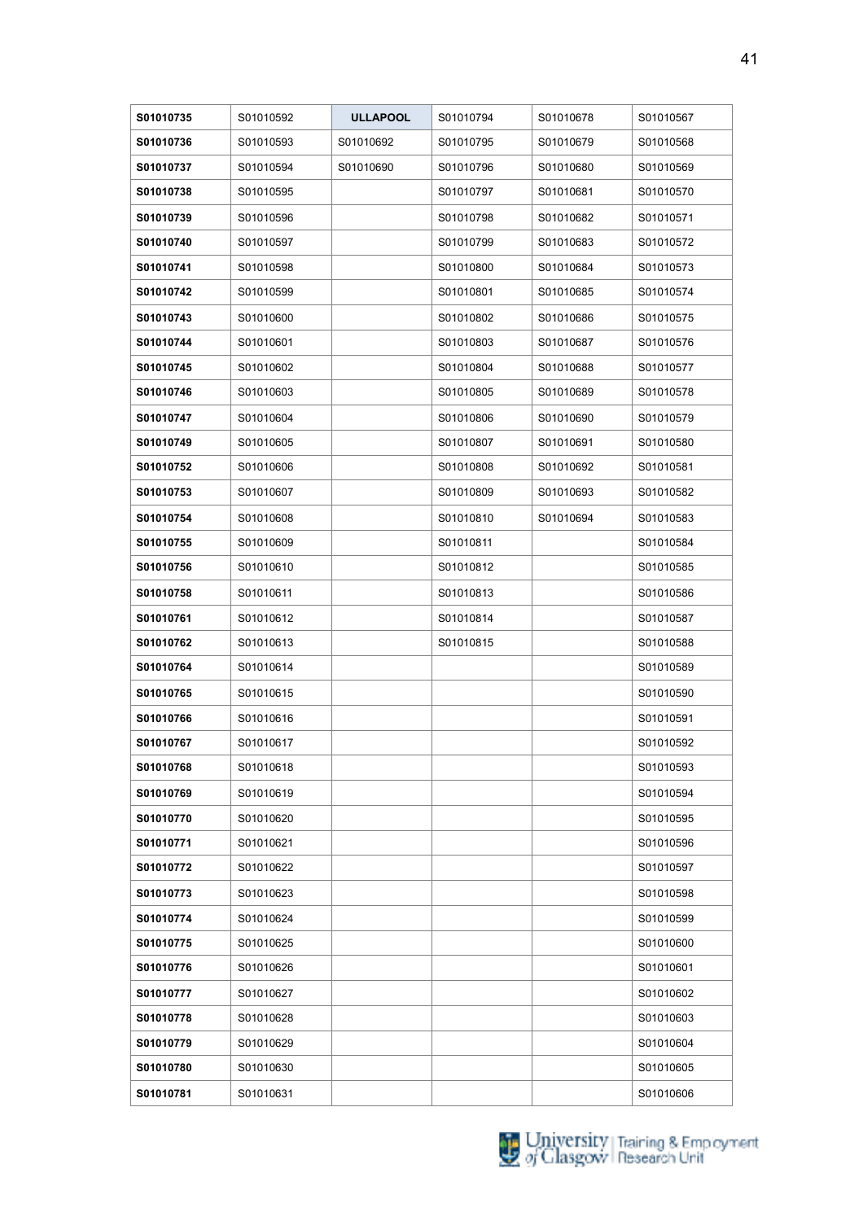| | | | | | |
|---|---|---|---|---|---|
| **S01010735** | S01010592 | **ULLAPOOL** | S01010794 | S01010678 | S01010567 |
| **S01010736** | S01010593 | S01010692 | S01010795 | S01010679 | S01010568 |
| **S01010737** | S01010594 | S01010690 | S01010796 | S01010680 | S01010569 |
| **S01010738** | S01010595 | | S01010797 | S01010681 | S01010570 |
| **S01010739** | S01010596 | | S01010798 | S01010682 | S01010571 |
| **S01010740** | S01010597 | | S01010799 | S01010683 | S01010572 |
| **S01010741** | S01010598 | | S01010800 | S01010684 | S01010573 |
| **S01010742** | S01010599 | | S01010801 | S01010685 | S01010574 |
| **S01010743** | S01010600 | | S01010802 | S01010686 | S01010575 |
| **S01010744** | S01010601 | | S01010803 | S01010687 | S01010576 |
| **S01010745** | S01010602 | | S01010804 | S01010688 | S01010577 |
| **S01010746** | S01010603 | | S01010805 | S01010689 | S01010578 |
| **S01010747** | S01010604 | | S01010806 | S01010690 | S01010579 |
| **S01010749** | S01010605 | | S01010807 | S01010691 | S01010580 |
| **S01010752** | S01010606 | | S01010808 | S01010692 | S01010581 |
| **S01010753** | S01010607 | | S01010809 | S01010693 | S01010582 |
| **S01010754** | S01010608 | | S01010810 | S01010694 | S01010583 |
| **S01010755** | S01010609 | | S01010811 | | S01010584 |
| **S01010756** | S01010610 | | S01010812 | | S01010585 |
| **S01010758** | S01010611 | | S01010813 | | S01010586 |
| **S01010761** | S01010612 | | S01010814 | | S01010587 |
| **S01010762** | S01010613 | | S01010815 | | S01010588 |
| **S01010764** | S01010614 | | | | S01010589 |
| **S01010765** | S01010615 | | | | S01010590 |
| **S01010766** | S01010616 | | | | S01010591 |
| **S01010767** | S01010617 | | | | S01010592 |
| **S01010768** | S01010618 | | | | S01010593 |
| **S01010769** | S01010619 | | | | S01010594 |
| **S01010770** | S01010620 | | | | S01010595 |
| **S01010771** | S01010621 | | | | S01010596 |
| **S01010772** | S01010622 | | | | S01010597 |
| **S01010773** | S01010623 | | | | S01010598 |
| **S01010774** | S01010624 | | | | S01010599 |
| **S01010775** | S01010625 | | | | S01010600 |
| **S01010776** | S01010626 | | | | S01010601 |
| **S01010777** | S01010627 | | | | S01010602 |
| **S01010778** | S01010628 | | | | S01010603 |
| **S01010779** | S01010629 | | | | S01010604 |
| **S01010780** | S01010630 | | | | S01010605 |
| **S01010781** | S01010631 | | | | S01010606 |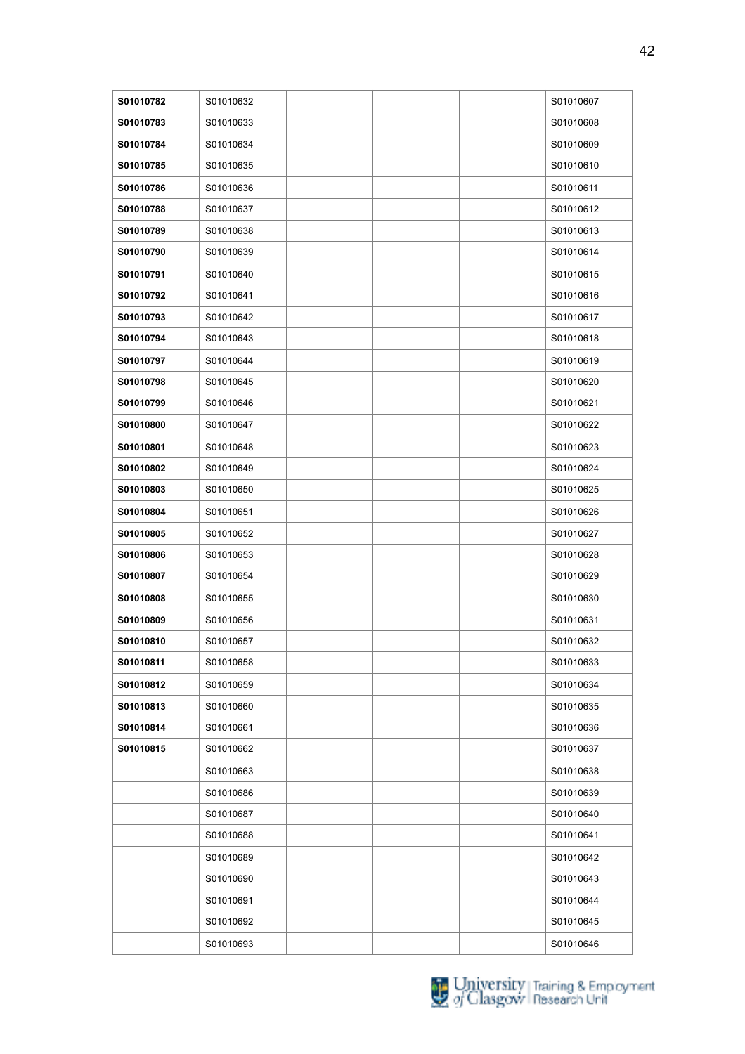| **S01010782** | S01010632 | | | | S01010607 |
|---|---|---|---|---|---|
| **S01010783** | S01010633 | | | | S01010608 |
| **S01010784** | S01010634 | | | | S01010609 |
| **S01010785** | S01010635 | | | | S01010610 |
| **S01010786** | S01010636 | | | | S01010611 |
| **S01010788** | S01010637 | | | | S01010612 |
| **S01010789** | S01010638 | | | | S01010613 |
| **S01010790** | S01010639 | | | | S01010614 |
| **S01010791** | S01010640 | | | | S01010615 |
| **S01010792** | S01010641 | | | | S01010616 |
| **S01010793** | S01010642 | | | | S01010617 |
| **S01010794** | S01010643 | | | | S01010618 |
| **S01010797** | S01010644 | | | | S01010619 |
| **S01010798** | S01010645 | | | | S01010620 |
| **S01010799** | S01010646 | | | | S01010621 |
| **S01010800** | S01010647 | | | | S01010622 |
| **S01010801** | S01010648 | | | | S01010623 |
| **S01010802** | S01010649 | | | | S01010624 |
| **S01010803** | S01010650 | | | | S01010625 |
| **S01010804** | S01010651 | | | | S01010626 |
| **S01010805** | S01010652 | | | | S01010627 |
| **S01010806** | S01010653 | | | | S01010628 |
| **S01010807** | S01010654 | | | | S01010629 |
| **S01010808** | S01010655 | | | | S01010630 |
| **S01010809** | S01010656 | | | | S01010631 |
| **S01010810** | S01010657 | | | | S01010632 |
| **S01010811** | S01010658 | | | | S01010633 |
| **S01010812** | S01010659 | | | | S01010634 |
| **S01010813** | S01010660 | | | | S01010635 |
| **S01010814** | S01010661 | | | | S01010636 |
| **S01010815** | S01010662 | | | | S01010637 |
| | S01010663 | | | | S01010638 |
| | S01010686 | | | | S01010639 |
| | S01010687 | | | | S01010640 |
| | S01010688 | | | | S01010641 |
| | S01010689 | | | | S01010642 |
| | S01010690 | | | | S01010643 |
| | S01010691 | | | | S01010644 |
| | S01010692 | | | | S01010645 |
| | S01010693 | | | | S01010646 |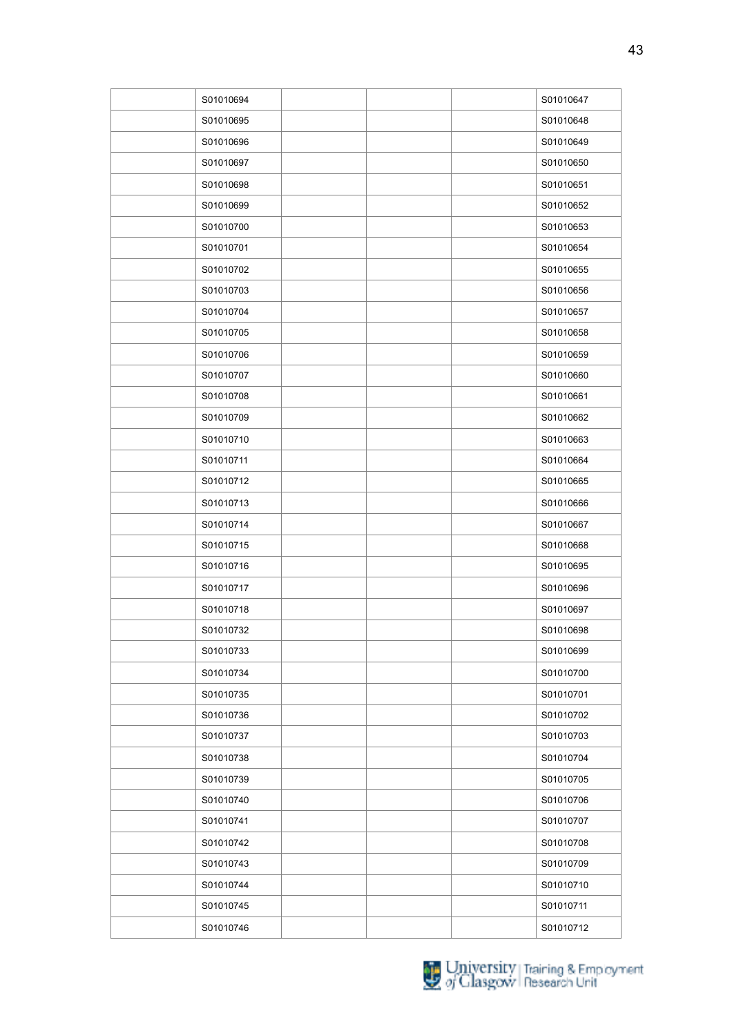| | | | | | |
|---|---|---|---|---|---|
| | S01010694 | | | | S01010647 |
| | S01010695 | | | | S01010648 |
| | S01010696 | | | | S01010649 |
| | S01010697 | | | | S01010650 |
| | S01010698 | | | | S01010651 |
| | S01010699 | | | | S01010652 |
| | S01010700 | | | | S01010653 |
| | S01010701 | | | | S01010654 |
| | S01010702 | | | | S01010655 |
| | S01010703 | | | | S01010656 |
| | S01010704 | | | | S01010657 |
| | S01010705 | | | | S01010658 |
| | S01010706 | | | | S01010659 |
| | S01010707 | | | | S01010660 |
| | S01010708 | | | | S01010661 |
| | S01010709 | | | | S01010662 |
| | S01010710 | | | | S01010663 |
| | S01010711 | | | | S01010664 |
| | S01010712 | | | | S01010665 |
| | S01010713 | | | | S01010666 |
| | S01010714 | | | | S01010667 |
| | S01010715 | | | | S01010668 |
| | S01010716 | | | | S01010695 |
| | S01010717 | | | | S01010696 |
| | S01010718 | | | | S01010697 |
| | S01010732 | | | | S01010698 |
| | S01010733 | | | | S01010699 |
| | S01010734 | | | | S01010700 |
| | S01010735 | | | | S01010701 |
| | S01010736 | | | | S01010702 |
| | S01010737 | | | | S01010703 |
| | S01010738 | | | | S01010704 |
| | S01010739 | | | | S01010705 |
| | S01010740 | | | | S01010706 |
| | S01010741 | | | | S01010707 |
| | S01010742 | | | | S01010708 |
| | S01010743 | | | | S01010709 |
| | S01010744 | | | | S01010710 |
| | S01010745 | | | | S01010711 |
| | S01010746 | | | | S01010712 |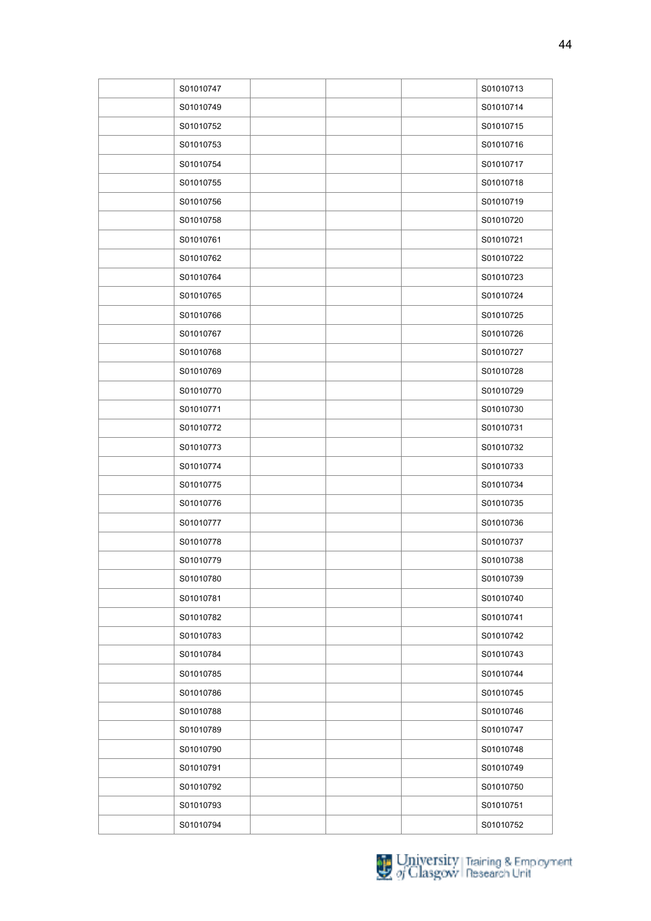| | | | | | |
|---|---|---|---|---|---|
| | S01010747 | | | | S01010713 |
| | S01010749 | | | | S01010714 |
| | S01010752 | | | | S01010715 |
| | S01010753 | | | | S01010716 |
| | S01010754 | | | | S01010717 |
| | S01010755 | | | | S01010718 |
| | S01010756 | | | | S01010719 |
| | S01010758 | | | | S01010720 |
| | S01010761 | | | | S01010721 |
| | S01010762 | | | | S01010722 |
| | S01010764 | | | | S01010723 |
| | S01010765 | | | | S01010724 |
| | S01010766 | | | | S01010725 |
| | S01010767 | | | | S01010726 |
| | S01010768 | | | | S01010727 |
| | S01010769 | | | | S01010728 |
| | S01010770 | | | | S01010729 |
| | S01010771 | | | | S01010730 |
| | S01010772 | | | | S01010731 |
| | S01010773 | | | | S01010732 |
| | S01010774 | | | | S01010733 |
| | S01010775 | | | | S01010734 |
| | S01010776 | | | | S01010735 |
| | S01010777 | | | | S01010736 |
| | S01010778 | | | | S01010737 |
| | S01010779 | | | | S01010738 |
| | S01010780 | | | | S01010739 |
| | S01010781 | | | | S01010740 |
| | S01010782 | | | | S01010741 |
| | S01010783 | | | | S01010742 |
| | S01010784 | | | | S01010743 |
| | S01010785 | | | | S01010744 |
| | S01010786 | | | | S01010745 |
| | S01010788 | | | | S01010746 |
| | S01010789 | | | | S01010747 |
| | S01010790 | | | | S01010748 |
| | S01010791 | | | | S01010749 |
| | S01010792 | | | | S01010750 |
| | S01010793 | | | | S01010751 |
| | S01010794 | | | | S01010752 |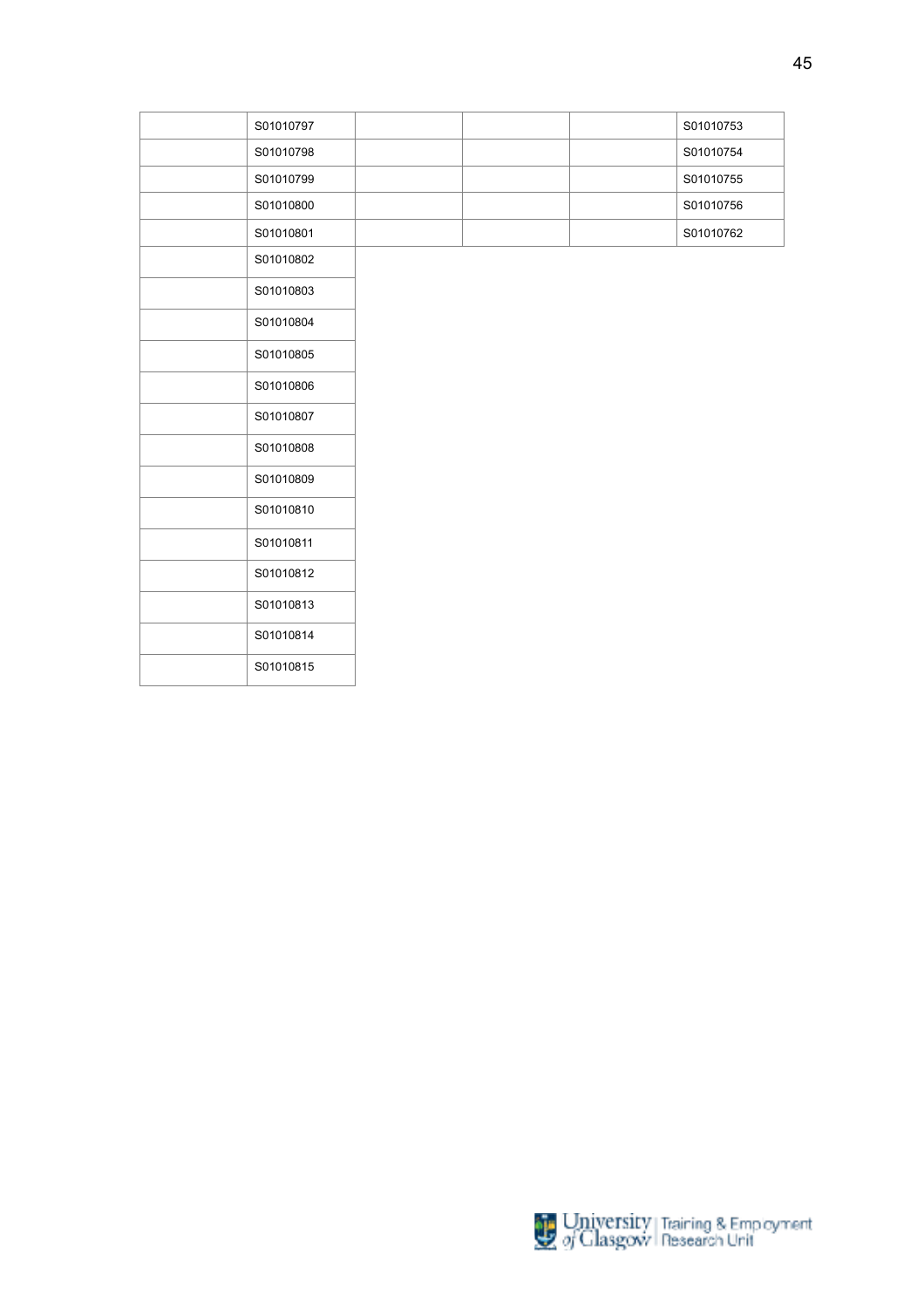| | | | | | |
|---|---|---|---|---|---|
| | S01010797 | | | | S01010753 |
| | S01010798 | | | | S01010754 |
| | S01010799 | | | | S01010755 |
| | S01010800 | | | | S01010756 |
| | S01010801 | | | | S01010762 |
| | S01010802 | | | | |
| | S01010803 | | | | |
| | S01010804 | | | | |
| | S01010805 | | | | |
| | S01010806 | | | | |
| | S01010807 | | | | |
| | S01010808 | | | | |
| | S01010809 | | | | |
| | S01010810 | | | | |
| | S01010811 | | | | |
| | S01010812 | | | | |
| | S01010813 | | | | |
| | S01010814 | | | | |
| | S01010815 | | | | |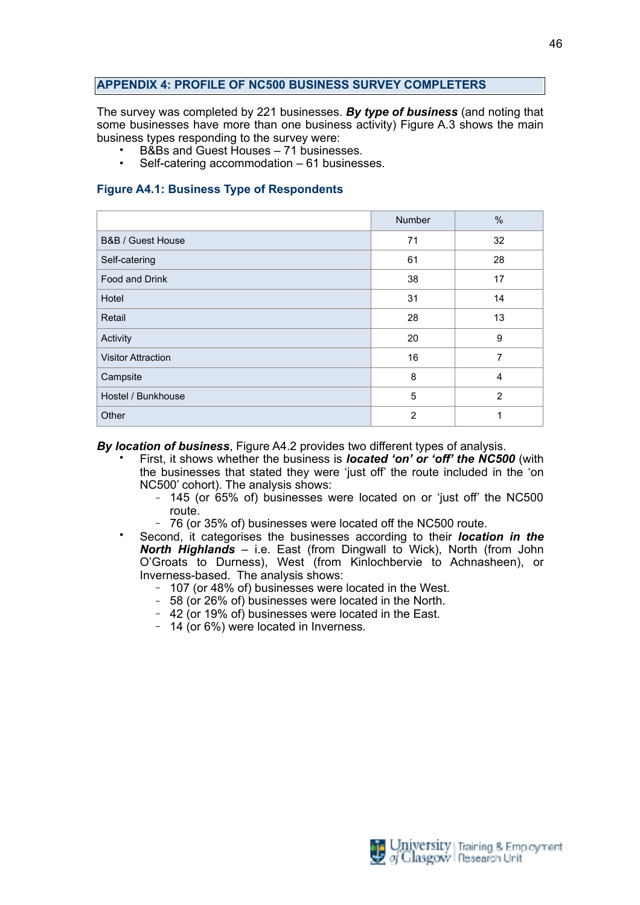## APPENDIX 4: PROFILE OF NC500 BUSINESS SURVEY COMPLETERS

The survey was completed by 221 businesses. ***By type of business*** (and noting that some businesses have more than one business activity) Figure A.3 shows the main business types responding to the survey were:

- B&Bs and Guest Houses – 71 businesses.
- Self-catering accommodation – 61 businesses.

### Figure A4.1: Business Type of Respondents

| | Number | % |
|---|---|---|
| B&B / Guest House | 71 | 32 |
| Self-catering | 61 | 28 |
| Food and Drink | 38 | 17 |
| Hotel | 31 | 14 |
| Retail | 28 | 13 |
| Activity | 20 | 9 |
| Visitor Attraction | 16 | 7 |
| Campsite | 8 | 4 |
| Hostel / Bunkhouse | 5 | 2 |
| Other | 2 | 1 |

***By location of business***, Figure A4.2 provides two different types of analysis.

- First, it shows whether the business is ***located 'on' or 'off' the NC500*** (with the businesses that stated they were 'just off' the route included in the 'on NC500' cohort). The analysis shows:
  - 145 (or 65% of) businesses were located on or 'just off' the NC500 route.
  - 76 (or 35% of) businesses were located off the NC500 route.
- Second, it categorises the businesses according to their ***location in the North Highlands*** – i.e. East (from Dingwall to Wick), North (from John O'Groats to Durness), West (from Kinlochbervie to Achnasheen), or Inverness-based. The analysis shows:
  - 107 (or 48% of) businesses were located in the West.
  - 58 (or 26% of) businesses were located in the North.
  - 42 (or 19% of) businesses were located in the East.
  - 14 (or 6%) were located in Inverness.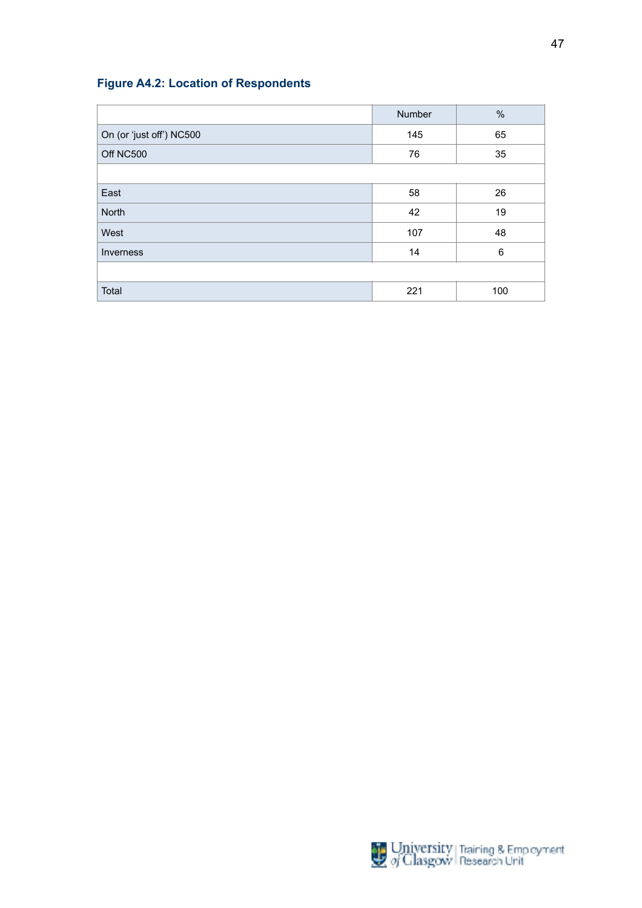**Figure A4.2: Location of Respondents**

| | Number | % |
|---|---|---|
| On (or 'just off') NC500 | 145 | 65 |
| Off NC500 | 76 | 35 |
| | | |
| East | 58 | 26 |
| North | 42 | 19 |
| West | 107 | 48 |
| Inverness | 14 | 6 |
| | | |
| Total | 221 | 100 |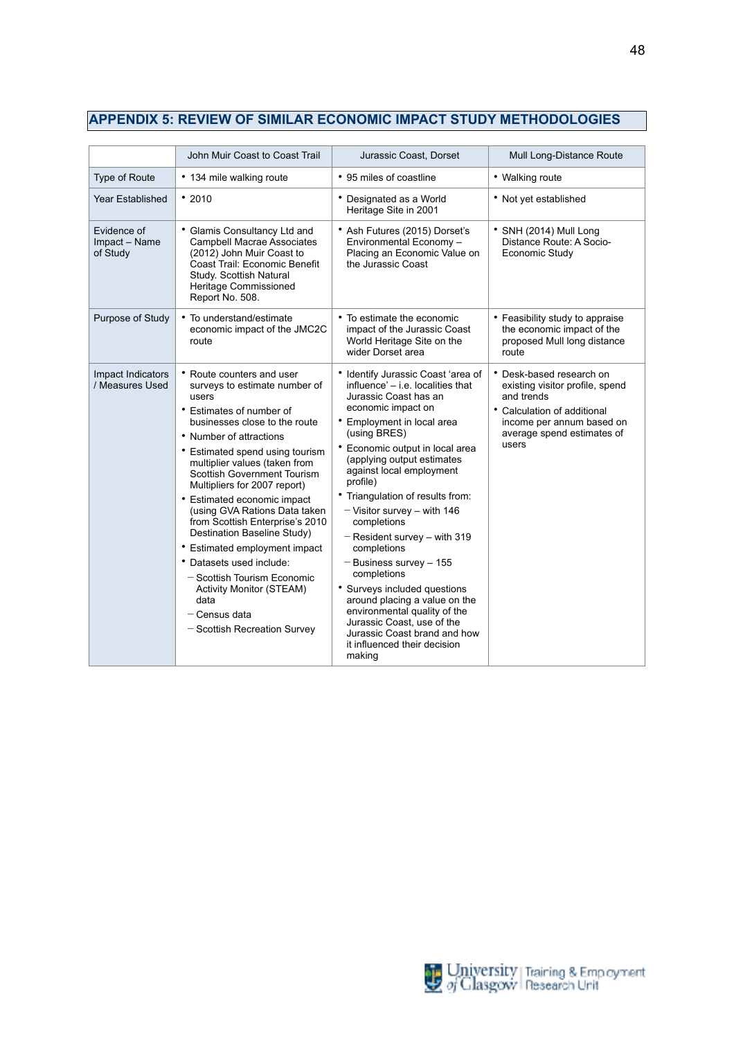## APPENDIX 5: REVIEW OF SIMILAR ECONOMIC IMPACT STUDY METHODOLOGIES

| | John Muir Coast to Coast Trail | Jurassic Coast, Dorset | Mull Long-Distance Route |
|---|---|---|---|
| Type of Route | • 134 mile walking route | • 95 miles of coastline | • Walking route |
| Year Established | • 2010 | • Designated as a World Heritage Site in 2001 | • Not yet established |
| Evidence of Impact – Name of Study | • Glamis Consultancy Ltd and Campbell Macrae Associates (2012) John Muir Coast to Coast Trail: Economic Benefit Study. Scottish Natural Heritage Commissioned Report No. 508. | • Ash Futures (2015) Dorset's Environmental Economy – Placing an Economic Value on the Jurassic Coast | • SNH (2014) Mull Long Distance Route: A Socio-Economic Study |
| Purpose of Study | • To understand/estimate economic impact of the JMC2C route | • To estimate the economic impact of the Jurassic Coast World Heritage Site on the wider Dorset area | • Feasibility study to appraise the economic impact of the proposed Mull long distance route |
| Impact Indicators / Measures Used | • Route counters and user surveys to estimate number of users<br>• Estimates of number of businesses close to the route<br>• Number of attractions<br>• Estimated spend using tourism multiplier values (taken from Scottish Government Tourism Multipliers for 2007 report)<br>• Estimated economic impact (using GVA Rations Data taken from Scottish Enterprise's 2010 Destination Baseline Study)<br>• Estimated employment impact<br>• Datasets used include:<br>– Scottish Tourism Economic Activity Monitor (STEAM) data<br>– Census data<br>– Scottish Recreation Survey | • Identify Jurassic Coast 'area of influence' – i.e. localities that Jurassic Coast has an economic impact on<br>• Employment in local area (using BRES)<br>• Economic output in local area (applying output estimates against local employment profile)<br>• Triangulation of results from:<br>– Visitor survey – with 146 completions<br>– Resident survey – with 319 completions<br>– Business survey – 155 completions<br>• Surveys included questions around placing a value on the environmental quality of the Jurassic Coast, use of the Jurassic Coast brand and how it influenced their decision making | • Desk-based research on existing visitor profile, spend and trends<br>• Calculation of additional income per annum based on average spend estimates of users |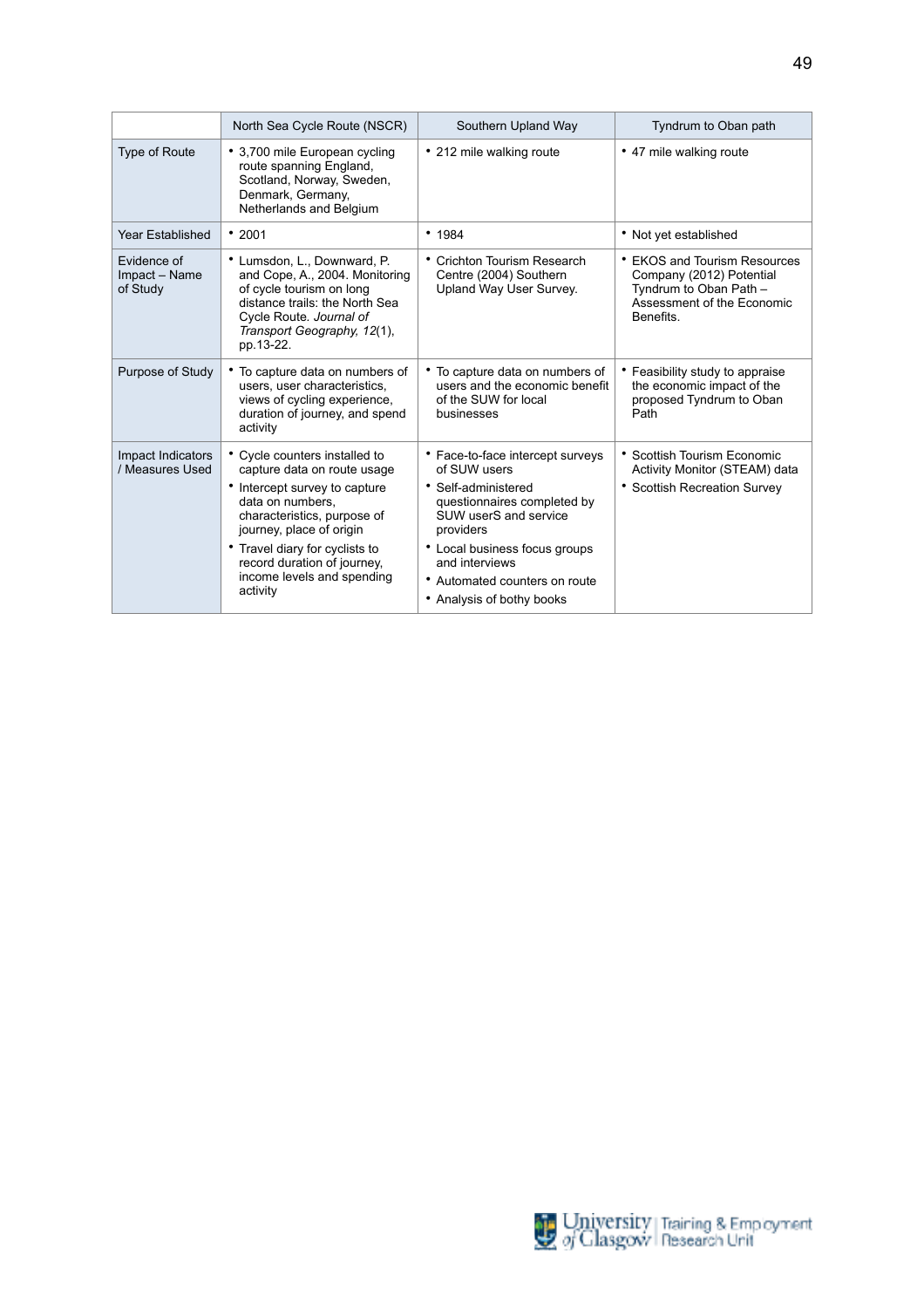| | North Sea Cycle Route (NSCR) | Southern Upland Way | Tyndrum to Oban path |
|---|---|---|---|
| Type of Route | • 3,700 mile European cycling route spanning England, Scotland, Norway, Sweden, Denmark, Germany, Netherlands and Belgium | • 212 mile walking route | • 47 mile walking route |
| Year Established | • 2001 | • 1984 | • Not yet established |
| Evidence of Impact – Name of Study | • Lumsdon, L., Downward, P. and Cope, A., 2004. Monitoring of cycle tourism on long distance trails: the North Sea Cycle Route. *Journal of Transport Geography, 12*(1), pp.13-22. | • Crichton Tourism Research Centre (2004) Southern Upland Way User Survey. | • EKOS and Tourism Resources Company (2012) Potential Tyndrum to Oban Path – Assessment of the Economic Benefits. |
| Purpose of Study | • To capture data on numbers of users, user characteristics, views of cycling experience, duration of journey, and spend activity | • To capture data on numbers of users and the economic benefit of the SUW for local businesses | • Feasibility study to appraise the economic impact of the proposed Tyndrum to Oban Path |
| Impact Indicators / Measures Used | • Cycle counters installed to capture data on route usage<br>• Intercept survey to capture data on numbers, characteristics, purpose of journey, place of origin<br>• Travel diary for cyclists to record duration of journey, income levels and spending activity | • Face-to-face intercept surveys of SUW users<br>• Self-administered questionnaires completed by SUW userS and service providers<br>• Local business focus groups and interviews<br>• Automated counters on route<br>• Analysis of bothy books | • Scottish Tourism Economic Activity Monitor (STEAM) data<br>• Scottish Recreation Survey |